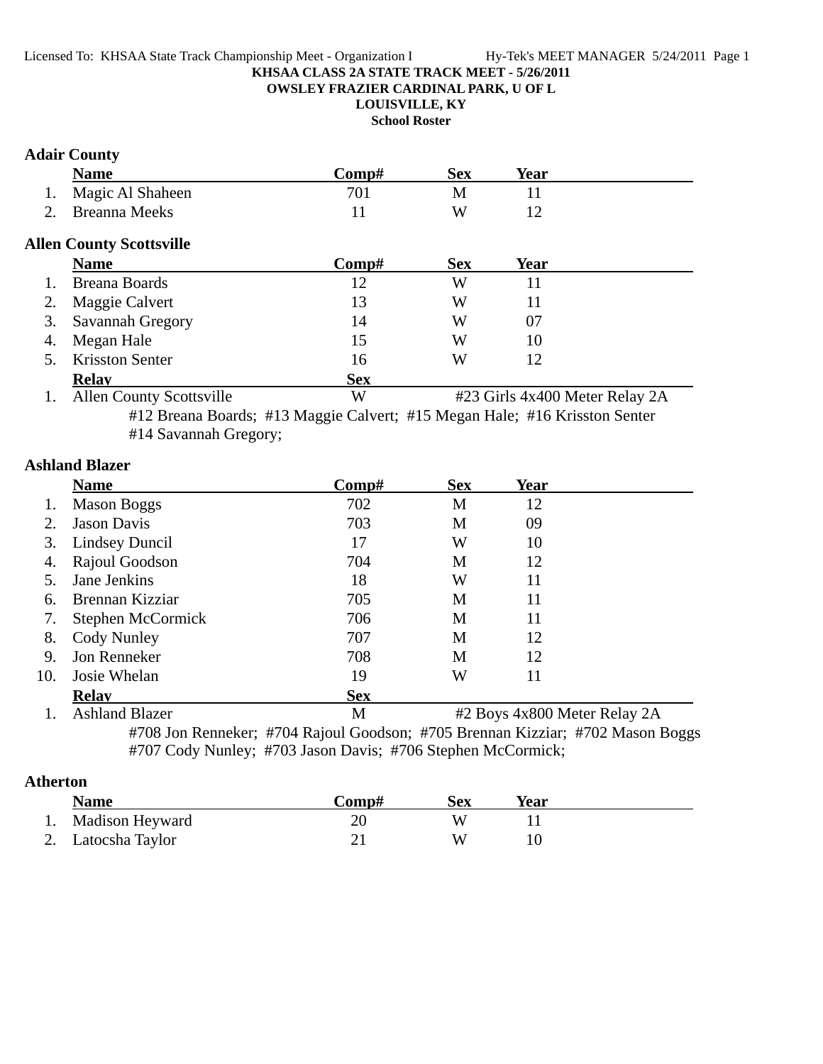**KHSAA CLASS 2A STATE TRACK MEET - 5/26/2011**

**OWSLEY FRAZIER CARDINAL PARK, U OF L**

**LOUISVILLE, KY**

**School Roster**

### Adair County

| | Name | Comp# | Sex | Year |
|---|---|---|---|---|
| 1. | Magic Al Shaheen | 701 | M | 11 |
| 2. | Breanna Meeks | 11 | W | 12 |

### Allen County Scottsville

| | Name | Comp# | Sex | Year |
|---|---|---|---|---|
| 1. | Breana Boards | 12 | W | 11 |
| 2. | Maggie Calvert | 13 | W | 11 |
| 3. | Savannah Gregory | 14 | W | 07 |
| 4. | Megan Hale | 15 | W | 10 |
| 5. | Krisston Senter | 16 | W | 12 |

| | Relay | Sex | |
|---|---|---|---|
| 1. | Allen County Scottsville | W | #23 Girls 4x400 Meter Relay 2A |

#12 Breana Boards; #13 Maggie Calvert; #15 Megan Hale; #16 Krisston Senter
#14 Savannah Gregory;

### Ashland Blazer

| | Name | Comp# | Sex | Year |
|---|---|---|---|---|
| 1. | Mason Boggs | 702 | M | 12 |
| 2. | Jason Davis | 703 | M | 09 |
| 3. | Lindsey Duncil | 17 | W | 10 |
| 4. | Rajoul Goodson | 704 | M | 12 |
| 5. | Jane Jenkins | 18 | W | 11 |
| 6. | Brennan Kizziar | 705 | M | 11 |
| 7. | Stephen McCormick | 706 | M | 11 |
| 8. | Cody Nunley | 707 | M | 12 |
| 9. | Jon Renneker | 708 | M | 12 |
| 10. | Josie Whelan | 19 | W | 11 |

| | Relay | Sex | |
|---|---|---|---|
| 1. | Ashland Blazer | M | #2 Boys 4x800 Meter Relay 2A |

#708 Jon Renneker; #704 Rajoul Goodson; #705 Brennan Kizziar; #702 Mason Boggs
#707 Cody Nunley; #703 Jason Davis; #706 Stephen McCormick;

### Atherton

| | Name | Comp# | Sex | Year |
|---|---|---|---|---|
| 1. | Madison Heyward | 20 | W | 11 |
| 2. | Latocsha Taylor | 21 | W | 10 |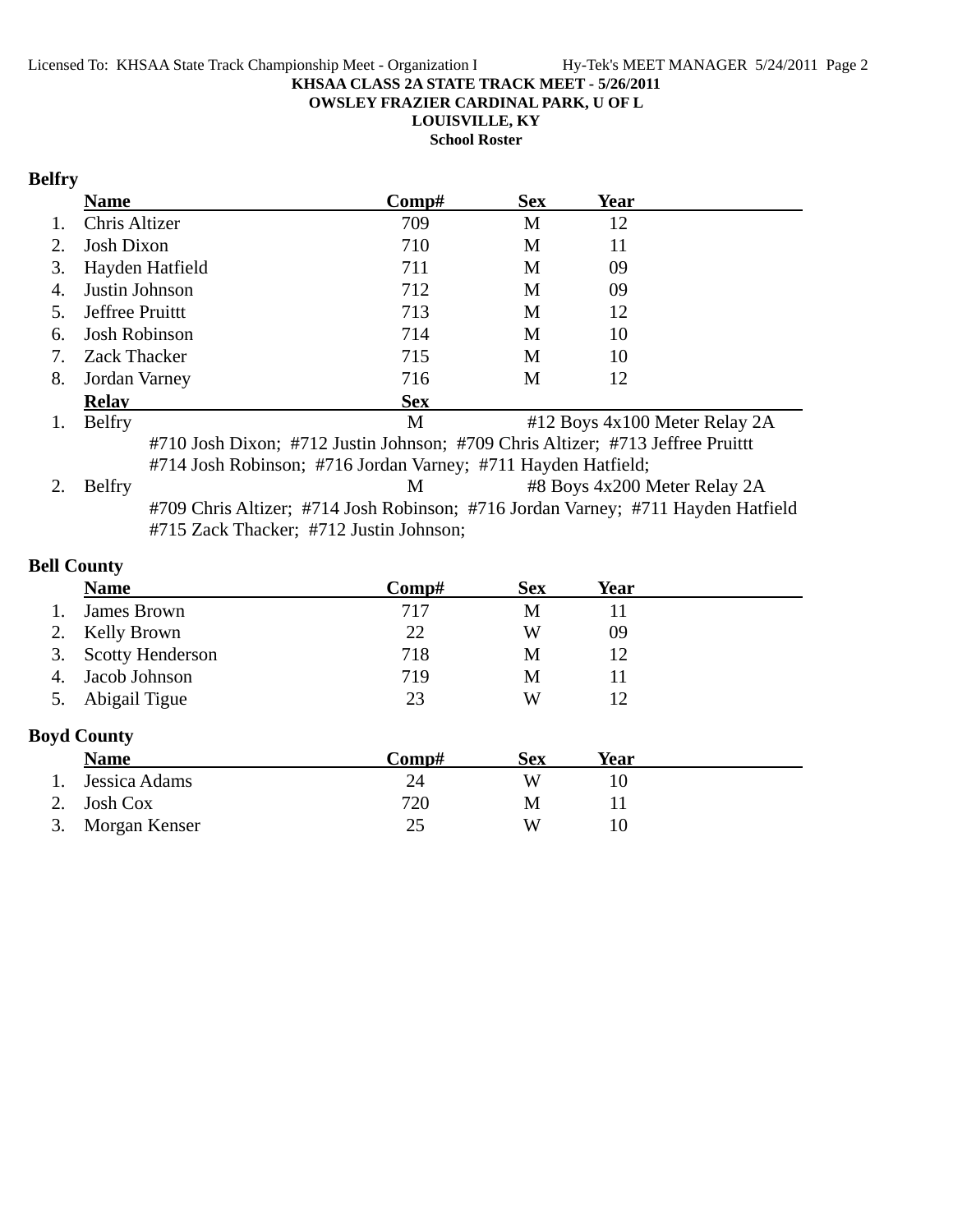KHSAA CLASS 2A STATE TRACK MEET - 5/26/2011
OWSLEY FRAZIER CARDINAL PARK, U OF L
LOUISVILLE, KY
School Roster

## Belfry

| | Name | Comp# | Sex | Year |
|---|---|---|---|---|
| 1. | Chris Altizer | 709 | M | 12 |
| 2. | Josh Dixon | 710 | M | 11 |
| 3. | Hayden Hatfield | 711 | M | 09 |
| 4. | Justin Johnson | 712 | M | 09 |
| 5. | Jeffree Pruittt | 713 | M | 12 |
| 6. | Josh Robinson | 714 | M | 10 |
| 7. | Zack Thacker | 715 | M | 10 |
| 8. | Jordan Varney | 716 | M | 12 |

| | Relay | Sex | Event |
|---|---|---|---|
| 1. | Belfry | M | #12 Boys 4x100 Meter Relay 2A |
| | #710 Josh Dixon; #712 Justin Johnson; #709 Chris Altizer; #713 Jeffree Pruittt #714 Josh Robinson; #716 Jordan Varney; #711 Hayden Hatfield; | | |
| 2. | Belfry | M | #8 Boys 4x200 Meter Relay 2A |
| | #709 Chris Altizer; #714 Josh Robinson; #716 Jordan Varney; #711 Hayden Hatfield #715 Zack Thacker; #712 Justin Johnson; | | |

## Bell County

| | Name | Comp# | Sex | Year |
|---|---|---|---|---|
| 1. | James Brown | 717 | M | 11 |
| 2. | Kelly Brown | 22 | W | 09 |
| 3. | Scotty Henderson | 718 | M | 12 |
| 4. | Jacob Johnson | 719 | M | 11 |
| 5. | Abigail Tigue | 23 | W | 12 |

## Boyd County

| | Name | Comp# | Sex | Year |
|---|---|---|---|---|
| 1. | Jessica Adams | 24 | W | 10 |
| 2. | Josh Cox | 720 | M | 11 |
| 3. | Morgan Kenser | 25 | W | 10 |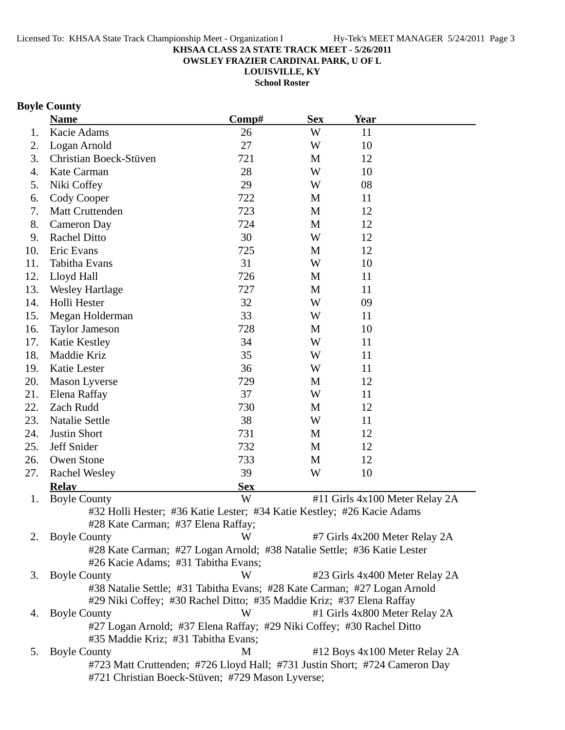**KHSAA CLASS 2A STATE TRACK MEET - 5/26/2011**
**OWSLEY FRAZIER CARDINAL PARK, U OF L**
**LOUISVILLE, KY**
**School Roster**

## Boyle County

| | Name | Comp# | Sex | Year |
|---|---|---|---|---|
| 1. | Kacie Adams | 26 | W | 11 |
| 2. | Logan Arnold | 27 | W | 10 |
| 3. | Christian Boeck-Stüven | 721 | M | 12 |
| 4. | Kate Carman | 28 | W | 10 |
| 5. | Niki Coffey | 29 | W | 08 |
| 6. | Cody Cooper | 722 | M | 11 |
| 7. | Matt Cruttenden | 723 | M | 12 |
| 8. | Cameron Day | 724 | M | 12 |
| 9. | Rachel Ditto | 30 | W | 12 |
| 10. | Eric Evans | 725 | M | 12 |
| 11. | Tabitha Evans | 31 | W | 10 |
| 12. | Lloyd Hall | 726 | M | 11 |
| 13. | Wesley Hartlage | 727 | M | 11 |
| 14. | Holli Hester | 32 | W | 09 |
| 15. | Megan Holderman | 33 | W | 11 |
| 16. | Taylor Jameson | 728 | M | 10 |
| 17. | Katie Kestley | 34 | W | 11 |
| 18. | Maddie Kriz | 35 | W | 11 |
| 19. | Katie Lester | 36 | W | 11 |
| 20. | Mason Lyverse | 729 | M | 12 |
| 21. | Elena Raffay | 37 | W | 11 |
| 22. | Zach Rudd | 730 | M | 12 |
| 23. | Natalie Settle | 38 | W | 11 |
| 24. | Justin Short | 731 | M | 12 |
| 25. | Jeff Snider | 732 | M | 12 |
| 26. | Owen Stone | 733 | M | 12 |
| 27. | Rachel Wesley | 39 | W | 10 |

| | Relay | Sex | Event |
|---|---|---|---|
| 1. | Boyle County | W | #11 Girls 4x100 Meter Relay 2A |
| | #32 Holli Hester; #36 Katie Lester; #34 Katie Kestley; #26 Kacie Adams; #28 Kate Carman; #37 Elena Raffay; | | |
| 2. | Boyle County | W | #7 Girls 4x200 Meter Relay 2A |
| | #28 Kate Carman; #27 Logan Arnold; #38 Natalie Settle; #36 Katie Lester; #26 Kacie Adams; #31 Tabitha Evans; | | |
| 3. | Boyle County | W | #23 Girls 4x400 Meter Relay 2A |
| | #38 Natalie Settle; #31 Tabitha Evans; #28 Kate Carman; #27 Logan Arnold; #29 Niki Coffey; #30 Rachel Ditto; #35 Maddie Kriz; #37 Elena Raffay | | |
| 4. | Boyle County | W | #1 Girls 4x800 Meter Relay 2A |
| | #27 Logan Arnold; #37 Elena Raffay; #29 Niki Coffey; #30 Rachel Ditto; #35 Maddie Kriz; #31 Tabitha Evans; | | |
| 5. | Boyle County | M | #12 Boys 4x100 Meter Relay 2A |
| | #723 Matt Cruttenden; #726 Lloyd Hall; #731 Justin Short; #724 Cameron Day; #721 Christian Boeck-Stüven; #729 Mason Lyverse; | | |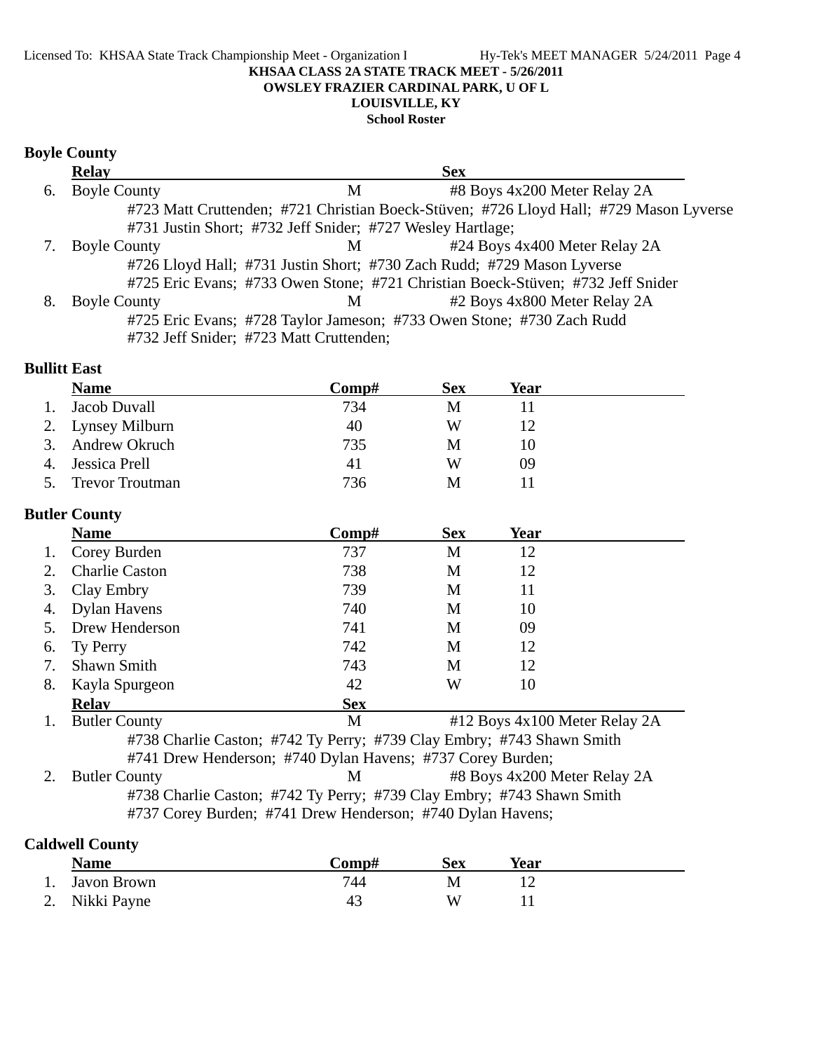KHSAA CLASS 2A STATE TRACK MEET - 5/26/2011
OWSLEY FRAZIER CARDINAL PARK, U OF L
LOUISVILLE, KY
School Roster

## Boyle County

| | Relay | Sex | |
|---|---|---|---|
| 6. | Boyle County | M | #8 Boys 4x200 Meter Relay 2A |
| | #723 Matt Cruttenden; #721 Christian Boeck-Stüven; #726 Lloyd Hall; #729 Mason Lyverse #731 Justin Short; #732 Jeff Snider; #727 Wesley Hartlage; | | |
| 7. | Boyle County | M | #24 Boys 4x400 Meter Relay 2A |
| | #726 Lloyd Hall; #731 Justin Short; #730 Zach Rudd; #729 Mason Lyverse #725 Eric Evans; #733 Owen Stone; #721 Christian Boeck-Stüven; #732 Jeff Snider | | |
| 8. | Boyle County | M | #2 Boys 4x800 Meter Relay 2A |
| | #725 Eric Evans; #728 Taylor Jameson; #733 Owen Stone; #730 Zach Rudd #732 Jeff Snider; #723 Matt Cruttenden; | | |

## Bullitt East

| | Name | Comp# | Sex | Year |
|---|---|---|---|---|
| 1. | Jacob Duvall | 734 | M | 11 |
| 2. | Lynsey Milburn | 40 | W | 12 |
| 3. | Andrew Okruch | 735 | M | 10 |
| 4. | Jessica Prell | 41 | W | 09 |
| 5. | Trevor Troutman | 736 | M | 11 |

## Butler County

| | Name | Comp# | Sex | Year |
|---|---|---|---|---|
| 1. | Corey Burden | 737 | M | 12 |
| 2. | Charlie Caston | 738 | M | 12 |
| 3. | Clay Embry | 739 | M | 11 |
| 4. | Dylan Havens | 740 | M | 10 |
| 5. | Drew Henderson | 741 | M | 09 |
| 6. | Ty Perry | 742 | M | 12 |
| 7. | Shawn Smith | 743 | M | 12 |
| 8. | Kayla Spurgeon | 42 | W | 10 |

| | Relay | Sex | |
|---|---|---|---|
| 1. | Butler County | M | #12 Boys 4x100 Meter Relay 2A |
| | #738 Charlie Caston; #742 Ty Perry; #739 Clay Embry; #743 Shawn Smith #741 Drew Henderson; #740 Dylan Havens; #737 Corey Burden; | | |
| 2. | Butler County | M | #8 Boys 4x200 Meter Relay 2A |
| | #738 Charlie Caston; #742 Ty Perry; #739 Clay Embry; #743 Shawn Smith #737 Corey Burden; #741 Drew Henderson; #740 Dylan Havens; | | |

## Caldwell County

| | Name | Comp# | Sex | Year |
|---|---|---|---|---|
| 1. | Javon Brown | 744 | M | 12 |
| 2. | Nikki Payne | 43 | W | 11 |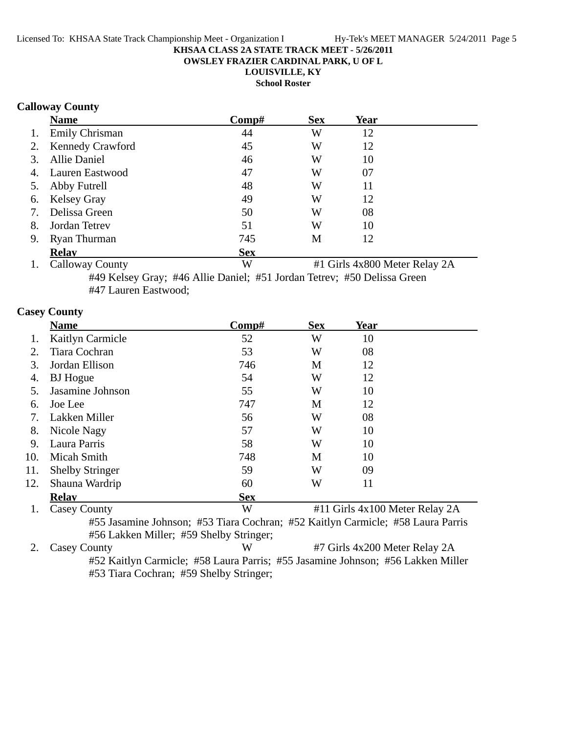**KHSAA CLASS 2A STATE TRACK MEET - 5/26/2011**
**OWSLEY FRAZIER CARDINAL PARK, U OF L**
**LOUISVILLE, KY**
**School Roster**

### Calloway County

| | Name | Comp# | Sex | Year |
|---|---|---|---|---|
| 1. | Emily Chrisman | 44 | W | 12 |
| 2. | Kennedy Crawford | 45 | W | 12 |
| 3. | Allie Daniel | 46 | W | 10 |
| 4. | Lauren Eastwood | 47 | W | 07 |
| 5. | Abby Futrell | 48 | W | 11 |
| 6. | Kelsey Gray | 49 | W | 12 |
| 7. | Delissa Green | 50 | W | 08 |
| 8. | Jordan Tetrev | 51 | W | 10 |
| 9. | Ryan Thurman | 745 | M | 12 |

| | Relay | Sex | |
|---|---|---|---|
| 1. | Calloway County | W | #1 Girls 4x800 Meter Relay 2A |

#49 Kelsey Gray; #46 Allie Daniel; #51 Jordan Tetrev; #50 Delissa Green
#47 Lauren Eastwood;

### Casey County

| | Name | Comp# | Sex | Year |
|---|---|---|---|---|
| 1. | Kaitlyn Carmicle | 52 | W | 10 |
| 2. | Tiara Cochran | 53 | W | 08 |
| 3. | Jordan Ellison | 746 | M | 12 |
| 4. | BJ Hogue | 54 | W | 12 |
| 5. | Jasamine Johnson | 55 | W | 10 |
| 6. | Joe Lee | 747 | M | 12 |
| 7. | Lakken Miller | 56 | W | 08 |
| 8. | Nicole Nagy | 57 | W | 10 |
| 9. | Laura Parris | 58 | W | 10 |
| 10. | Micah Smith | 748 | M | 10 |
| 11. | Shelby Stringer | 59 | W | 09 |
| 12. | Shauna Wardrip | 60 | W | 11 |

| | Relay | Sex | |
|---|---|---|---|
| 1. | Casey County | W | #11 Girls 4x100 Meter Relay 2A |

#55 Jasamine Johnson; #53 Tiara Cochran; #52 Kaitlyn Carmicle; #58 Laura Parris
#56 Lakken Miller; #59 Shelby Stringer;

| | Relay | Sex | |
|---|---|---|---|
| 2. | Casey County | W | #7 Girls 4x200 Meter Relay 2A |

#52 Kaitlyn Carmicle; #58 Laura Parris; #55 Jasamine Johnson; #56 Lakken Miller
#53 Tiara Cochran; #59 Shelby Stringer;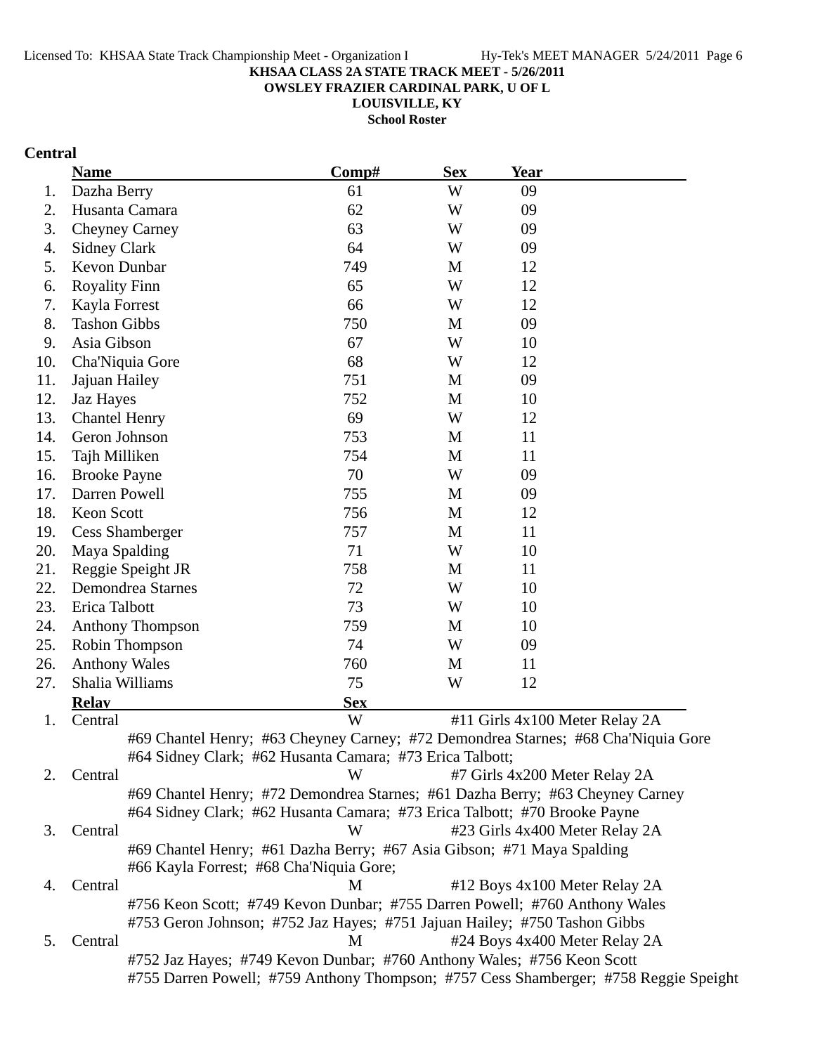**KHSAA CLASS 2A STATE TRACK MEET - 5/26/2011**

**OWSLEY FRAZIER CARDINAL PARK, U OF L**

**LOUISVILLE, KY**

**School Roster**

## Central

| | Name | Comp# | Sex | Year |
|---|---|---|---|---|
| 1. | Dazha Berry | 61 | W | 09 |
| 2. | Husanta Camara | 62 | W | 09 |
| 3. | Cheyney Carney | 63 | W | 09 |
| 4. | Sidney Clark | 64 | W | 09 |
| 5. | Kevon Dunbar | 749 | M | 12 |
| 6. | Royality Finn | 65 | W | 12 |
| 7. | Kayla Forrest | 66 | W | 12 |
| 8. | Tashon Gibbs | 750 | M | 09 |
| 9. | Asia Gibson | 67 | W | 10 |
| 10. | Cha'Niquia Gore | 68 | W | 12 |
| 11. | Jajuan Hailey | 751 | M | 09 |
| 12. | Jaz Hayes | 752 | M | 10 |
| 13. | Chantel Henry | 69 | W | 12 |
| 14. | Geron Johnson | 753 | M | 11 |
| 15. | Tajh Milliken | 754 | M | 11 |
| 16. | Brooke Payne | 70 | W | 09 |
| 17. | Darren Powell | 755 | M | 09 |
| 18. | Keon Scott | 756 | M | 12 |
| 19. | Cess Shamberger | 757 | M | 11 |
| 20. | Maya Spalding | 71 | W | 10 |
| 21. | Reggie Speight JR | 758 | M | 11 |
| 22. | Demondrea Starnes | 72 | W | 10 |
| 23. | Erica Talbott | 73 | W | 10 |
| 24. | Anthony Thompson | 759 | M | 10 |
| 25. | Robin Thompson | 74 | W | 09 |
| 26. | Anthony Wales | 760 | M | 11 |
| 27. | Shalia Williams | 75 | W | 12 |

| | Relay | Sex | Event |
|---|---|---|---|
| 1. | Central | W | #11 Girls 4x100 Meter Relay 2A |
| | #69 Chantel Henry; #63 Cheyney Carney; #72 Demondrea Starnes; #68 Cha'Niquia Gore; #64 Sidney Clark; #62 Husanta Camara; #73 Erica Talbott; | | |
| 2. | Central | W | #7 Girls 4x200 Meter Relay 2A |
| | #69 Chantel Henry; #72 Demondrea Starnes; #61 Dazha Berry; #63 Cheyney Carney; #64 Sidney Clark; #62 Husanta Camara; #73 Erica Talbott; #70 Brooke Payne | | |
| 3. | Central | W | #23 Girls 4x400 Meter Relay 2A |
| | #69 Chantel Henry; #61 Dazha Berry; #67 Asia Gibson; #71 Maya Spalding; #66 Kayla Forrest; #68 Cha'Niquia Gore; | | |
| 4. | Central | M | #12 Boys 4x100 Meter Relay 2A |
| | #756 Keon Scott; #749 Kevon Dunbar; #755 Darren Powell; #760 Anthony Wales; #753 Geron Johnson; #752 Jaz Hayes; #751 Jajuan Hailey; #750 Tashon Gibbs | | |
| 5. | Central | M | #24 Boys 4x400 Meter Relay 2A |
| | #752 Jaz Hayes; #749 Kevon Dunbar; #760 Anthony Wales; #756 Keon Scott; #755 Darren Powell; #759 Anthony Thompson; #757 Cess Shamberger; #758 Reggie Speight | | |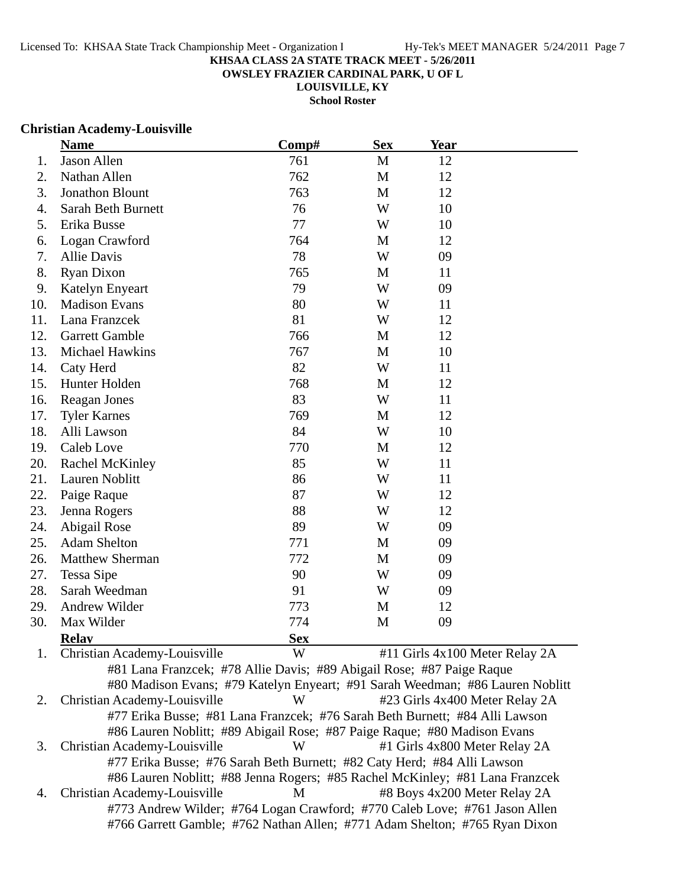Licensed To: KHSAA State Track Championship Meet - Organization I    Hy-Tek's MEET MANAGER 5/24/2011 Page 7

**KHSAA CLASS 2A STATE TRACK MEET - 5/26/2011**

**OWSLEY FRAZIER CARDINAL PARK, U OF L**

**LOUISVILLE, KY**

**School Roster**

## Christian Academy-Louisville

| | Name | Comp# | Sex | Year |
|---|---|---|---|---|
| 1. | Jason Allen | 761 | M | 12 |
| 2. | Nathan Allen | 762 | M | 12 |
| 3. | Jonathon Blount | 763 | M | 12 |
| 4. | Sarah Beth Burnett | 76 | W | 10 |
| 5. | Erika Busse | 77 | W | 10 |
| 6. | Logan Crawford | 764 | M | 12 |
| 7. | Allie Davis | 78 | W | 09 |
| 8. | Ryan Dixon | 765 | M | 11 |
| 9. | Katelyn Enyeart | 79 | W | 09 |
| 10. | Madison Evans | 80 | W | 11 |
| 11. | Lana Franzcek | 81 | W | 12 |
| 12. | Garrett Gamble | 766 | M | 12 |
| 13. | Michael Hawkins | 767 | M | 10 |
| 14. | Caty Herd | 82 | W | 11 |
| 15. | Hunter Holden | 768 | M | 12 |
| 16. | Reagan Jones | 83 | W | 11 |
| 17. | Tyler Karnes | 769 | M | 12 |
| 18. | Alli Lawson | 84 | W | 10 |
| 19. | Caleb Love | 770 | M | 12 |
| 20. | Rachel McKinley | 85 | W | 11 |
| 21. | Lauren Noblitt | 86 | W | 11 |
| 22. | Paige Raque | 87 | W | 12 |
| 23. | Jenna Rogers | 88 | W | 12 |
| 24. | Abigail Rose | 89 | W | 09 |
| 25. | Adam Shelton | 771 | M | 09 |
| 26. | Matthew Sherman | 772 | M | 09 |
| 27. | Tessa Sipe | 90 | W | 09 |
| 28. | Sarah Weedman | 91 | W | 09 |
| 29. | Andrew Wilder | 773 | M | 12 |
| 30. | Max Wilder | 774 | M | 09 |

| | Relay | Sex | Event |
|---|---|---|---|
| 1. | Christian Academy-Louisville | W | #11 Girls 4x100 Meter Relay 2A |

#81 Lana Franzcek; #78 Allie Davis; #89 Abigail Rose; #87 Paige Raque
#80 Madison Evans; #79 Katelyn Enyeart; #91 Sarah Weedman; #86 Lauren Noblitt

| | Relay | Sex | Event |
|---|---|---|---|
| 2. | Christian Academy-Louisville | W | #23 Girls 4x400 Meter Relay 2A |

#77 Erika Busse; #81 Lana Franzcek; #76 Sarah Beth Burnett; #84 Alli Lawson
#86 Lauren Noblitt; #89 Abigail Rose; #87 Paige Raque; #80 Madison Evans

| | Relay | Sex | Event |
|---|---|---|---|
| 3. | Christian Academy-Louisville | W | #1 Girls 4x800 Meter Relay 2A |

#77 Erika Busse; #76 Sarah Beth Burnett; #82 Caty Herd; #84 Alli Lawson
#86 Lauren Noblitt; #88 Jenna Rogers; #85 Rachel McKinley; #81 Lana Franzcek

| | Relay | Sex | Event |
|---|---|---|---|
| 4. | Christian Academy-Louisville | M | #8 Boys 4x200 Meter Relay 2A |

#773 Andrew Wilder; #764 Logan Crawford; #770 Caleb Love; #761 Jason Allen
#766 Garrett Gamble; #762 Nathan Allen; #771 Adam Shelton; #765 Ryan Dixon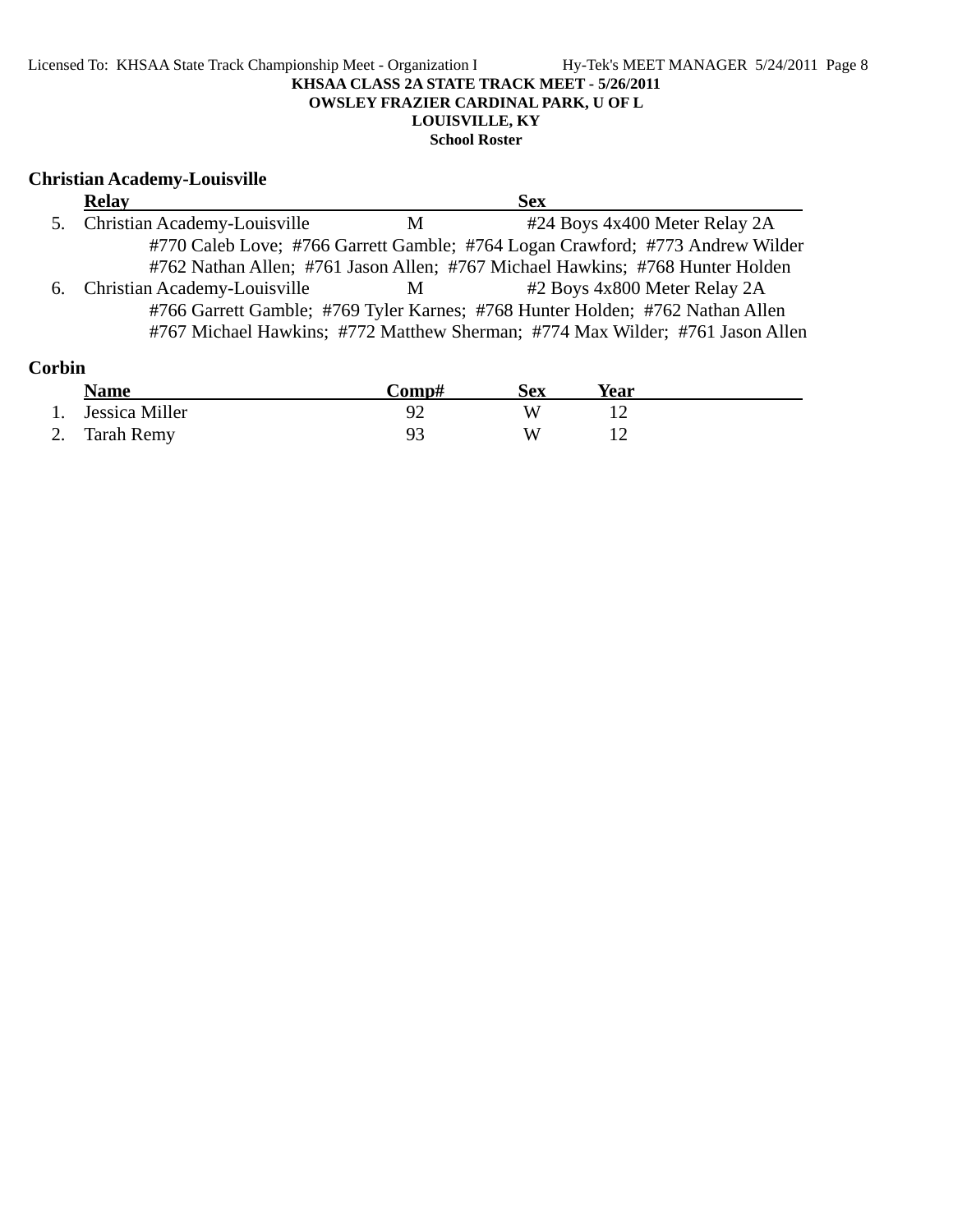## Christian Academy-Louisville

| | Relay | | Sex |
|---|---|---|---|
| 5. | Christian Academy-Louisville | M | #24 Boys 4x400 Meter Relay 2A |
| | #770 Caleb Love; #766 Garrett Gamble; #764 Logan Crawford; #773 Andrew Wilder | | |
| | #762 Nathan Allen; #761 Jason Allen; #767 Michael Hawkins; #768 Hunter Holden | | |
| 6. | Christian Academy-Louisville | M | #2 Boys 4x800 Meter Relay 2A |
| | #766 Garrett Gamble; #769 Tyler Karnes; #768 Hunter Holden; #762 Nathan Allen | | |
| | #767 Michael Hawkins; #772 Matthew Sherman; #774 Max Wilder; #761 Jason Allen | | |

## Corbin

| | Name | Comp# | Sex | Year |
|---|---|---|---|---|
| 1. | Jessica Miller | 92 | W | 12 |
| 2. | Tarah Remy | 93 | W | 12 |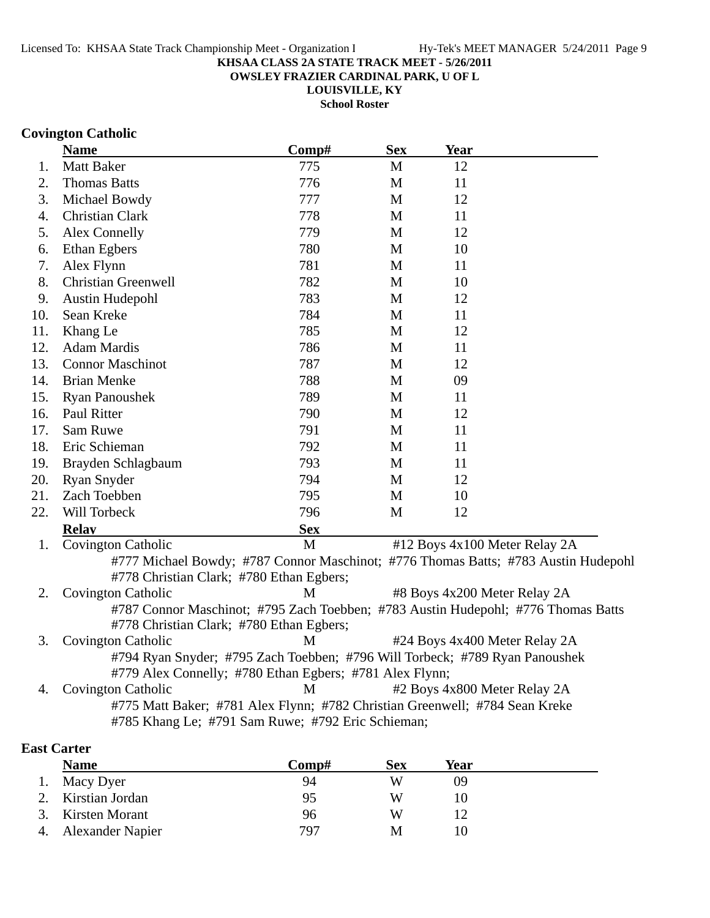**KHSAA CLASS 2A STATE TRACK MEET - 5/26/2011**
**OWSLEY FRAZIER CARDINAL PARK, U OF L**
**LOUISVILLE, KY**
**School Roster**

## Covington Catholic

| | Name | Comp# | Sex | Year |
|---|---|---|---|---|
| 1. | Matt Baker | 775 | M | 12 |
| 2. | Thomas Batts | 776 | M | 11 |
| 3. | Michael Bowdy | 777 | M | 12 |
| 4. | Christian Clark | 778 | M | 11 |
| 5. | Alex Connelly | 779 | M | 12 |
| 6. | Ethan Egbers | 780 | M | 10 |
| 7. | Alex Flynn | 781 | M | 11 |
| 8. | Christian Greenwell | 782 | M | 10 |
| 9. | Austin Hudepohl | 783 | M | 12 |
| 10. | Sean Kreke | 784 | M | 11 |
| 11. | Khang Le | 785 | M | 12 |
| 12. | Adam Mardis | 786 | M | 11 |
| 13. | Connor Maschinot | 787 | M | 12 |
| 14. | Brian Menke | 788 | M | 09 |
| 15. | Ryan Panoushek | 789 | M | 11 |
| 16. | Paul Ritter | 790 | M | 12 |
| 17. | Sam Ruwe | 791 | M | 11 |
| 18. | Eric Schieman | 792 | M | 11 |
| 19. | Brayden Schlagbaum | 793 | M | 11 |
| 20. | Ryan Snyder | 794 | M | 12 |
| 21. | Zach Toebben | 795 | M | 10 |
| 22. | Will Torbeck | 796 | M | 12 |

| | Relay | Sex | Event |
|---|---|---|---|
| 1. | Covington Catholic | M | #12 Boys 4x100 Meter Relay 2A |
| | #777 Michael Bowdy; #787 Connor Maschinot; #776 Thomas Batts; #783 Austin Hudepohl #778 Christian Clark; #780 Ethan Egbers; | | |
| 2. | Covington Catholic | M | #8 Boys 4x200 Meter Relay 2A |
| | #787 Connor Maschinot; #795 Zach Toebben; #783 Austin Hudepohl; #776 Thomas Batts #778 Christian Clark; #780 Ethan Egbers; | | |
| 3. | Covington Catholic | M | #24 Boys 4x400 Meter Relay 2A |
| | #794 Ryan Snyder; #795 Zach Toebben; #796 Will Torbeck; #789 Ryan Panoushek #779 Alex Connelly; #780 Ethan Egbers; #781 Alex Flynn; | | |
| 4. | Covington Catholic | M | #2 Boys 4x800 Meter Relay 2A |
| | #775 Matt Baker; #781 Alex Flynn; #782 Christian Greenwell; #784 Sean Kreke #785 Khang Le; #791 Sam Ruwe; #792 Eric Schieman; | | |

## East Carter

| | Name | Comp# | Sex | Year |
|---|---|---|---|---|
| 1. | Macy Dyer | 94 | W | 09 |
| 2. | Kirstian Jordan | 95 | W | 10 |
| 3. | Kirsten Morant | 96 | W | 12 |
| 4. | Alexander Napier | 797 | M | 10 |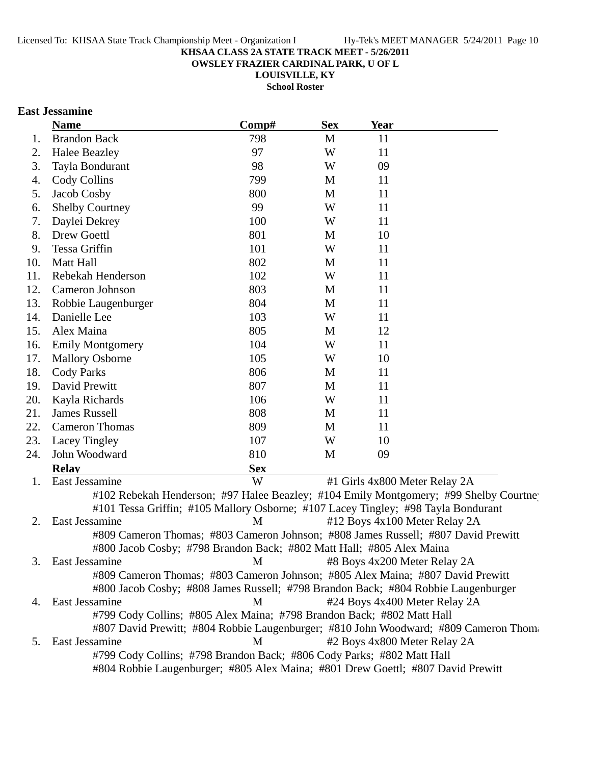**KHSAA CLASS 2A STATE TRACK MEET - 5/26/2011**
**OWSLEY FRAZIER CARDINAL PARK, U OF L**
**LOUISVILLE, KY**
**School Roster**

## East Jessamine

| | Name | Comp# | Sex | Year |
|---|---|---|---|---|
| 1. | Brandon Back | 798 | M | 11 |
| 2. | Halee Beazley | 97 | W | 11 |
| 3. | Tayla Bondurant | 98 | W | 09 |
| 4. | Cody Collins | 799 | M | 11 |
| 5. | Jacob Cosby | 800 | M | 11 |
| 6. | Shelby Courtney | 99 | W | 11 |
| 7. | Daylei Dekrey | 100 | W | 11 |
| 8. | Drew Goettl | 801 | M | 10 |
| 9. | Tessa Griffin | 101 | W | 11 |
| 10. | Matt Hall | 802 | M | 11 |
| 11. | Rebekah Henderson | 102 | W | 11 |
| 12. | Cameron Johnson | 803 | M | 11 |
| 13. | Robbie Laugenburger | 804 | M | 11 |
| 14. | Danielle Lee | 103 | W | 11 |
| 15. | Alex Maina | 805 | M | 12 |
| 16. | Emily Montgomery | 104 | W | 11 |
| 17. | Mallory Osborne | 105 | W | 10 |
| 18. | Cody Parks | 806 | M | 11 |
| 19. | David Prewitt | 807 | M | 11 |
| 20. | Kayla Richards | 106 | W | 11 |
| 21. | James Russell | 808 | M | 11 |
| 22. | Cameron Thomas | 809 | M | 11 |
| 23. | Lacey Tingley | 107 | W | 10 |
| 24. | John Woodward | 810 | M | 09 |

| | Relay | Sex | Event |
|---|---|---|---|
| 1. | East Jessamine | W | #1 Girls 4x800 Meter Relay 2A |
| | #102 Rebekah Henderson; #97 Halee Beazley; #104 Emily Montgomery; #99 Shelby Courtney; #101 Tessa Griffin; #105 Mallory Osborne; #107 Lacey Tingley; #98 Tayla Bondurant | | |
| 2. | East Jessamine | M | #12 Boys 4x100 Meter Relay 2A |
| | #809 Cameron Thomas; #803 Cameron Johnson; #808 James Russell; #807 David Prewitt; #800 Jacob Cosby; #798 Brandon Back; #802 Matt Hall; #805 Alex Maina | | |
| 3. | East Jessamine | M | #8 Boys 4x200 Meter Relay 2A |
| | #809 Cameron Thomas; #803 Cameron Johnson; #805 Alex Maina; #807 David Prewitt; #800 Jacob Cosby; #808 James Russell; #798 Brandon Back; #804 Robbie Laugenburger | | |
| 4. | East Jessamine | M | #24 Boys 4x400 Meter Relay 2A |
| | #799 Cody Collins; #805 Alex Maina; #798 Brandon Back; #802 Matt Hall; #807 David Prewitt; #804 Robbie Laugenburger; #810 John Woodward; #809 Cameron Thomas | | |
| 5. | East Jessamine | M | #2 Boys 4x800 Meter Relay 2A |
| | #799 Cody Collins; #798 Brandon Back; #806 Cody Parks; #802 Matt Hall; #804 Robbie Laugenburger; #805 Alex Maina; #801 Drew Goettl; #807 David Prewitt | | |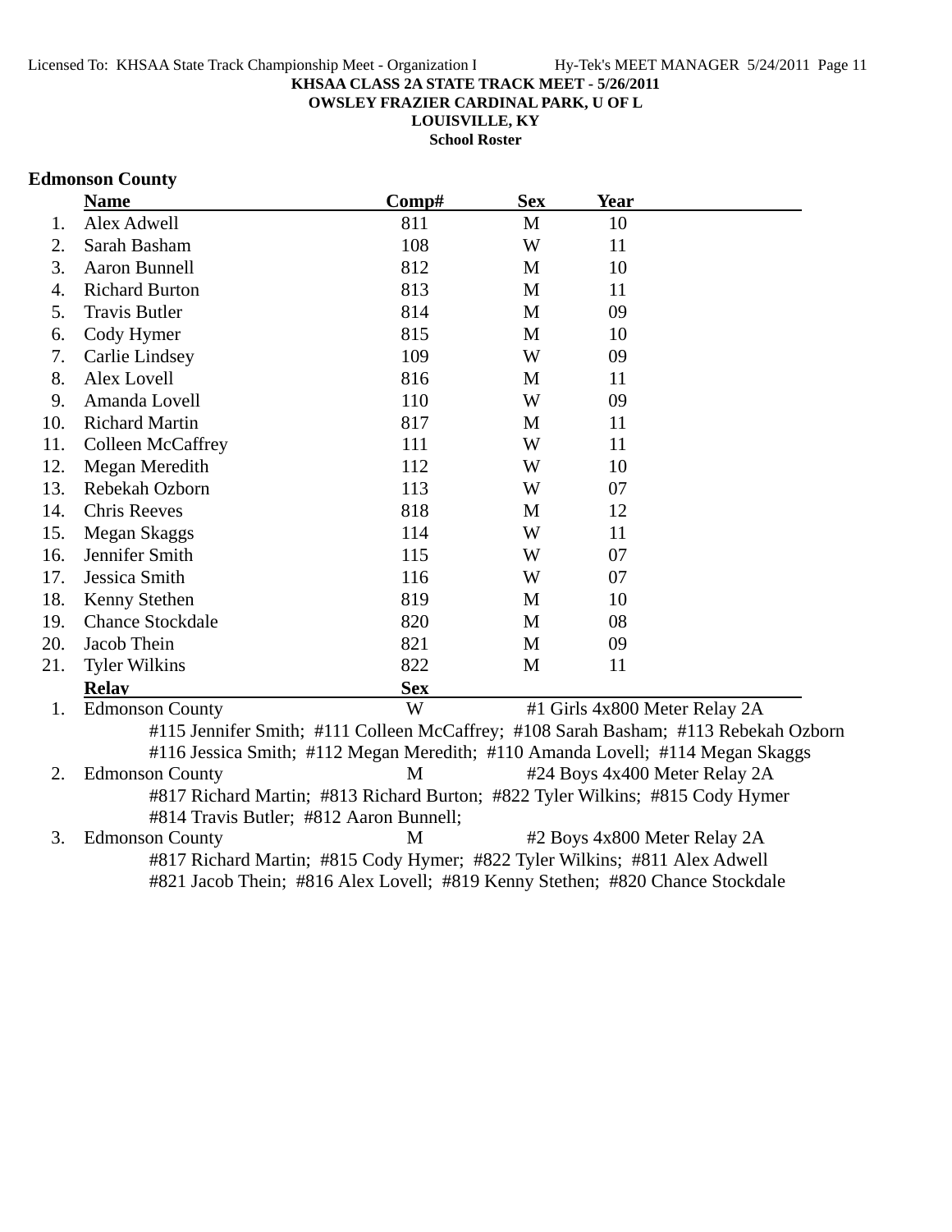KHSAA CLASS 2A STATE TRACK MEET - 5/26/2011
OWSLEY FRAZIER CARDINAL PARK, U OF L
LOUISVILLE, KY
School Roster

## Edmonson County

| | Name | Comp# | Sex | Year |
|---|---|---|---|---|
| 1. | Alex Adwell | 811 | M | 10 |
| 2. | Sarah Basham | 108 | W | 11 |
| 3. | Aaron Bunnell | 812 | M | 10 |
| 4. | Richard Burton | 813 | M | 11 |
| 5. | Travis Butler | 814 | M | 09 |
| 6. | Cody Hymer | 815 | M | 10 |
| 7. | Carlie Lindsey | 109 | W | 09 |
| 8. | Alex Lovell | 816 | M | 11 |
| 9. | Amanda Lovell | 110 | W | 09 |
| 10. | Richard Martin | 817 | M | 11 |
| 11. | Colleen McCaffrey | 111 | W | 11 |
| 12. | Megan Meredith | 112 | W | 10 |
| 13. | Rebekah Ozborn | 113 | W | 07 |
| 14. | Chris Reeves | 818 | M | 12 |
| 15. | Megan Skaggs | 114 | W | 11 |
| 16. | Jennifer Smith | 115 | W | 07 |
| 17. | Jessica Smith | 116 | W | 07 |
| 18. | Kenny Stethen | 819 | M | 10 |
| 19. | Chance Stockdale | 820 | M | 08 |
| 20. | Jacob Thein | 821 | M | 09 |
| 21. | Tyler Wilkins | 822 | M | 11 |

| | Relay | Sex | Event |
|---|---|---|---|
| 1. | Edmonson County | W | #1 Girls 4x800 Meter Relay 2A |
| | #115 Jennifer Smith; #111 Colleen McCaffrey; #108 Sarah Basham; #113 Rebekah Ozborn | | |
| | #116 Jessica Smith; #112 Megan Meredith; #110 Amanda Lovell; #114 Megan Skaggs | | |
| 2. | Edmonson County | M | #24 Boys 4x400 Meter Relay 2A |
| | #817 Richard Martin; #813 Richard Burton; #822 Tyler Wilkins; #815 Cody Hymer | | |
| | #814 Travis Butler; #812 Aaron Bunnell; | | |
| 3. | Edmonson County | M | #2 Boys 4x800 Meter Relay 2A |
| | #817 Richard Martin; #815 Cody Hymer; #822 Tyler Wilkins; #811 Alex Adwell | | |
| | #821 Jacob Thein; #816 Alex Lovell; #819 Kenny Stethen; #820 Chance Stockdale | | |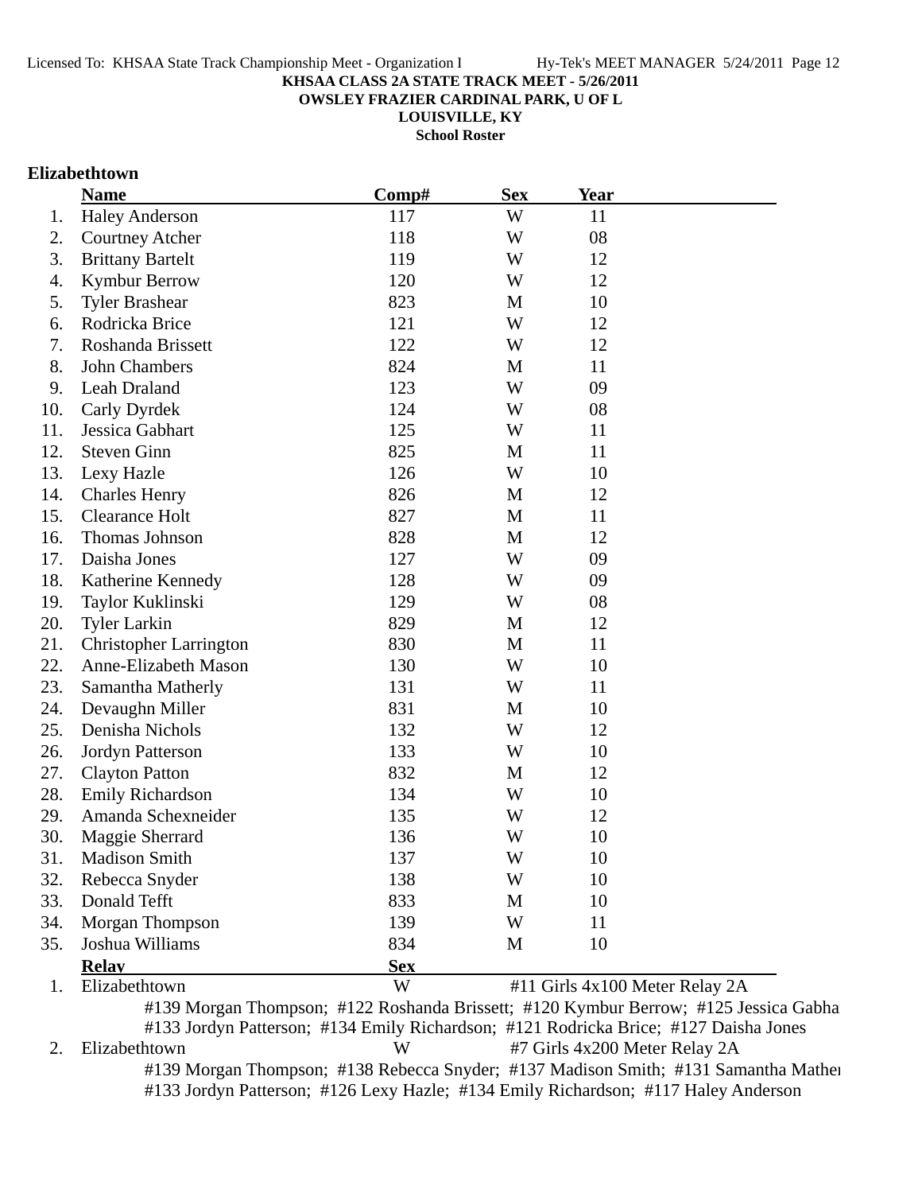**KHSAA CLASS 2A STATE TRACK MEET - 5/26/2011**
**OWSLEY FRAZIER CARDINAL PARK, U OF L**
**LOUISVILLE, KY**
**School Roster**

## Elizabethtown

| | Name | Comp# | Sex | Year |
|---|---|---|---|---|
| 1. | Haley Anderson | 117 | W | 11 |
| 2. | Courtney Atcher | 118 | W | 08 |
| 3. | Brittany Bartelt | 119 | W | 12 |
| 4. | Kymbur Berrow | 120 | W | 12 |
| 5. | Tyler Brashear | 823 | M | 10 |
| 6. | Rodricka Brice | 121 | W | 12 |
| 7. | Roshanda Brissett | 122 | W | 12 |
| 8. | John Chambers | 824 | M | 11 |
| 9. | Leah Draland | 123 | W | 09 |
| 10. | Carly Dyrdek | 124 | W | 08 |
| 11. | Jessica Gabhart | 125 | W | 11 |
| 12. | Steven Ginn | 825 | M | 11 |
| 13. | Lexy Hazle | 126 | W | 10 |
| 14. | Charles Henry | 826 | M | 12 |
| 15. | Clearance Holt | 827 | M | 11 |
| 16. | Thomas Johnson | 828 | M | 12 |
| 17. | Daisha Jones | 127 | W | 09 |
| 18. | Katherine Kennedy | 128 | W | 09 |
| 19. | Taylor Kuklinski | 129 | W | 08 |
| 20. | Tyler Larkin | 829 | M | 12 |
| 21. | Christopher Larrington | 830 | M | 11 |
| 22. | Anne-Elizabeth Mason | 130 | W | 10 |
| 23. | Samantha Matherly | 131 | W | 11 |
| 24. | Devaughn Miller | 831 | M | 10 |
| 25. | Denisha Nichols | 132 | W | 12 |
| 26. | Jordyn Patterson | 133 | W | 10 |
| 27. | Clayton Patton | 832 | M | 12 |
| 28. | Emily Richardson | 134 | W | 10 |
| 29. | Amanda Schexneider | 135 | W | 12 |
| 30. | Maggie Sherrard | 136 | W | 10 |
| 31. | Madison Smith | 137 | W | 10 |
| 32. | Rebecca Snyder | 138 | W | 10 |
| 33. | Donald Tefft | 833 | M | 10 |
| 34. | Morgan Thompson | 139 | W | 11 |
| 35. | Joshua Williams | 834 | M | 10 |

| | Relay | Sex | Event |
|---|---|---|---|
| 1. | Elizabethtown | W | #11 Girls 4x100 Meter Relay 2A |
| 2. | Elizabethtown | W | #7 Girls 4x200 Meter Relay 2A |

1. Elizabethtown — #139 Morgan Thompson; #122 Roshanda Brissett; #120 Kymbur Berrow; #125 Jessica Gabha
#133 Jordyn Patterson; #134 Emily Richardson; #121 Rodricka Brice; #127 Daisha Jones

2. Elizabethtown — #139 Morgan Thompson; #138 Rebecca Snyder; #137 Madison Smith; #131 Samantha Mathe
#133 Jordyn Patterson; #126 Lexy Hazle; #134 Emily Richardson; #117 Haley Anderson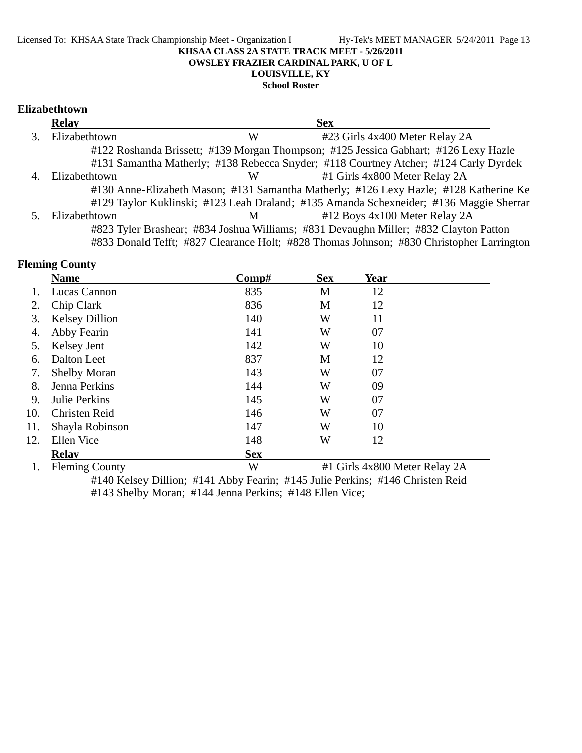KHSAA CLASS 2A STATE TRACK MEET - 5/26/2011
OWSLEY FRAZIER CARDINAL PARK, U OF L
LOUISVILLE, KY
School Roster

## Elizabethtown

| | Relay | | Sex | |
|---|---|---|---|---|
| 3. | Elizabethtown | W | #23 Girls 4x400 Meter Relay 2A | |

#122 Roshanda Brissett; #139 Morgan Thompson; #125 Jessica Gabhart; #126 Lexy Hazle
#131 Samantha Matherly; #138 Rebecca Snyder; #118 Courtney Atcher; #124 Carly Dyrdek

| | | | | |
|---|---|---|---|---|
| 4. | Elizabethtown | W | #1 Girls 4x800 Meter Relay 2A | |

#130 Anne-Elizabeth Mason; #131 Samantha Matherly; #126 Lexy Hazle; #128 Katherine Ke
#129 Taylor Kuklinski; #123 Leah Draland; #135 Amanda Schexneider; #136 Maggie Sherrar

| | | | | |
|---|---|---|---|---|
| 5. | Elizabethtown | M | #12 Boys 4x100 Meter Relay 2A | |

#823 Tyler Brashear; #834 Joshua Williams; #831 Devaughn Miller; #832 Clayton Patton
#833 Donald Tefft; #827 Clearance Holt; #828 Thomas Johnson; #830 Christopher Larrington

## Fleming County

| | Name | Comp# | Sex | Year |
|---|---|---|---|---|
| 1. | Lucas Cannon | 835 | M | 12 |
| 2. | Chip Clark | 836 | M | 12 |
| 3. | Kelsey Dillion | 140 | W | 11 |
| 4. | Abby Fearin | 141 | W | 07 |
| 5. | Kelsey Jent | 142 | W | 10 |
| 6. | Dalton Leet | 837 | M | 12 |
| 7. | Shelby Moran | 143 | W | 07 |
| 8. | Jenna Perkins | 144 | W | 09 |
| 9. | Julie Perkins | 145 | W | 07 |
| 10. | Christen Reid | 146 | W | 07 |
| 11. | Shayla Robinson | 147 | W | 10 |
| 12. | Ellen Vice | 148 | W | 12 |

| | Relay | Sex | |
|---|---|---|---|
| 1. | Fleming County | W | #1 Girls 4x800 Meter Relay 2A |

#140 Kelsey Dillion; #141 Abby Fearin; #145 Julie Perkins; #146 Christen Reid
#143 Shelby Moran; #144 Jenna Perkins; #148 Ellen Vice;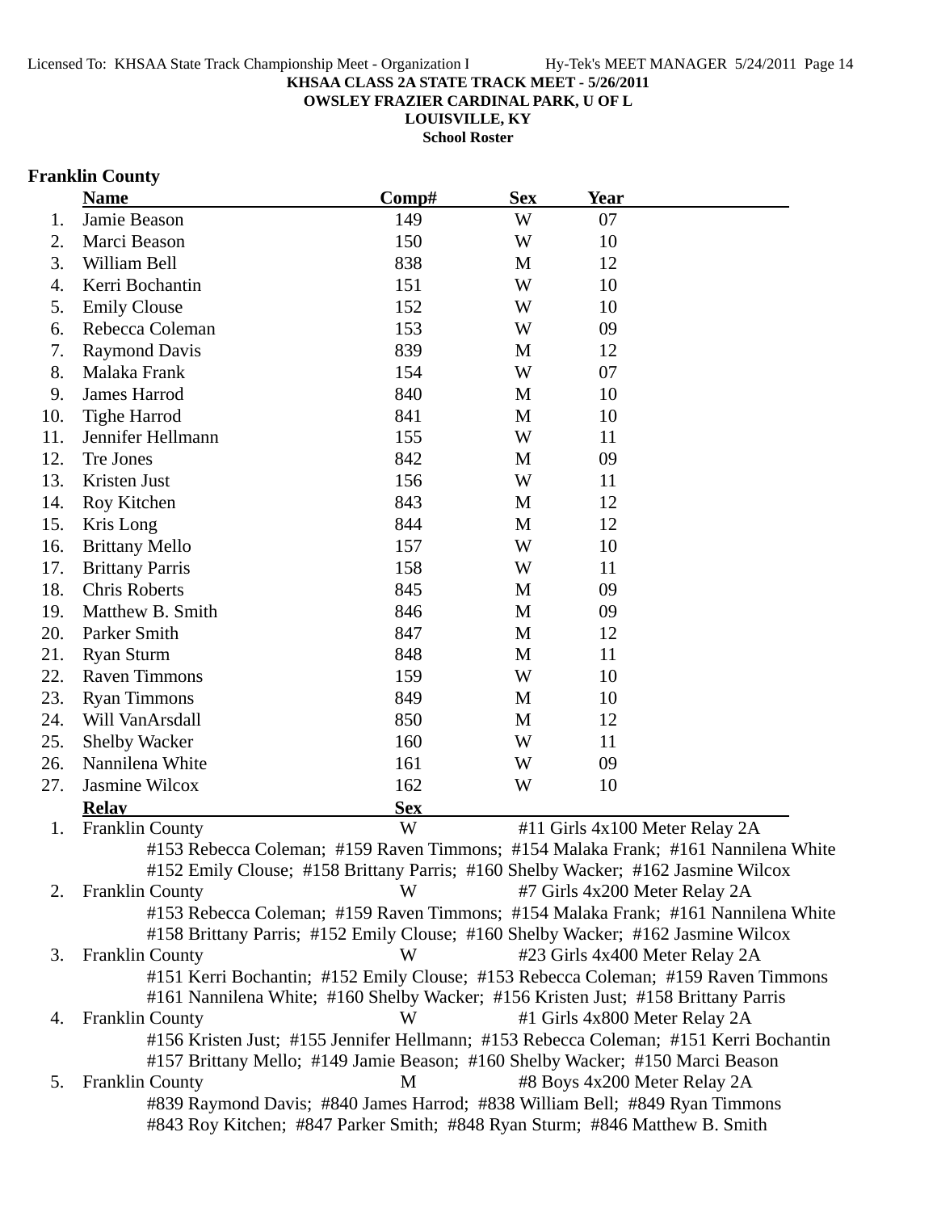**KHSAA CLASS 2A STATE TRACK MEET - 5/26/2011**
**OWSLEY FRAZIER CARDINAL PARK, U OF L**
**LOUISVILLE, KY**
**School Roster**

## Franklin County

| | Name | Comp# | Sex | Year |
|---|---|---|---|---|
| 1. | Jamie Beason | 149 | W | 07 |
| 2. | Marci Beason | 150 | W | 10 |
| 3. | William Bell | 838 | M | 12 |
| 4. | Kerri Bochantin | 151 | W | 10 |
| 5. | Emily Clouse | 152 | W | 10 |
| 6. | Rebecca Coleman | 153 | W | 09 |
| 7. | Raymond Davis | 839 | M | 12 |
| 8. | Malaka Frank | 154 | W | 07 |
| 9. | James Harrod | 840 | M | 10 |
| 10. | Tighe Harrod | 841 | M | 10 |
| 11. | Jennifer Hellmann | 155 | W | 11 |
| 12. | Tre Jones | 842 | M | 09 |
| 13. | Kristen Just | 156 | W | 11 |
| 14. | Roy Kitchen | 843 | M | 12 |
| 15. | Kris Long | 844 | M | 12 |
| 16. | Brittany Mello | 157 | W | 10 |
| 17. | Brittany Parris | 158 | W | 11 |
| 18. | Chris Roberts | 845 | M | 09 |
| 19. | Matthew B. Smith | 846 | M | 09 |
| 20. | Parker Smith | 847 | M | 12 |
| 21. | Ryan Sturm | 848 | M | 11 |
| 22. | Raven Timmons | 159 | W | 10 |
| 23. | Ryan Timmons | 849 | M | 10 |
| 24. | Will VanArsdall | 850 | M | 12 |
| 25. | Shelby Wacker | 160 | W | 11 |
| 26. | Nannilena White | 161 | W | 09 |
| 27. | Jasmine Wilcox | 162 | W | 10 |

| | Relay | Sex | Event |
|---|---|---|---|
| 1. | Franklin County | W | #11 Girls 4x100 Meter Relay 2A |
| | #153 Rebecca Coleman; #159 Raven Timmons; #154 Malaka Frank; #161 Nannilena White<br>#152 Emily Clouse; #158 Brittany Parris; #160 Shelby Wacker; #162 Jasmine Wilcox | | |
| 2. | Franklin County | W | #7 Girls 4x200 Meter Relay 2A |
| | #153 Rebecca Coleman; #159 Raven Timmons; #154 Malaka Frank; #161 Nannilena White<br>#158 Brittany Parris; #152 Emily Clouse; #160 Shelby Wacker; #162 Jasmine Wilcox | | |
| 3. | Franklin County | W | #23 Girls 4x400 Meter Relay 2A |
| | #151 Kerri Bochantin; #152 Emily Clouse; #153 Rebecca Coleman; #159 Raven Timmons<br>#161 Nannilena White; #160 Shelby Wacker; #156 Kristen Just; #158 Brittany Parris | | |
| 4. | Franklin County | W | #1 Girls 4x800 Meter Relay 2A |
| | #156 Kristen Just; #155 Jennifer Hellmann; #153 Rebecca Coleman; #151 Kerri Bochantin<br>#157 Brittany Mello; #149 Jamie Beason; #160 Shelby Wacker; #150 Marci Beason | | |
| 5. | Franklin County | M | #8 Boys 4x200 Meter Relay 2A |
| | #839 Raymond Davis; #840 James Harrod; #838 William Bell; #849 Ryan Timmons<br>#843 Roy Kitchen; #847 Parker Smith; #848 Ryan Sturm; #846 Matthew B. Smith | | |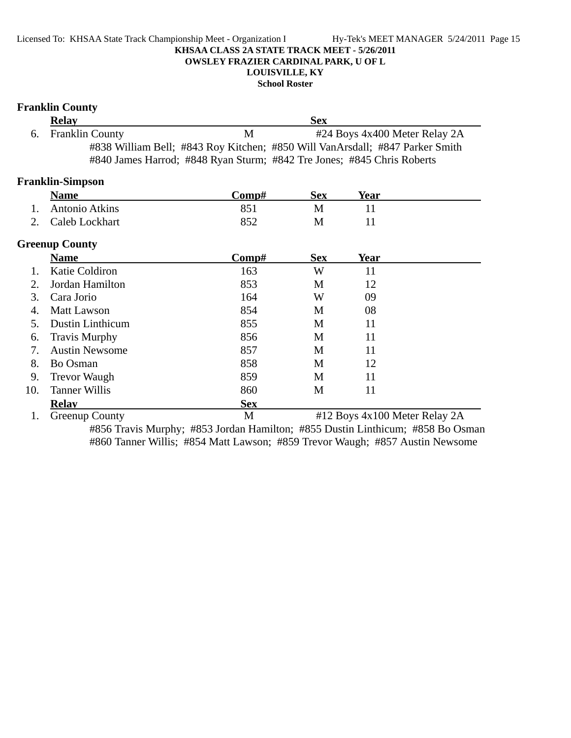**KHSAA CLASS 2A STATE TRACK MEET - 5/26/2011**
**OWSLEY FRAZIER CARDINAL PARK, U OF L**
**LOUISVILLE, KY**
**School Roster**

### Franklin County

| | Relay | | Sex | |
|---|---|---|---|---|
| 6. | Franklin County | M | | #24 Boys 4x400 Meter Relay 2A |

#838 William Bell; #843 Roy Kitchen; #850 Will VanArsdall; #847 Parker Smith
#840 James Harrod; #848 Ryan Sturm; #842 Tre Jones; #845 Chris Roberts

### Franklin-Simpson

| | Name | Comp# | Sex | Year |
|---|---|---|---|---|
| 1. | Antonio Atkins | 851 | M | 11 |
| 2. | Caleb Lockhart | 852 | M | 11 |

### Greenup County

| | Name | Comp# | Sex | Year |
|---|---|---|---|---|
| 1. | Katie Coldiron | 163 | W | 11 |
| 2. | Jordan Hamilton | 853 | M | 12 |
| 3. | Cara Jorio | 164 | W | 09 |
| 4. | Matt Lawson | 854 | M | 08 |
| 5. | Dustin Linthicum | 855 | M | 11 |
| 6. | Travis Murphy | 856 | M | 11 |
| 7. | Austin Newsome | 857 | M | 11 |
| 8. | Bo Osman | 858 | M | 12 |
| 9. | Trevor Waugh | 859 | M | 11 |
| 10. | Tanner Willis | 860 | M | 11 |

| | Relay | Sex | |
|---|---|---|---|
| 1. | Greenup County | M | #12 Boys 4x100 Meter Relay 2A |

#856 Travis Murphy; #853 Jordan Hamilton; #855 Dustin Linthicum; #858 Bo Osman
#860 Tanner Willis; #854 Matt Lawson; #859 Trevor Waugh; #857 Austin Newsome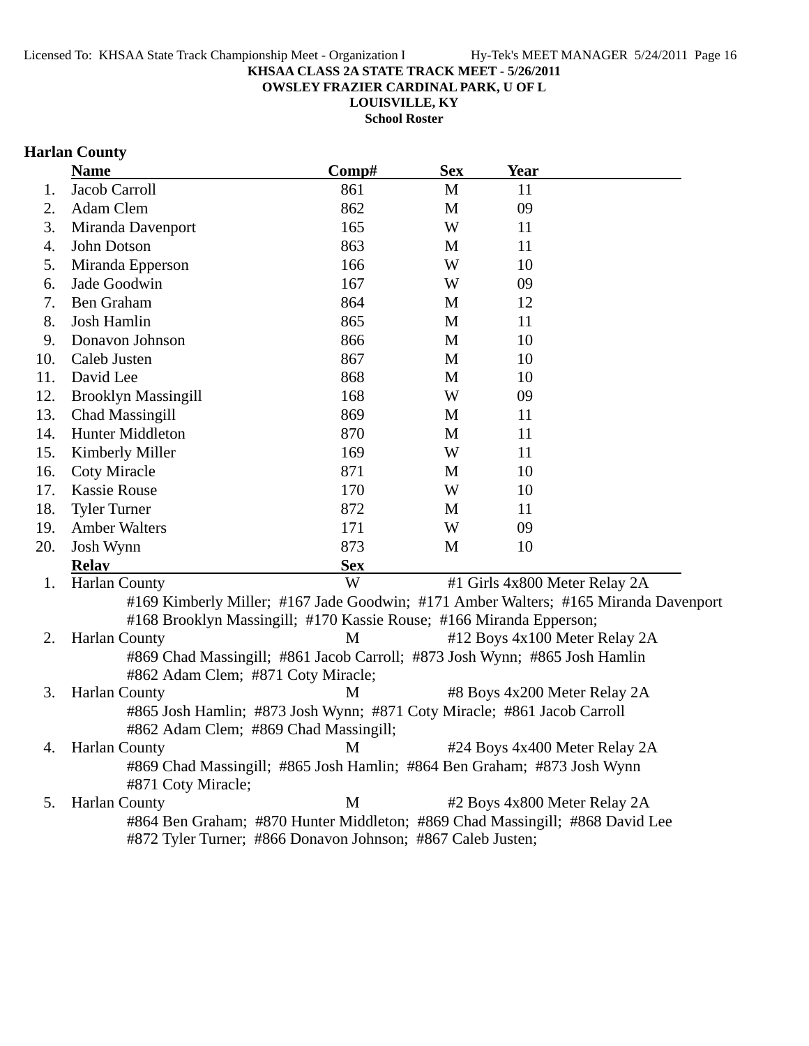KHSAA CLASS 2A STATE TRACK MEET - 5/26/2011
OWSLEY FRAZIER CARDINAL PARK, U OF L
LOUISVILLE, KY
School Roster

## Harlan County

| | Name | Comp# | Sex | Year |
|---|---|---|---|---|
| 1. | Jacob Carroll | 861 | M | 11 |
| 2. | Adam Clem | 862 | M | 09 |
| 3. | Miranda Davenport | 165 | W | 11 |
| 4. | John Dotson | 863 | M | 11 |
| 5. | Miranda Epperson | 166 | W | 10 |
| 6. | Jade Goodwin | 167 | W | 09 |
| 7. | Ben Graham | 864 | M | 12 |
| 8. | Josh Hamlin | 865 | M | 11 |
| 9. | Donavon Johnson | 866 | M | 10 |
| 10. | Caleb Justen | 867 | M | 10 |
| 11. | David Lee | 868 | M | 10 |
| 12. | Brooklyn Massingill | 168 | W | 09 |
| 13. | Chad Massingill | 869 | M | 11 |
| 14. | Hunter Middleton | 870 | M | 11 |
| 15. | Kimberly Miller | 169 | W | 11 |
| 16. | Coty Miracle | 871 | M | 10 |
| 17. | Kassie Rouse | 170 | W | 10 |
| 18. | Tyler Turner | 872 | M | 11 |
| 19. | Amber Walters | 171 | W | 09 |
| 20. | Josh Wynn | 873 | M | 10 |

| | Relay | Sex | Event |
|---|---|---|---|
| 1. | Harlan County | W | #1 Girls 4x800 Meter Relay 2A |
| | #169 Kimberly Miller; #167 Jade Goodwin; #171 Amber Walters; #165 Miranda Davenport #168 Brooklyn Massingill; #170 Kassie Rouse; #166 Miranda Epperson; | | |
| 2. | Harlan County | M | #12 Boys 4x100 Meter Relay 2A |
| | #869 Chad Massingill; #861 Jacob Carroll; #873 Josh Wynn; #865 Josh Hamlin #862 Adam Clem; #871 Coty Miracle; | | |
| 3. | Harlan County | M | #8 Boys 4x200 Meter Relay 2A |
| | #865 Josh Hamlin; #873 Josh Wynn; #871 Coty Miracle; #861 Jacob Carroll #862 Adam Clem; #869 Chad Massingill; | | |
| 4. | Harlan County | M | #24 Boys 4x400 Meter Relay 2A |
| | #869 Chad Massingill; #865 Josh Hamlin; #864 Ben Graham; #873 Josh Wynn #871 Coty Miracle; | | |
| 5. | Harlan County | M | #2 Boys 4x800 Meter Relay 2A |
| | #864 Ben Graham; #870 Hunter Middleton; #869 Chad Massingill; #868 David Lee #872 Tyler Turner; #866 Donavon Johnson; #867 Caleb Justen; | | |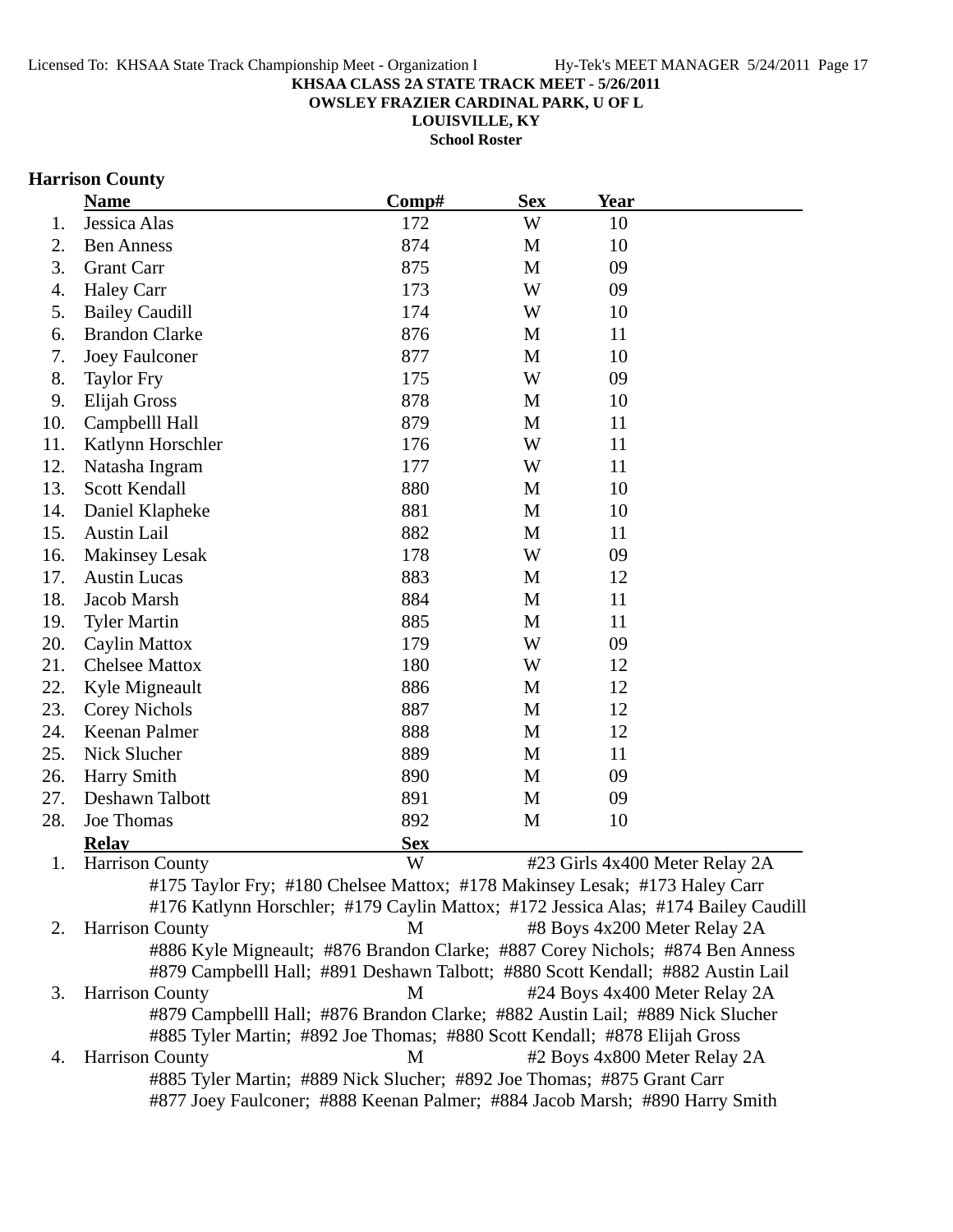**KHSAA CLASS 2A STATE TRACK MEET - 5/26/2011**
**OWSLEY FRAZIER CARDINAL PARK, U OF L**
**LOUISVILLE, KY**
**School Roster**

## Harrison County

| | Name | Comp# | Sex | Year |
|---|---|---|---|---|
| 1. | Jessica Alas | 172 | W | 10 |
| 2. | Ben Anness | 874 | M | 10 |
| 3. | Grant Carr | 875 | M | 09 |
| 4. | Haley Carr | 173 | W | 09 |
| 5. | Bailey Caudill | 174 | W | 10 |
| 6. | Brandon Clarke | 876 | M | 11 |
| 7. | Joey Faulconer | 877 | M | 10 |
| 8. | Taylor Fry | 175 | W | 09 |
| 9. | Elijah Gross | 878 | M | 10 |
| 10. | Campbelll Hall | 879 | M | 11 |
| 11. | Katlynn Horschler | 176 | W | 11 |
| 12. | Natasha Ingram | 177 | W | 11 |
| 13. | Scott Kendall | 880 | M | 10 |
| 14. | Daniel Klapheke | 881 | M | 10 |
| 15. | Austin Lail | 882 | M | 11 |
| 16. | Makinsey Lesak | 178 | W | 09 |
| 17. | Austin Lucas | 883 | M | 12 |
| 18. | Jacob Marsh | 884 | M | 11 |
| 19. | Tyler Martin | 885 | M | 11 |
| 20. | Caylin Mattox | 179 | W | 09 |
| 21. | Chelsee Mattox | 180 | W | 12 |
| 22. | Kyle Migneault | 886 | M | 12 |
| 23. | Corey Nichols | 887 | M | 12 |
| 24. | Keenan Palmer | 888 | M | 12 |
| 25. | Nick Slucher | 889 | M | 11 |
| 26. | Harry Smith | 890 | M | 09 |
| 27. | Deshawn Talbott | 891 | M | 09 |
| 28. | Joe Thomas | 892 | M | 10 |

| | Relay | Sex | Event |
|---|---|---|---|
| 1. | Harrison County | W | #23 Girls 4x400 Meter Relay 2A |
| | #175 Taylor Fry; #180 Chelsee Mattox; #178 Makinsey Lesak; #173 Haley Carr<br>#176 Katlynn Horschler; #179 Caylin Mattox; #172 Jessica Alas; #174 Bailey Caudill | | |
| 2. | Harrison County | M | #8 Boys 4x200 Meter Relay 2A |
| | #886 Kyle Migneault; #876 Brandon Clarke; #887 Corey Nichols; #874 Ben Anness<br>#879 Campbelll Hall; #891 Deshawn Talbott; #880 Scott Kendall; #882 Austin Lail | | |
| 3. | Harrison County | M | #24 Boys 4x400 Meter Relay 2A |
| | #879 Campbelll Hall; #876 Brandon Clarke; #882 Austin Lail; #889 Nick Slucher<br>#885 Tyler Martin; #892 Joe Thomas; #880 Scott Kendall; #878 Elijah Gross | | |
| 4. | Harrison County | M | #2 Boys 4x800 Meter Relay 2A |
| | #885 Tyler Martin; #889 Nick Slucher; #892 Joe Thomas; #875 Grant Carr<br>#877 Joey Faulconer; #888 Keenan Palmer; #884 Jacob Marsh; #890 Harry Smith | | |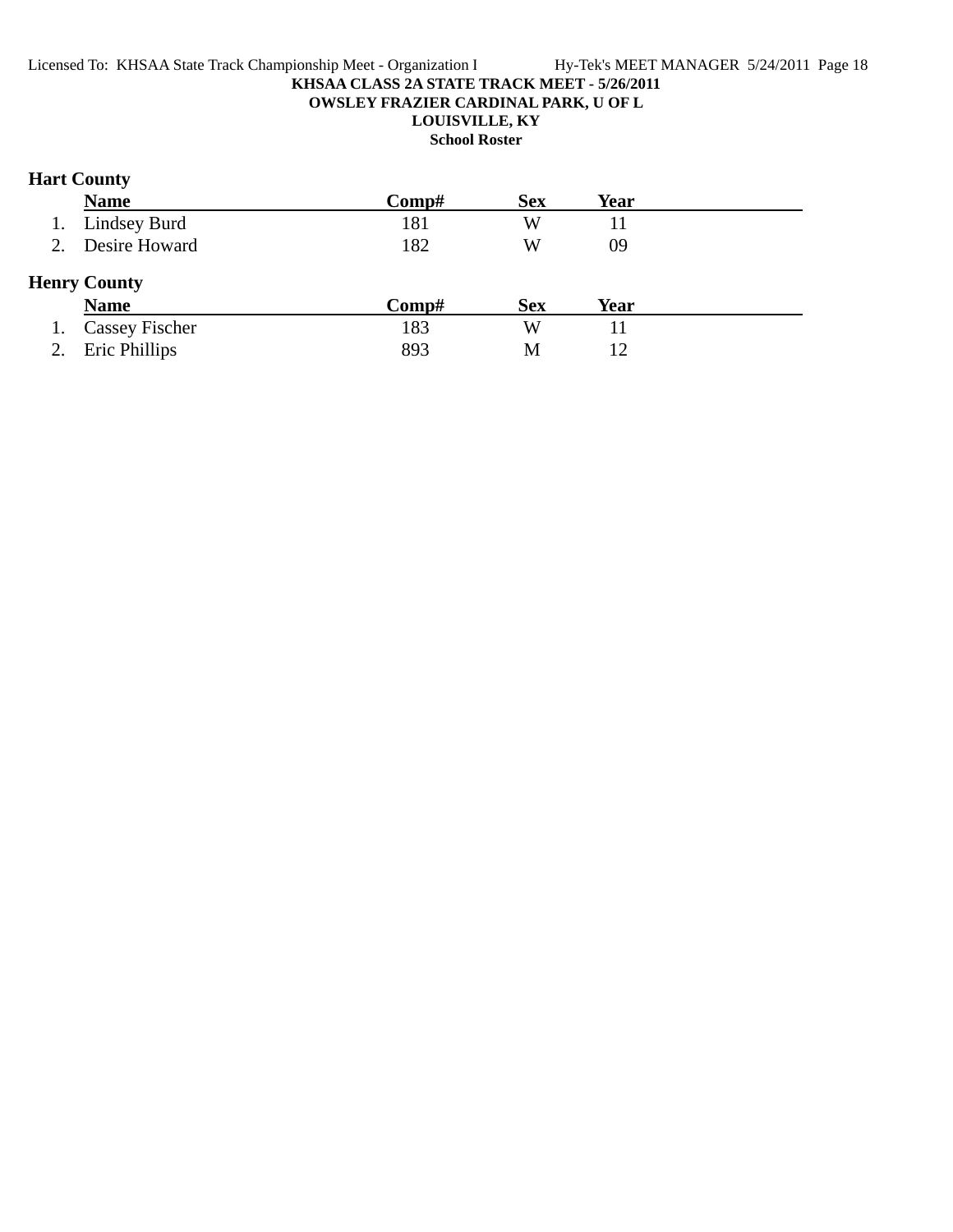**KHSAA CLASS 2A STATE TRACK MEET - 5/26/2011**
**OWSLEY FRAZIER CARDINAL PARK, U OF L**
**LOUISVILLE, KY**
**School Roster**

### Hart County

| | Name | Comp# | Sex | Year |
|---|---|---|---|---|
| 1. | Lindsey Burd | 181 | W | 11 |
| 2. | Desire Howard | 182 | W | 09 |

### Henry County

| | Name | Comp# | Sex | Year |
|---|---|---|---|---|
| 1. | Cassey Fischer | 183 | W | 11 |
| 2. | Eric Phillips | 893 | M | 12 |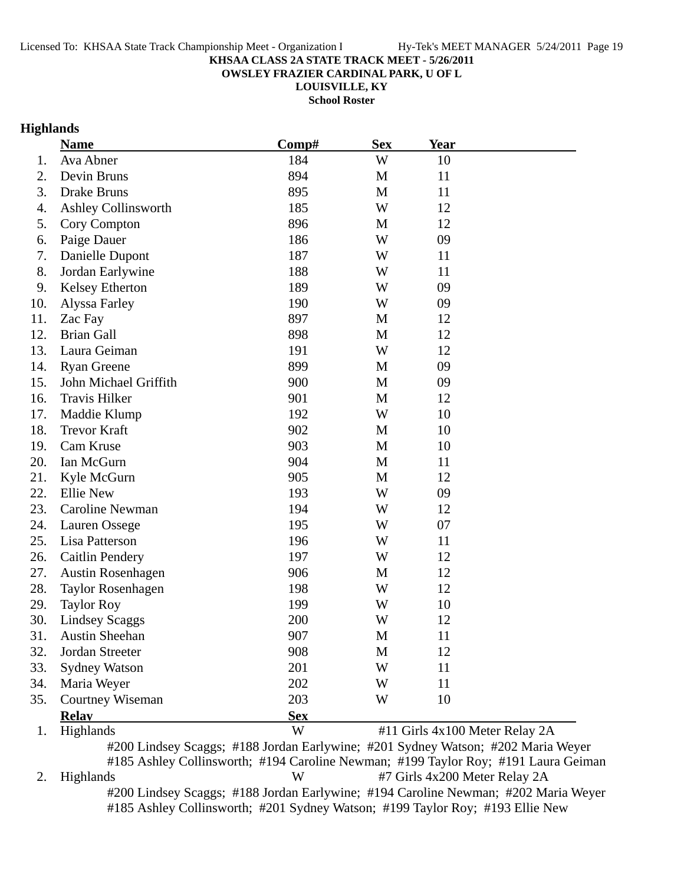**KHSAA CLASS 2A STATE TRACK MEET - 5/26/2011**
**OWSLEY FRAZIER CARDINAL PARK, U OF L**
**LOUISVILLE, KY**
**School Roster**

## Highlands

| | Name | Comp# | Sex | Year |
|---|---|---|---|---|
| 1. | Ava Abner | 184 | W | 10 |
| 2. | Devin Bruns | 894 | M | 11 |
| 3. | Drake Bruns | 895 | M | 11 |
| 4. | Ashley Collinsworth | 185 | W | 12 |
| 5. | Cory Compton | 896 | M | 12 |
| 6. | Paige Dauer | 186 | W | 09 |
| 7. | Danielle Dupont | 187 | W | 11 |
| 8. | Jordan Earlywine | 188 | W | 11 |
| 9. | Kelsey Etherton | 189 | W | 09 |
| 10. | Alyssa Farley | 190 | W | 09 |
| 11. | Zac Fay | 897 | M | 12 |
| 12. | Brian Gall | 898 | M | 12 |
| 13. | Laura Geiman | 191 | W | 12 |
| 14. | Ryan Greene | 899 | M | 09 |
| 15. | John Michael Griffith | 900 | M | 09 |
| 16. | Travis Hilker | 901 | M | 12 |
| 17. | Maddie Klump | 192 | W | 10 |
| 18. | Trevor Kraft | 902 | M | 10 |
| 19. | Cam Kruse | 903 | M | 10 |
| 20. | Ian McGurn | 904 | M | 11 |
| 21. | Kyle McGurn | 905 | M | 12 |
| 22. | Ellie New | 193 | W | 09 |
| 23. | Caroline Newman | 194 | W | 12 |
| 24. | Lauren Ossege | 195 | W | 07 |
| 25. | Lisa Patterson | 196 | W | 11 |
| 26. | Caitlin Pendery | 197 | W | 12 |
| 27. | Austin Rosenhagen | 906 | M | 12 |
| 28. | Taylor Rosenhagen | 198 | W | 12 |
| 29. | Taylor Roy | 199 | W | 10 |
| 30. | Lindsey Scaggs | 200 | W | 12 |
| 31. | Austin Sheehan | 907 | M | 11 |
| 32. | Jordan Streeter | 908 | M | 12 |
| 33. | Sydney Watson | 201 | W | 11 |
| 34. | Maria Weyer | 202 | W | 11 |
| 35. | Courtney Wiseman | 203 | W | 10 |

| | Relay | Sex | Event |
|---|---|---|---|
| 1. | Highlands | W | #11 Girls 4x100 Meter Relay 2A |

#200 Lindsey Scaggs; #188 Jordan Earlywine; #201 Sydney Watson; #202 Maria Weyer
#185 Ashley Collinsworth; #194 Caroline Newman; #199 Taylor Roy; #191 Laura Geiman

| | Relay | Sex | Event |
|---|---|---|---|
| 2. | Highlands | W | #7 Girls 4x200 Meter Relay 2A |

#200 Lindsey Scaggs; #188 Jordan Earlywine; #194 Caroline Newman; #202 Maria Weyer
#185 Ashley Collinsworth; #201 Sydney Watson; #199 Taylor Roy; #193 Ellie New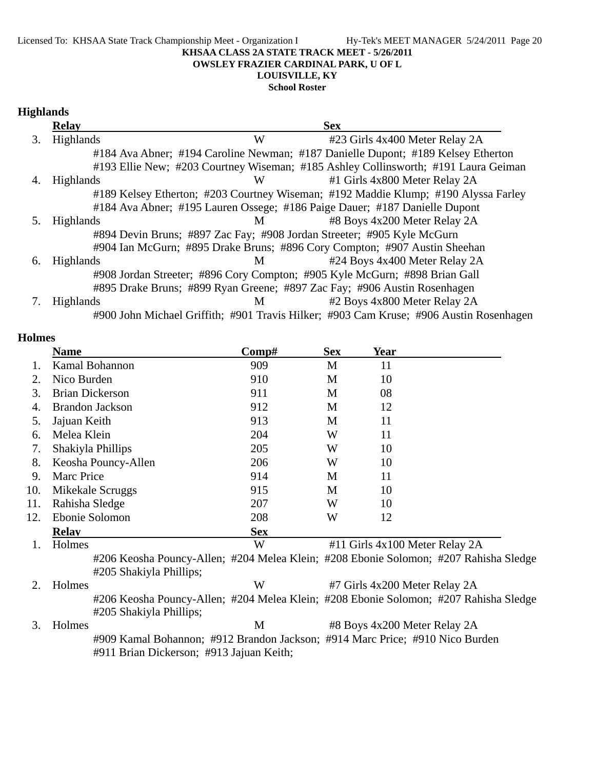KHSAA CLASS 2A STATE TRACK MEET - 5/26/2011
OWSLEY FRAZIER CARDINAL PARK, U OF L
LOUISVILLE, KY
School Roster

## Highlands

| | Relay | Sex | |
|---|---|---|---|
| 3. | Highlands | W | #23 Girls 4x400 Meter Relay 2A |
| | #184 Ava Abner; #194 Caroline Newman; #187 Danielle Dupont; #189 Kelsey Etherton; #193 Ellie New; #203 Courtney Wiseman; #185 Ashley Collinsworth; #191 Laura Geiman | | |
| 4. | Highlands | W | #1 Girls 4x800 Meter Relay 2A |
| | #189 Kelsey Etherton; #203 Courtney Wiseman; #192 Maddie Klump; #190 Alyssa Farley; #184 Ava Abner; #195 Lauren Ossege; #186 Paige Dauer; #187 Danielle Dupont | | |
| 5. | Highlands | M | #8 Boys 4x200 Meter Relay 2A |
| | #894 Devin Bruns; #897 Zac Fay; #908 Jordan Streeter; #905 Kyle McGurn; #904 Ian McGurn; #895 Drake Bruns; #896 Cory Compton; #907 Austin Sheehan | | |
| 6. | Highlands | M | #24 Boys 4x400 Meter Relay 2A |
| | #908 Jordan Streeter; #896 Cory Compton; #905 Kyle McGurn; #898 Brian Gall; #895 Drake Bruns; #899 Ryan Greene; #897 Zac Fay; #906 Austin Rosenhagen | | |
| 7. | Highlands | M | #2 Boys 4x800 Meter Relay 2A |
| | #900 John Michael Griffith; #901 Travis Hilker; #903 Cam Kruse; #906 Austin Rosenhagen | | |

## Holmes

| | Name | Comp# | Sex | Year |
|---|---|---|---|---|
| 1. | Kamal Bohannon | 909 | M | 11 |
| 2. | Nico Burden | 910 | M | 10 |
| 3. | Brian Dickerson | 911 | M | 08 |
| 4. | Brandon Jackson | 912 | M | 12 |
| 5. | Jajuan Keith | 913 | M | 11 |
| 6. | Melea Klein | 204 | W | 11 |
| 7. | Shakiyla Phillips | 205 | W | 10 |
| 8. | Keosha Pouncy-Allen | 206 | W | 10 |
| 9. | Marc Price | 914 | M | 11 |
| 10. | Mikekale Scruggs | 915 | M | 10 |
| 11. | Rahisha Sledge | 207 | W | 10 |
| 12. | Ebonie Solomon | 208 | W | 12 |

| | Relay | Sex | |
|---|---|---|---|
| 1. | Holmes | W | #11 Girls 4x100 Meter Relay 2A |
| | #206 Keosha Pouncy-Allen; #204 Melea Klein; #208 Ebonie Solomon; #207 Rahisha Sledge; #205 Shakiyla Phillips; | | |
| 2. | Holmes | W | #7 Girls 4x200 Meter Relay 2A |
| | #206 Keosha Pouncy-Allen; #204 Melea Klein; #208 Ebonie Solomon; #207 Rahisha Sledge; #205 Shakiyla Phillips; | | |
| 3. | Holmes | M | #8 Boys 4x200 Meter Relay 2A |
| | #909 Kamal Bohannon; #912 Brandon Jackson; #914 Marc Price; #910 Nico Burden; #911 Brian Dickerson; #913 Jajuan Keith; | | |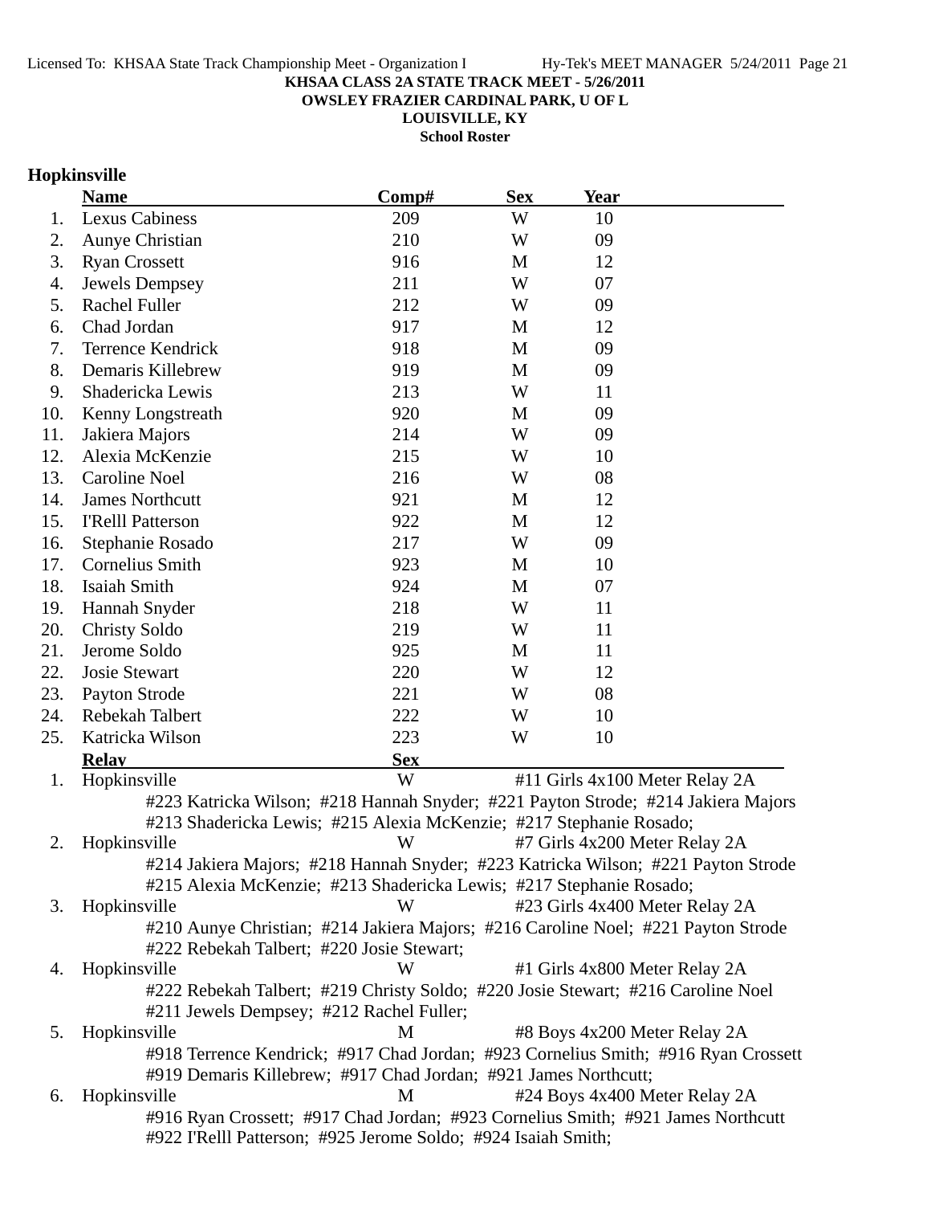**KHSAA CLASS 2A STATE TRACK MEET - 5/26/2011**
**OWSLEY FRAZIER CARDINAL PARK, U OF L**
**LOUISVILLE, KY**
**School Roster**

## Hopkinsville

| | Name | Comp# | Sex | Year |
|---|---|---|---|---|
| 1. | Lexus Cabiness | 209 | W | 10 |
| 2. | Aunye Christian | 210 | W | 09 |
| 3. | Ryan Crossett | 916 | M | 12 |
| 4. | Jewels Dempsey | 211 | W | 07 |
| 5. | Rachel Fuller | 212 | W | 09 |
| 6. | Chad Jordan | 917 | M | 12 |
| 7. | Terrence Kendrick | 918 | M | 09 |
| 8. | Demaris Killebrew | 919 | M | 09 |
| 9. | Shadericka Lewis | 213 | W | 11 |
| 10. | Kenny Longstreath | 920 | M | 09 |
| 11. | Jakiera Majors | 214 | W | 09 |
| 12. | Alexia McKenzie | 215 | W | 10 |
| 13. | Caroline Noel | 216 | W | 08 |
| 14. | James Northcutt | 921 | M | 12 |
| 15. | I'Relll Patterson | 922 | M | 12 |
| 16. | Stephanie Rosado | 217 | W | 09 |
| 17. | Cornelius Smith | 923 | M | 10 |
| 18. | Isaiah Smith | 924 | M | 07 |
| 19. | Hannah Snyder | 218 | W | 11 |
| 20. | Christy Soldo | 219 | W | 11 |
| 21. | Jerome Soldo | 925 | M | 11 |
| 22. | Josie Stewart | 220 | W | 12 |
| 23. | Payton Strode | 221 | W | 08 |
| 24. | Rebekah Talbert | 222 | W | 10 |
| 25. | Katricka Wilson | 223 | W | 10 |

| | Relay | Sex | Event |
|---|---|---|---|
| 1. | Hopkinsville | W | #11 Girls 4x100 Meter Relay 2A |
| | #223 Katricka Wilson; #218 Hannah Snyder; #221 Payton Strode; #214 Jakiera Majors; #213 Shadericka Lewis; #215 Alexia McKenzie; #217 Stephanie Rosado; | | |
| 2. | Hopkinsville | W | #7 Girls 4x200 Meter Relay 2A |
| | #214 Jakiera Majors; #218 Hannah Snyder; #223 Katricka Wilson; #221 Payton Strode; #215 Alexia McKenzie; #213 Shadericka Lewis; #217 Stephanie Rosado; | | |
| 3. | Hopkinsville | W | #23 Girls 4x400 Meter Relay 2A |
| | #210 Aunye Christian; #214 Jakiera Majors; #216 Caroline Noel; #221 Payton Strode; #222 Rebekah Talbert; #220 Josie Stewart; | | |
| 4. | Hopkinsville | W | #1 Girls 4x800 Meter Relay 2A |
| | #222 Rebekah Talbert; #219 Christy Soldo; #220 Josie Stewart; #216 Caroline Noel; #211 Jewels Dempsey; #212 Rachel Fuller; | | |
| 5. | Hopkinsville | M | #8 Boys 4x200 Meter Relay 2A |
| | #918 Terrence Kendrick; #917 Chad Jordan; #923 Cornelius Smith; #916 Ryan Crossett; #919 Demaris Killebrew; #917 Chad Jordan; #921 James Northcutt; | | |
| 6. | Hopkinsville | M | #24 Boys 4x400 Meter Relay 2A |
| | #916 Ryan Crossett; #917 Chad Jordan; #923 Cornelius Smith; #921 James Northcutt; #922 I'Relll Patterson; #925 Jerome Soldo; #924 Isaiah Smith; | | |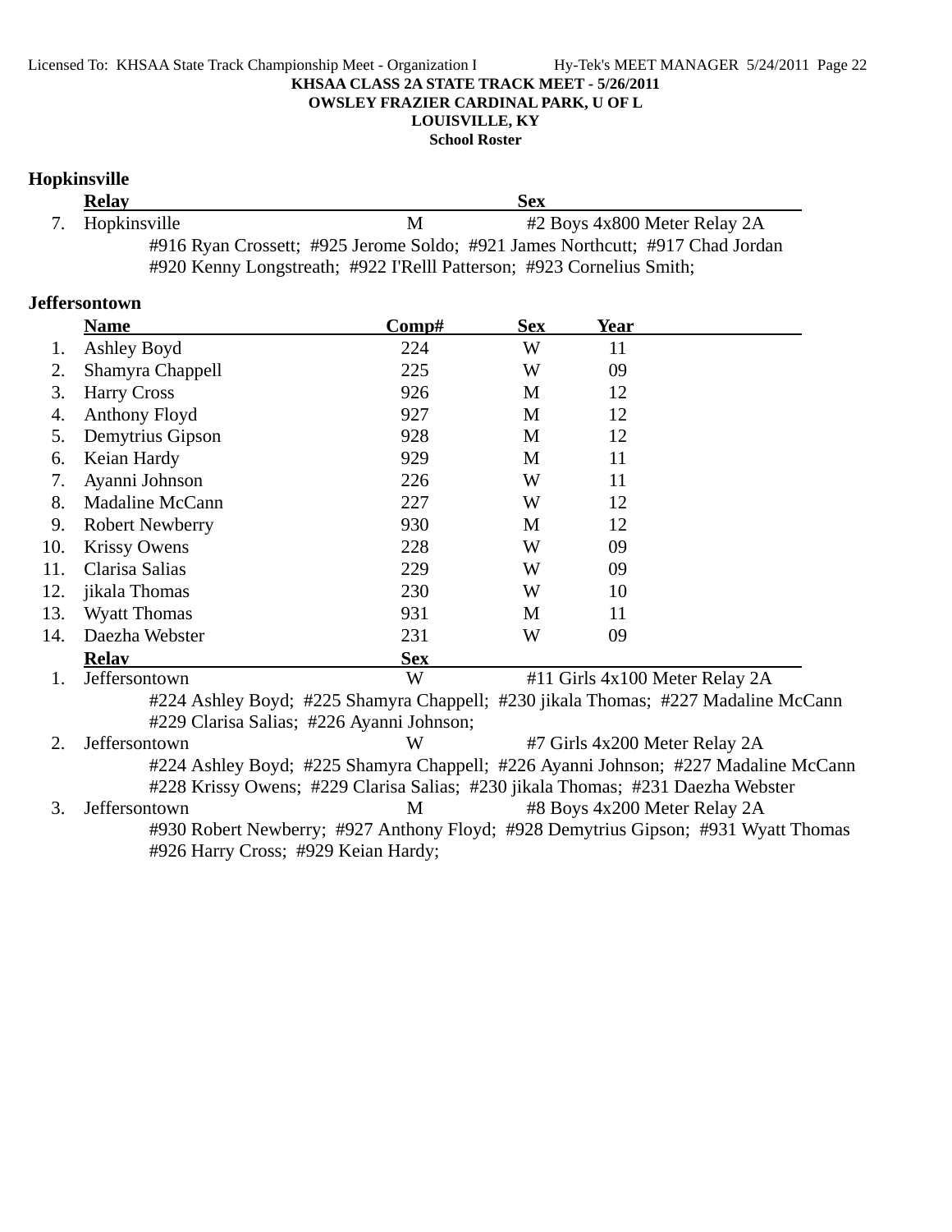**KHSAA CLASS 2A STATE TRACK MEET - 5/26/2011**
**OWSLEY FRAZIER CARDINAL PARK, U OF L**
**LOUISVILLE, KY**
**School Roster**

### Hopkinsville

| | Relay | Sex | |
|---|---|---|---|
| 7. | Hopkinsville | M | #2 Boys 4x800 Meter Relay 2A |

#916 Ryan Crossett; #925 Jerome Soldo; #921 James Northcutt; #917 Chad Jordan
#920 Kenny Longstreath; #922 I'Relll Patterson; #923 Cornelius Smith;

### Jeffersontown

| | Name | Comp# | Sex | Year |
|---|---|---|---|---|
| 1. | Ashley Boyd | 224 | W | 11 |
| 2. | Shamyra Chappell | 225 | W | 09 |
| 3. | Harry Cross | 926 | M | 12 |
| 4. | Anthony Floyd | 927 | M | 12 |
| 5. | Demytrius Gipson | 928 | M | 12 |
| 6. | Keian Hardy | 929 | M | 11 |
| 7. | Ayanni Johnson | 226 | W | 11 |
| 8. | Madaline McCann | 227 | W | 12 |
| 9. | Robert Newberry | 930 | M | 12 |
| 10. | Krissy Owens | 228 | W | 09 |
| 11. | Clarisa Salias | 229 | W | 09 |
| 12. | jikala Thomas | 230 | W | 10 |
| 13. | Wyatt Thomas | 931 | M | 11 |
| 14. | Daezha Webster | 231 | W | 09 |

| | Relay | Sex | |
|---|---|---|---|
| 1. | Jeffersontown | W | #11 Girls 4x100 Meter Relay 2A |

#224 Ashley Boyd; #225 Shamyra Chappell; #230 jikala Thomas; #227 Madaline McCann
#229 Clarisa Salias; #226 Ayanni Johnson;

| | Relay | Sex | |
|---|---|---|---|
| 2. | Jeffersontown | W | #7 Girls 4x200 Meter Relay 2A |

#224 Ashley Boyd; #225 Shamyra Chappell; #226 Ayanni Johnson; #227 Madaline McCann
#228 Krissy Owens; #229 Clarisa Salias; #230 jikala Thomas; #231 Daezha Webster

| | Relay | Sex | |
|---|---|---|---|
| 3. | Jeffersontown | M | #8 Boys 4x200 Meter Relay 2A |

#930 Robert Newberry; #927 Anthony Floyd; #928 Demytrius Gipson; #931 Wyatt Thomas
#926 Harry Cross; #929 Keian Hardy;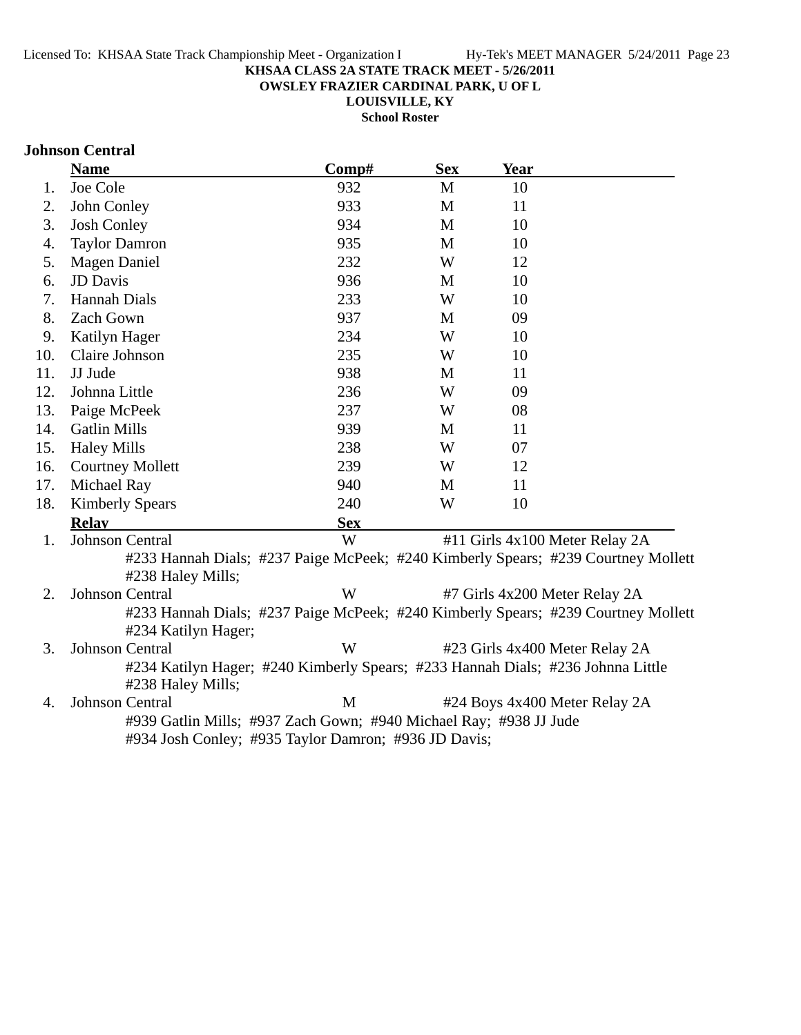## Johnson Central

| | Name | Comp# | Sex | Year |
|---|---|---|---|---|
| 1. | Joe Cole | 932 | M | 10 |
| 2. | John Conley | 933 | M | 11 |
| 3. | Josh Conley | 934 | M | 10 |
| 4. | Taylor Damron | 935 | M | 10 |
| 5. | Magen Daniel | 232 | W | 12 |
| 6. | JD Davis | 936 | M | 10 |
| 7. | Hannah Dials | 233 | W | 10 |
| 8. | Zach Gown | 937 | M | 09 |
| 9. | Katilyn Hager | 234 | W | 10 |
| 10. | Claire Johnson | 235 | W | 10 |
| 11. | JJ Jude | 938 | M | 11 |
| 12. | Johnna Little | 236 | W | 09 |
| 13. | Paige McPeek | 237 | W | 08 |
| 14. | Gatlin Mills | 939 | M | 11 |
| 15. | Haley Mills | 238 | W | 07 |
| 16. | Courtney Mollett | 239 | W | 12 |
| 17. | Michael Ray | 940 | M | 11 |
| 18. | Kimberly Spears | 240 | W | 10 |

| | Relay | Sex | Event |
|---|---|---|---|
| 1. | Johnson Central | W | #11 Girls 4x100 Meter Relay 2A |
| | #233 Hannah Dials; #237 Paige McPeek; #240 Kimberly Spears; #239 Courtney Mollett #238 Haley Mills; | | |
| 2. | Johnson Central | W | #7 Girls 4x200 Meter Relay 2A |
| | #233 Hannah Dials; #237 Paige McPeek; #240 Kimberly Spears; #239 Courtney Mollett #234 Katilyn Hager; | | |
| 3. | Johnson Central | W | #23 Girls 4x400 Meter Relay 2A |
| | #234 Katilyn Hager; #240 Kimberly Spears; #233 Hannah Dials; #236 Johnna Little #238 Haley Mills; | | |
| 4. | Johnson Central | M | #24 Boys 4x400 Meter Relay 2A |
| | #939 Gatlin Mills; #937 Zach Gown; #940 Michael Ray; #938 JJ Jude #934 Josh Conley; #935 Taylor Damron; #936 JD Davis; | | |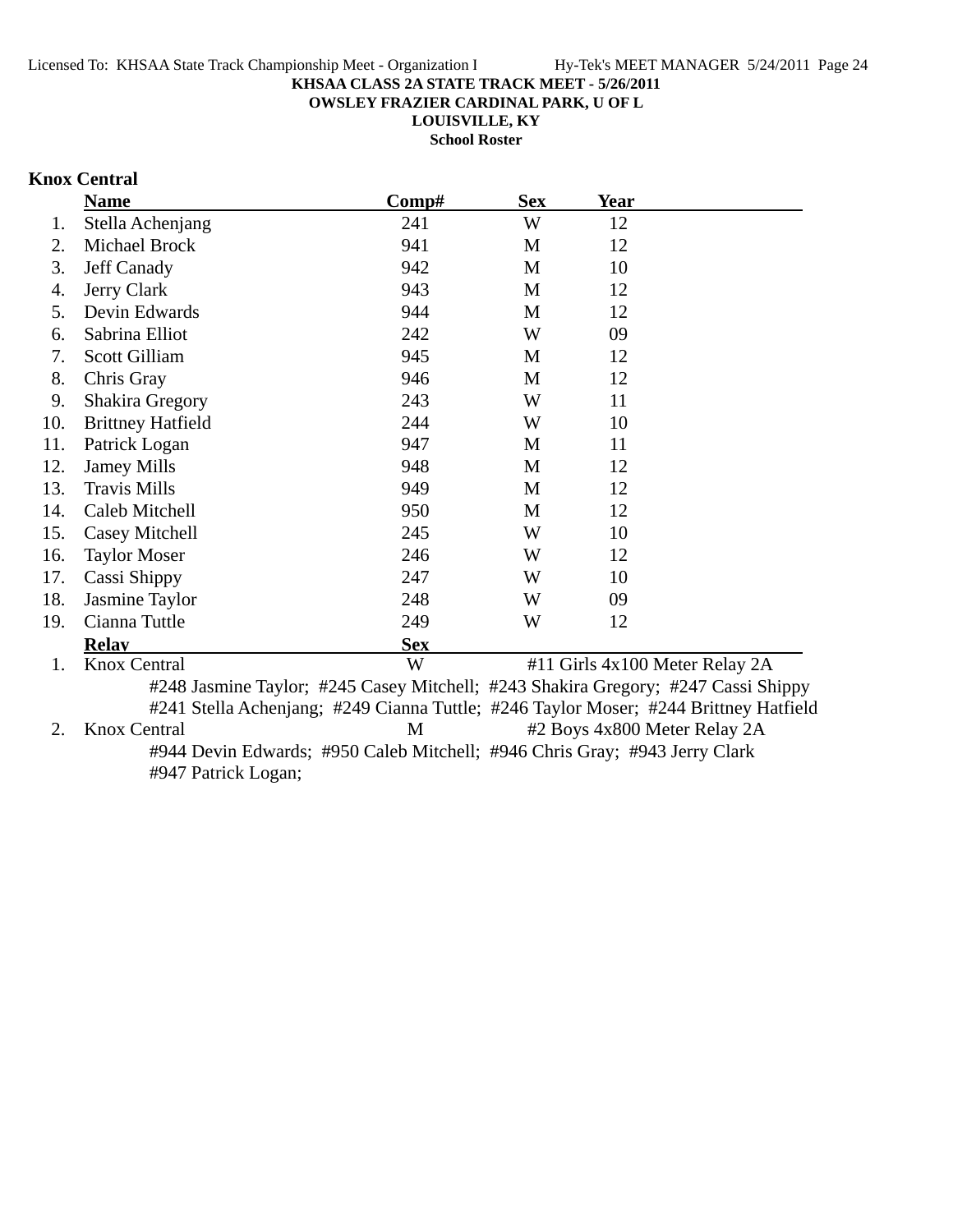**KHSAA CLASS 2A STATE TRACK MEET - 5/26/2011**

**OWSLEY FRAZIER CARDINAL PARK, U OF L**

**LOUISVILLE, KY**

**School Roster**

## Knox Central

| | Name | Comp# | Sex | Year |
|---|---|---|---|---|
| 1. | Stella Achenjang | 241 | W | 12 |
| 2. | Michael Brock | 941 | M | 12 |
| 3. | Jeff Canady | 942 | M | 10 |
| 4. | Jerry Clark | 943 | M | 12 |
| 5. | Devin Edwards | 944 | M | 12 |
| 6. | Sabrina Elliot | 242 | W | 09 |
| 7. | Scott Gilliam | 945 | M | 12 |
| 8. | Chris Gray | 946 | M | 12 |
| 9. | Shakira Gregory | 243 | W | 11 |
| 10. | Brittney Hatfield | 244 | W | 10 |
| 11. | Patrick Logan | 947 | M | 11 |
| 12. | Jamey Mills | 948 | M | 12 |
| 13. | Travis Mills | 949 | M | 12 |
| 14. | Caleb Mitchell | 950 | M | 12 |
| 15. | Casey Mitchell | 245 | W | 10 |
| 16. | Taylor Moser | 246 | W | 12 |
| 17. | Cassi Shippy | 247 | W | 10 |
| 18. | Jasmine Taylor | 248 | W | 09 |
| 19. | Cianna Tuttle | 249 | W | 12 |

| | Relay | Sex | |
|---|---|---|---|
| 1. | Knox Central | W | #11 Girls 4x100 Meter Relay 2A |
| | #248 Jasmine Taylor; #245 Casey Mitchell; #243 Shakira Gregory; #247 Cassi Shippy<br>#241 Stella Achenjang; #249 Cianna Tuttle; #246 Taylor Moser; #244 Brittney Hatfield | | |
| 2. | Knox Central | M | #2 Boys 4x800 Meter Relay 2A |
| | #944 Devin Edwards; #950 Caleb Mitchell; #946 Chris Gray; #943 Jerry Clark<br>#947 Patrick Logan; | | |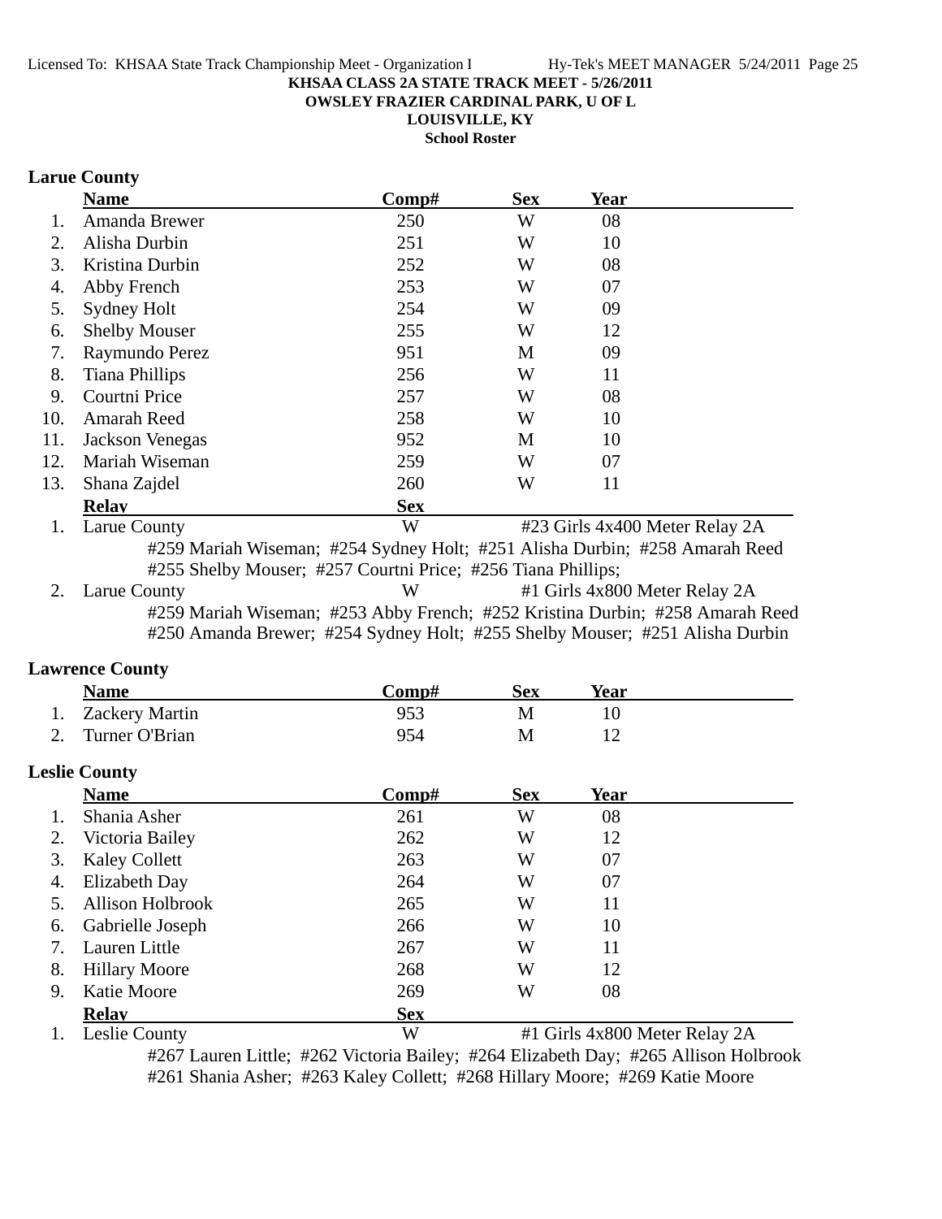KHSAA CLASS 2A STATE TRACK MEET - 5/26/2011
OWSLEY FRAZIER CARDINAL PARK, U OF L
LOUISVILLE, KY
School Roster

## Larue County

| | Name | Comp# | Sex | Year |
|---|---|---|---|---|
| 1. | Amanda Brewer | 250 | W | 08 |
| 2. | Alisha Durbin | 251 | W | 10 |
| 3. | Kristina Durbin | 252 | W | 08 |
| 4. | Abby French | 253 | W | 07 |
| 5. | Sydney Holt | 254 | W | 09 |
| 6. | Shelby Mouser | 255 | W | 12 |
| 7. | Raymundo Perez | 951 | M | 09 |
| 8. | Tiana Phillips | 256 | W | 11 |
| 9. | Courtni Price | 257 | W | 08 |
| 10. | Amarah Reed | 258 | W | 10 |
| 11. | Jackson Venegas | 952 | M | 10 |
| 12. | Mariah Wiseman | 259 | W | 07 |
| 13. | Shana Zajdel | 260 | W | 11 |

| | Relay | Sex | |
|---|---|---|---|
| 1. | Larue County | W | #23 Girls 4x400 Meter Relay 2A |

#259 Mariah Wiseman; #254 Sydney Holt; #251 Alisha Durbin; #258 Amarah Reed
#255 Shelby Mouser; #257 Courtni Price; #256 Tiana Phillips;

| | Relay | Sex | |
|---|---|---|---|
| 2. | Larue County | W | #1 Girls 4x800 Meter Relay 2A |

#259 Mariah Wiseman; #253 Abby French; #252 Kristina Durbin; #258 Amarah Reed
#250 Amanda Brewer; #254 Sydney Holt; #255 Shelby Mouser; #251 Alisha Durbin

## Lawrence County

| | Name | Comp# | Sex | Year |
|---|---|---|---|---|
| 1. | Zackery Martin | 953 | M | 10 |
| 2. | Turner O'Brian | 954 | M | 12 |

## Leslie County

| | Name | Comp# | Sex | Year |
|---|---|---|---|---|
| 1. | Shania Asher | 261 | W | 08 |
| 2. | Victoria Bailey | 262 | W | 12 |
| 3. | Kaley Collett | 263 | W | 07 |
| 4. | Elizabeth Day | 264 | W | 07 |
| 5. | Allison Holbrook | 265 | W | 11 |
| 6. | Gabrielle Joseph | 266 | W | 10 |
| 7. | Lauren Little | 267 | W | 11 |
| 8. | Hillary Moore | 268 | W | 12 |
| 9. | Katie Moore | 269 | W | 08 |

| | Relay | Sex | |
|---|---|---|---|
| 1. | Leslie County | W | #1 Girls 4x800 Meter Relay 2A |

#267 Lauren Little; #262 Victoria Bailey; #264 Elizabeth Day; #265 Allison Holbrook
#261 Shania Asher; #263 Kaley Collett; #268 Hillary Moore; #269 Katie Moore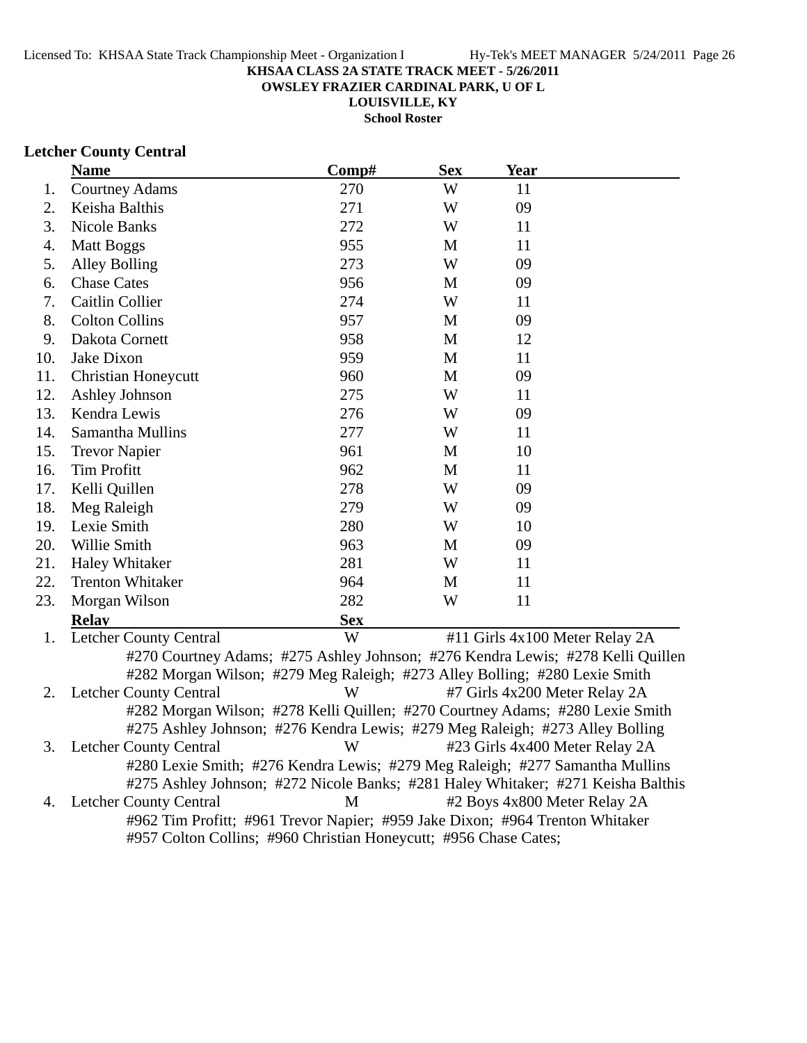KHSAA CLASS 2A STATE TRACK MEET - 5/26/2011
OWSLEY FRAZIER CARDINAL PARK, U OF L
LOUISVILLE, KY
School Roster

## Letcher County Central

| | Name | Comp# | Sex | Year |
|---|---|---|---|---|
| 1. | Courtney Adams | 270 | W | 11 |
| 2. | Keisha Balthis | 271 | W | 09 |
| 3. | Nicole Banks | 272 | W | 11 |
| 4. | Matt Boggs | 955 | M | 11 |
| 5. | Alley Bolling | 273 | W | 09 |
| 6. | Chase Cates | 956 | M | 09 |
| 7. | Caitlin Collier | 274 | W | 11 |
| 8. | Colton Collins | 957 | M | 09 |
| 9. | Dakota Cornett | 958 | M | 12 |
| 10. | Jake Dixon | 959 | M | 11 |
| 11. | Christian Honeycutt | 960 | M | 09 |
| 12. | Ashley Johnson | 275 | W | 11 |
| 13. | Kendra Lewis | 276 | W | 09 |
| 14. | Samantha Mullins | 277 | W | 11 |
| 15. | Trevor Napier | 961 | M | 10 |
| 16. | Tim Profitt | 962 | M | 11 |
| 17. | Kelli Quillen | 278 | W | 09 |
| 18. | Meg Raleigh | 279 | W | 09 |
| 19. | Lexie Smith | 280 | W | 10 |
| 20. | Willie Smith | 963 | M | 09 |
| 21. | Haley Whitaker | 281 | W | 11 |
| 22. | Trenton Whitaker | 964 | M | 11 |
| 23. | Morgan Wilson | 282 | W | 11 |

| | Relay | Sex | Event |
|---|---|---|---|
| 1. | Letcher County Central | W | #11 Girls 4x100 Meter Relay 2A |

#270 Courtney Adams; #275 Ashley Johnson; #276 Kendra Lewis; #278 Kelli Quillen
#282 Morgan Wilson; #279 Meg Raleigh; #273 Alley Bolling; #280 Lexie Smith

| | Relay | Sex | Event |
|---|---|---|---|
| 2. | Letcher County Central | W | #7 Girls 4x200 Meter Relay 2A |

#282 Morgan Wilson; #278 Kelli Quillen; #270 Courtney Adams; #280 Lexie Smith
#275 Ashley Johnson; #276 Kendra Lewis; #279 Meg Raleigh; #273 Alley Bolling

| | Relay | Sex | Event |
|---|---|---|---|
| 3. | Letcher County Central | W | #23 Girls 4x400 Meter Relay 2A |

#280 Lexie Smith; #276 Kendra Lewis; #279 Meg Raleigh; #277 Samantha Mullins
#275 Ashley Johnson; #272 Nicole Banks; #281 Haley Whitaker; #271 Keisha Balthis

| | Relay | Sex | Event |
|---|---|---|---|
| 4. | Letcher County Central | M | #2 Boys 4x800 Meter Relay 2A |

#962 Tim Profitt; #961 Trevor Napier; #959 Jake Dixon; #964 Trenton Whitaker
#957 Colton Collins; #960 Christian Honeycutt; #956 Chase Cates;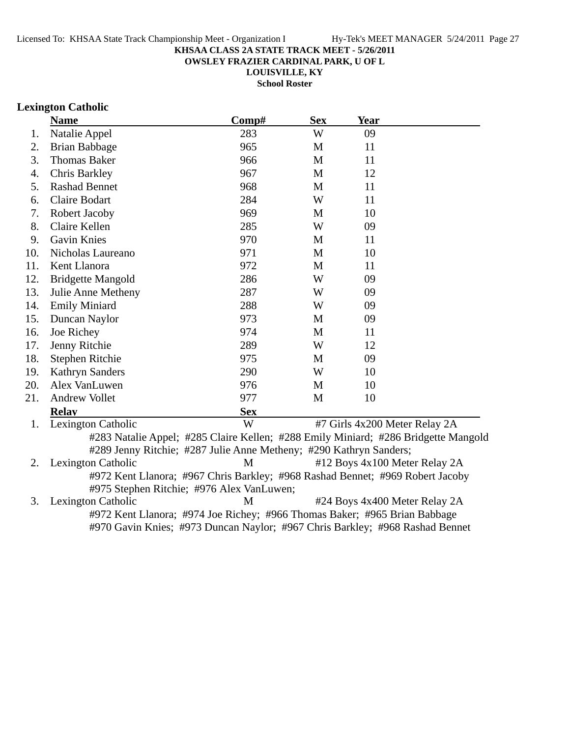**KHSAA CLASS 2A STATE TRACK MEET - 5/26/2011**
**OWSLEY FRAZIER CARDINAL PARK, U OF L**
**LOUISVILLE, KY**
**School Roster**

## Lexington Catholic

| | Name | Comp# | Sex | Year |
|---|---|---|---|---|
| 1. | Natalie Appel | 283 | W | 09 |
| 2. | Brian Babbage | 965 | M | 11 |
| 3. | Thomas Baker | 966 | M | 11 |
| 4. | Chris Barkley | 967 | M | 12 |
| 5. | Rashad Bennet | 968 | M | 11 |
| 6. | Claire Bodart | 284 | W | 11 |
| 7. | Robert Jacoby | 969 | M | 10 |
| 8. | Claire Kellen | 285 | W | 09 |
| 9. | Gavin Knies | 970 | M | 11 |
| 10. | Nicholas Laureano | 971 | M | 10 |
| 11. | Kent Llanora | 972 | M | 11 |
| 12. | Bridgette Mangold | 286 | W | 09 |
| 13. | Julie Anne Metheny | 287 | W | 09 |
| 14. | Emily Miniard | 288 | W | 09 |
| 15. | Duncan Naylor | 973 | M | 09 |
| 16. | Joe Richey | 974 | M | 11 |
| 17. | Jenny Ritchie | 289 | W | 12 |
| 18. | Stephen Ritchie | 975 | M | 09 |
| 19. | Kathryn Sanders | 290 | W | 10 |
| 20. | Alex VanLuwen | 976 | M | 10 |
| 21. | Andrew Vollet | 977 | M | 10 |

| | Relay | Sex | Event |
|---|---|---|---|
| 1. | Lexington Catholic | W | #7 Girls 4x200 Meter Relay 2A |
| | #283 Natalie Appel; #285 Claire Kellen; #288 Emily Miniard; #286 Bridgette Mangold #289 Jenny Ritchie; #287 Julie Anne Metheny; #290 Kathryn Sanders; | | |
| 2. | Lexington Catholic | M | #12 Boys 4x100 Meter Relay 2A |
| | #972 Kent Llanora; #967 Chris Barkley; #968 Rashad Bennet; #969 Robert Jacoby #975 Stephen Ritchie; #976 Alex VanLuwen; | | |
| 3. | Lexington Catholic | M | #24 Boys 4x400 Meter Relay 2A |
| | #972 Kent Llanora; #974 Joe Richey; #966 Thomas Baker; #965 Brian Babbage #970 Gavin Knies; #973 Duncan Naylor; #967 Chris Barkley; #968 Rashad Bennet | | |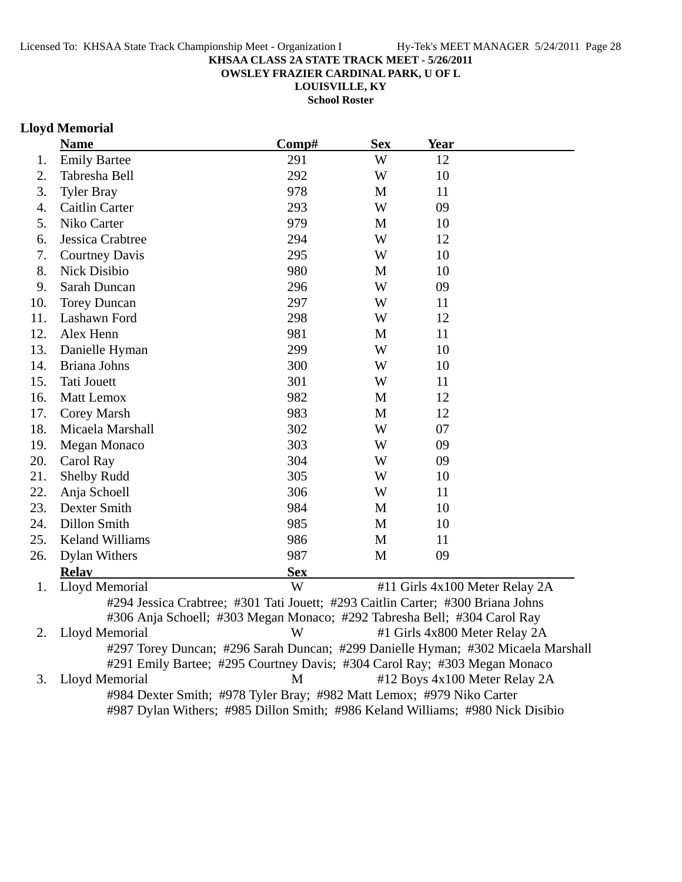**KHSAA CLASS 2A STATE TRACK MEET - 5/26/2011**
**OWSLEY FRAZIER CARDINAL PARK, U OF L**
**LOUISVILLE, KY**
**School Roster**

## Lloyd Memorial

| | Name | Comp# | Sex | Year |
|---|---|---|---|---|
| 1. | Emily Bartee | 291 | W | 12 |
| 2. | Tabresha Bell | 292 | W | 10 |
| 3. | Tyler Bray | 978 | M | 11 |
| 4. | Caitlin Carter | 293 | W | 09 |
| 5. | Niko Carter | 979 | M | 10 |
| 6. | Jessica Crabtree | 294 | W | 12 |
| 7. | Courtney Davis | 295 | W | 10 |
| 8. | Nick Disibio | 980 | M | 10 |
| 9. | Sarah Duncan | 296 | W | 09 |
| 10. | Torey Duncan | 297 | W | 11 |
| 11. | Lashawn Ford | 298 | W | 12 |
| 12. | Alex Henn | 981 | M | 11 |
| 13. | Danielle Hyman | 299 | W | 10 |
| 14. | Briana Johns | 300 | W | 10 |
| 15. | Tati Jouett | 301 | W | 11 |
| 16. | Matt Lemox | 982 | M | 12 |
| 17. | Corey Marsh | 983 | M | 12 |
| 18. | Micaela Marshall | 302 | W | 07 |
| 19. | Megan Monaco | 303 | W | 09 |
| 20. | Carol Ray | 304 | W | 09 |
| 21. | Shelby Rudd | 305 | W | 10 |
| 22. | Anja Schoell | 306 | W | 11 |
| 23. | Dexter Smith | 984 | M | 10 |
| 24. | Dillon Smith | 985 | M | 10 |
| 25. | Keland Williams | 986 | M | 11 |
| 26. | Dylan Withers | 987 | M | 09 |

| | Relay | Sex | |
|---|---|---|---|
| 1. | Lloyd Memorial | W | #11 Girls 4x100 Meter Relay 2A |
| | #294 Jessica Crabtree; #301 Tati Jouett; #293 Caitlin Carter; #300 Briana Johns<br>#306 Anja Schoell; #303 Megan Monaco; #292 Tabresha Bell; #304 Carol Ray | | |
| 2. | Lloyd Memorial | W | #1 Girls 4x800 Meter Relay 2A |
| | #297 Torey Duncan; #296 Sarah Duncan; #299 Danielle Hyman; #302 Micaela Marshall<br>#291 Emily Bartee; #295 Courtney Davis; #304 Carol Ray; #303 Megan Monaco | | |
| 3. | Lloyd Memorial | M | #12 Boys 4x100 Meter Relay 2A |
| | #984 Dexter Smith; #978 Tyler Bray; #982 Matt Lemox; #979 Niko Carter<br>#987 Dylan Withers; #985 Dillon Smith; #986 Keland Williams; #980 Nick Disibio | | |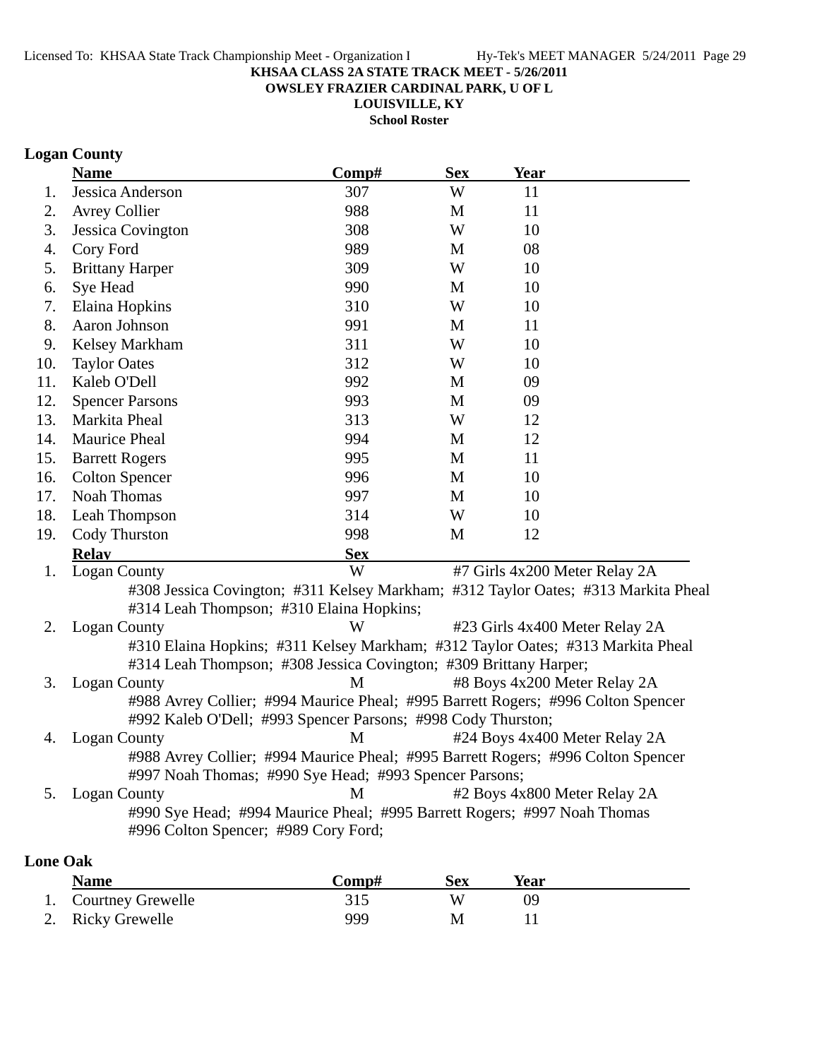**KHSAA CLASS 2A STATE TRACK MEET - 5/26/2011**
**OWSLEY FRAZIER CARDINAL PARK, U OF L**
**LOUISVILLE, KY**
**School Roster**

## Logan County

| | Name | Comp# | Sex | Year |
|---|---|---|---|---|
| 1. | Jessica Anderson | 307 | W | 11 |
| 2. | Avrey Collier | 988 | M | 11 |
| 3. | Jessica Covington | 308 | W | 10 |
| 4. | Cory Ford | 989 | M | 08 |
| 5. | Brittany Harper | 309 | W | 10 |
| 6. | Sye Head | 990 | M | 10 |
| 7. | Elaina Hopkins | 310 | W | 10 |
| 8. | Aaron Johnson | 991 | M | 11 |
| 9. | Kelsey Markham | 311 | W | 10 |
| 10. | Taylor Oates | 312 | W | 10 |
| 11. | Kaleb O'Dell | 992 | M | 09 |
| 12. | Spencer Parsons | 993 | M | 09 |
| 13. | Markita Pheal | 313 | W | 12 |
| 14. | Maurice Pheal | 994 | M | 12 |
| 15. | Barrett Rogers | 995 | M | 11 |
| 16. | Colton Spencer | 996 | M | 10 |
| 17. | Noah Thomas | 997 | M | 10 |
| 18. | Leah Thompson | 314 | W | 10 |
| 19. | Cody Thurston | 998 | M | 12 |

| | Relay | Sex | Event |
|---|---|---|---|
| 1. | Logan County | W | #7 Girls 4x200 Meter Relay 2A |
| | #308 Jessica Covington; #311 Kelsey Markham; #312 Taylor Oates; #313 Markita Pheal #314 Leah Thompson; #310 Elaina Hopkins; | | |
| 2. | Logan County | W | #23 Girls 4x400 Meter Relay 2A |
| | #310 Elaina Hopkins; #311 Kelsey Markham; #312 Taylor Oates; #313 Markita Pheal #314 Leah Thompson; #308 Jessica Covington; #309 Brittany Harper; | | |
| 3. | Logan County | M | #8 Boys 4x200 Meter Relay 2A |
| | #988 Avrey Collier; #994 Maurice Pheal; #995 Barrett Rogers; #996 Colton Spencer #992 Kaleb O'Dell; #993 Spencer Parsons; #998 Cody Thurston; | | |
| 4. | Logan County | M | #24 Boys 4x400 Meter Relay 2A |
| | #988 Avrey Collier; #994 Maurice Pheal; #995 Barrett Rogers; #996 Colton Spencer #997 Noah Thomas; #990 Sye Head; #993 Spencer Parsons; | | |
| 5. | Logan County | M | #2 Boys 4x800 Meter Relay 2A |
| | #990 Sye Head; #994 Maurice Pheal; #995 Barrett Rogers; #997 Noah Thomas #996 Colton Spencer; #989 Cory Ford; | | |

## Lone Oak

| | Name | Comp# | Sex | Year |
|---|---|---|---|---|
| 1. | Courtney Grewelle | 315 | W | 09 |
| 2. | Ricky Grewelle | 999 | M | 11 |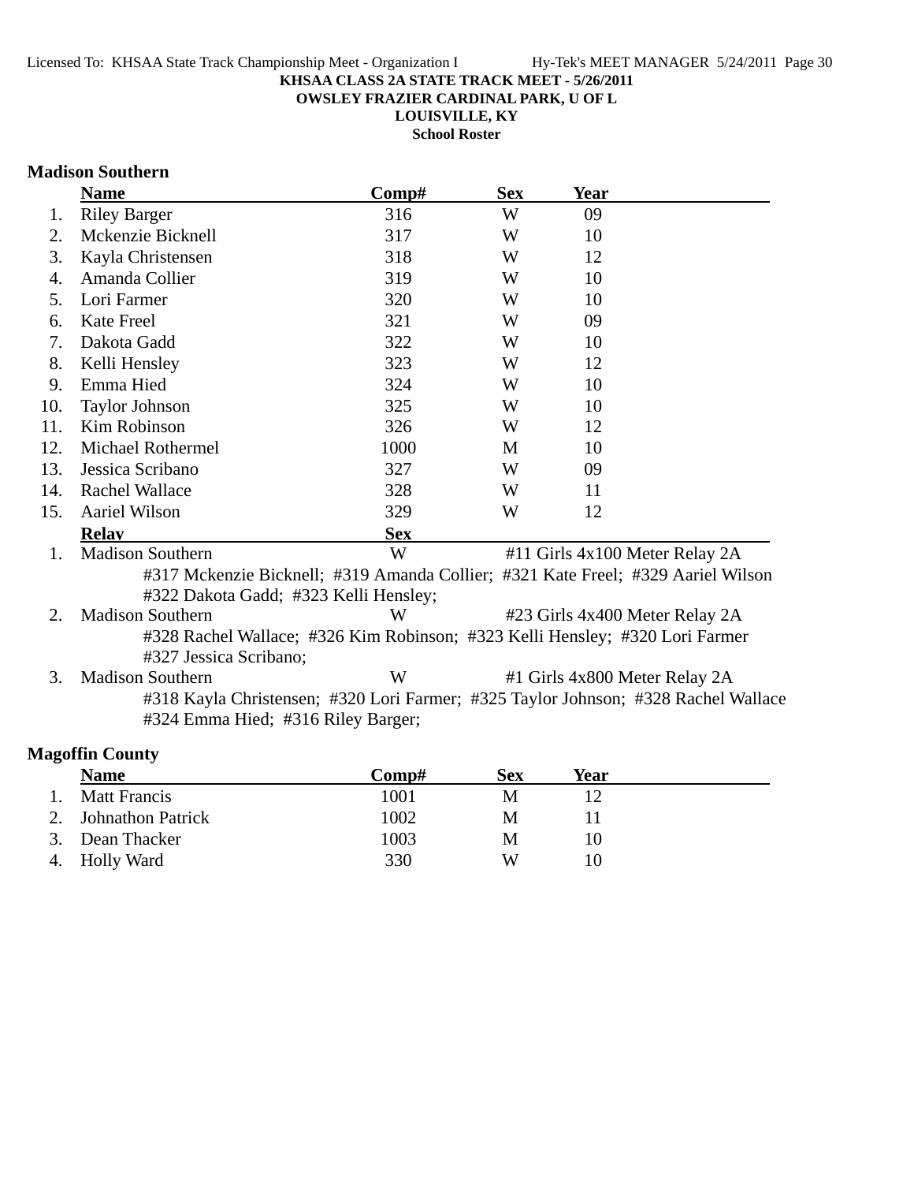**KHSAA CLASS 2A STATE TRACK MEET - 5/26/2011**
**OWSLEY FRAZIER CARDINAL PARK, U OF L**
**LOUISVILLE, KY**
**School Roster**

## Madison Southern

| | Name | Comp# | Sex | Year |
|---|---|---|---|---|
| 1. | Riley Barger | 316 | W | 09 |
| 2. | Mckenzie Bicknell | 317 | W | 10 |
| 3. | Kayla Christensen | 318 | W | 12 |
| 4. | Amanda Collier | 319 | W | 10 |
| 5. | Lori Farmer | 320 | W | 10 |
| 6. | Kate Freel | 321 | W | 09 |
| 7. | Dakota Gadd | 322 | W | 10 |
| 8. | Kelli Hensley | 323 | W | 12 |
| 9. | Emma Hied | 324 | W | 10 |
| 10. | Taylor Johnson | 325 | W | 10 |
| 11. | Kim Robinson | 326 | W | 12 |
| 12. | Michael Rothermel | 1000 | M | 10 |
| 13. | Jessica Scribano | 327 | W | 09 |
| 14. | Rachel Wallace | 328 | W | 11 |
| 15. | Aariel Wilson | 329 | W | 12 |

| | Relay | Sex | Event |
|---|---|---|---|
| 1. | Madison Southern | W | #11 Girls 4x100 Meter Relay 2A |
| | #317 Mckenzie Bicknell; #319 Amanda Collier; #321 Kate Freel; #329 Aariel Wilson #322 Dakota Gadd; #323 Kelli Hensley; | | |
| 2. | Madison Southern | W | #23 Girls 4x400 Meter Relay 2A |
| | #328 Rachel Wallace; #326 Kim Robinson; #323 Kelli Hensley; #320 Lori Farmer #327 Jessica Scribano; | | |
| 3. | Madison Southern | W | #1 Girls 4x800 Meter Relay 2A |
| | #318 Kayla Christensen; #320 Lori Farmer; #325 Taylor Johnson; #328 Rachel Wallace #324 Emma Hied; #316 Riley Barger; | | |

## Magoffin County

| | Name | Comp# | Sex | Year |
|---|---|---|---|---|
| 1. | Matt Francis | 1001 | M | 12 |
| 2. | Johnathon Patrick | 1002 | M | 11 |
| 3. | Dean Thacker | 1003 | M | 10 |
| 4. | Holly Ward | 330 | W | 10 |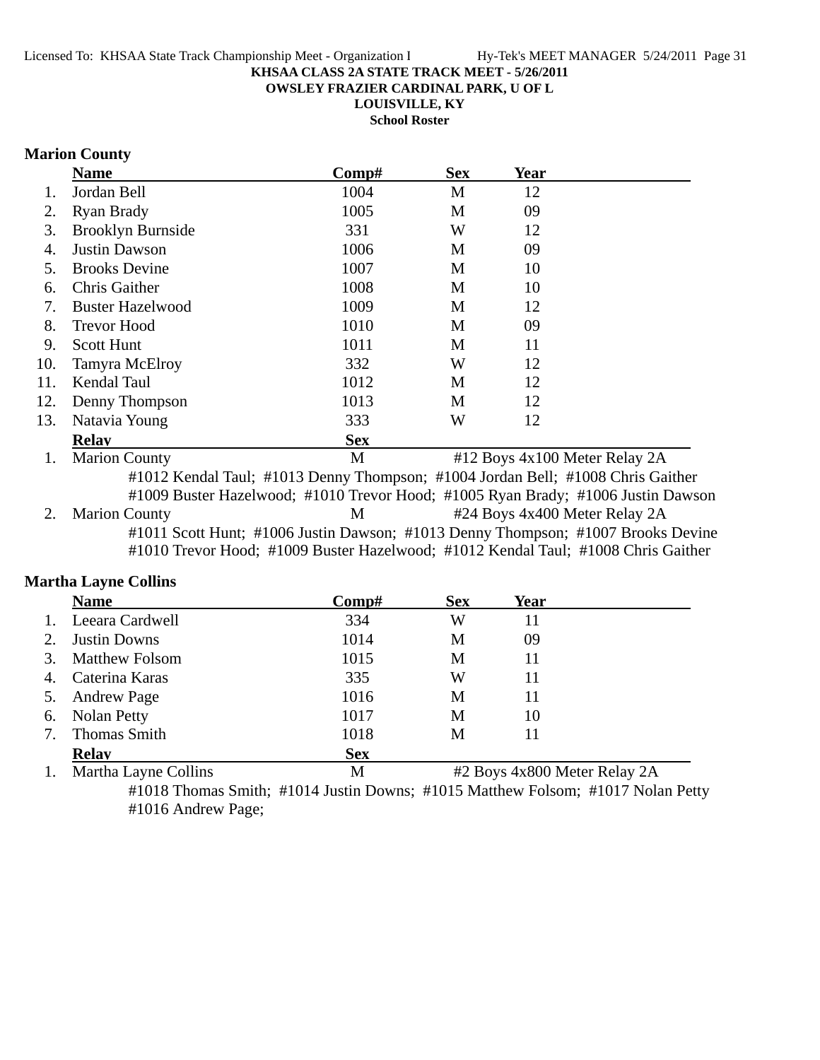**KHSAA CLASS 2A STATE TRACK MEET - 5/26/2011**
**OWSLEY FRAZIER CARDINAL PARK, U OF L**
**LOUISVILLE, KY**
**School Roster**

## Marion County

| | Name | Comp# | Sex | Year |
|---|---|---|---|---|
| 1. | Jordan Bell | 1004 | M | 12 |
| 2. | Ryan Brady | 1005 | M | 09 |
| 3. | Brooklyn Burnside | 331 | W | 12 |
| 4. | Justin Dawson | 1006 | M | 09 |
| 5. | Brooks Devine | 1007 | M | 10 |
| 6. | Chris Gaither | 1008 | M | 10 |
| 7. | Buster Hazelwood | 1009 | M | 12 |
| 8. | Trevor Hood | 1010 | M | 09 |
| 9. | Scott Hunt | 1011 | M | 11 |
| 10. | Tamyra McElroy | 332 | W | 12 |
| 11. | Kendal Taul | 1012 | M | 12 |
| 12. | Denny Thompson | 1013 | M | 12 |
| 13. | Natavia Young | 333 | W | 12 |

| | Relay | Sex | |
|---|---|---|---|
| 1. | Marion County | M | #12 Boys 4x100 Meter Relay 2A |

#1012 Kendal Taul; #1013 Denny Thompson; #1004 Jordan Bell; #1008 Chris Gaither
#1009 Buster Hazelwood; #1010 Trevor Hood; #1005 Ryan Brady; #1006 Justin Dawson

| | Relay | Sex | |
|---|---|---|---|
| 2. | Marion County | M | #24 Boys 4x400 Meter Relay 2A |

#1011 Scott Hunt; #1006 Justin Dawson; #1013 Denny Thompson; #1007 Brooks Devine
#1010 Trevor Hood; #1009 Buster Hazelwood; #1012 Kendal Taul; #1008 Chris Gaither

## Martha Layne Collins

| | Name | Comp# | Sex | Year |
|---|---|---|---|---|
| 1. | Leeara Cardwell | 334 | W | 11 |
| 2. | Justin Downs | 1014 | M | 09 |
| 3. | Matthew Folsom | 1015 | M | 11 |
| 4. | Caterina Karas | 335 | W | 11 |
| 5. | Andrew Page | 1016 | M | 11 |
| 6. | Nolan Petty | 1017 | M | 10 |
| 7. | Thomas Smith | 1018 | M | 11 |

| | Relay | Sex | |
|---|---|---|---|
| 1. | Martha Layne Collins | M | #2 Boys 4x800 Meter Relay 2A |

#1018 Thomas Smith; #1014 Justin Downs; #1015 Matthew Folsom; #1017 Nolan Petty
#1016 Andrew Page;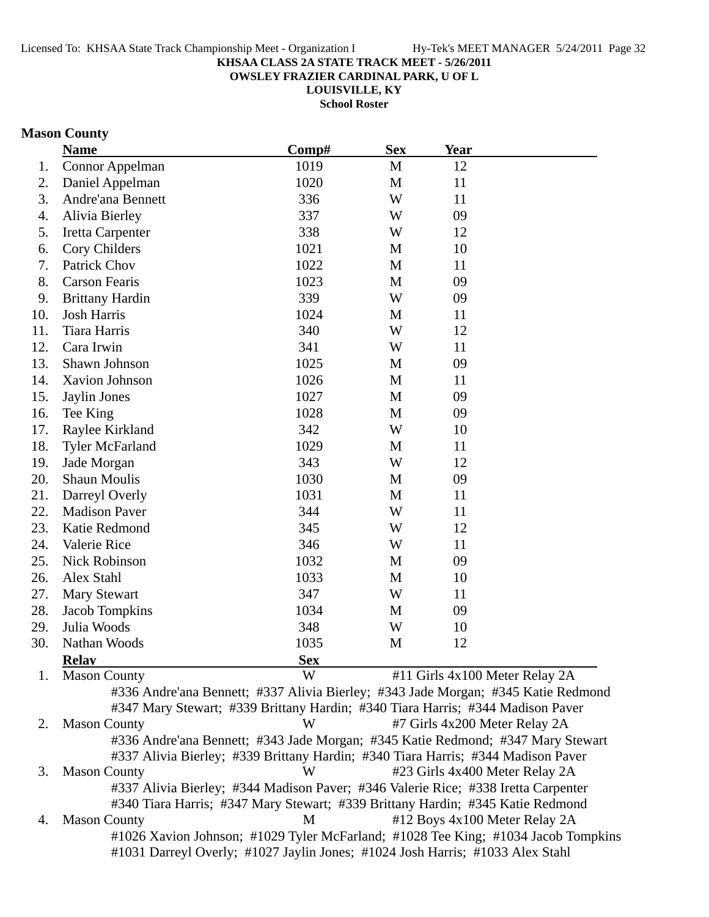KHSAA CLASS 2A STATE TRACK MEET - 5/26/2011
OWSLEY FRAZIER CARDINAL PARK, U OF L
LOUISVILLE, KY
School Roster

## Mason County

| | Name | Comp# | Sex | Year |
|---|---|---|---|---|
| 1. | Connor Appelman | 1019 | M | 12 |
| 2. | Daniel Appelman | 1020 | M | 11 |
| 3. | Andre'ana Bennett | 336 | W | 11 |
| 4. | Alivia Bierley | 337 | W | 09 |
| 5. | Iretta Carpenter | 338 | W | 12 |
| 6. | Cory Childers | 1021 | M | 10 |
| 7. | Patrick Chov | 1022 | M | 11 |
| 8. | Carson Fearis | 1023 | M | 09 |
| 9. | Brittany Hardin | 339 | W | 09 |
| 10. | Josh Harris | 1024 | M | 11 |
| 11. | Tiara Harris | 340 | W | 12 |
| 12. | Cara Irwin | 341 | W | 11 |
| 13. | Shawn Johnson | 1025 | M | 09 |
| 14. | Xavion Johnson | 1026 | M | 11 |
| 15. | Jaylin Jones | 1027 | M | 09 |
| 16. | Tee King | 1028 | M | 09 |
| 17. | Raylee Kirkland | 342 | W | 10 |
| 18. | Tyler McFarland | 1029 | M | 11 |
| 19. | Jade Morgan | 343 | W | 12 |
| 20. | Shaun Moulis | 1030 | M | 09 |
| 21. | Darreyl Overly | 1031 | M | 11 |
| 22. | Madison Paver | 344 | W | 11 |
| 23. | Katie Redmond | 345 | W | 12 |
| 24. | Valerie Rice | 346 | W | 11 |
| 25. | Nick Robinson | 1032 | M | 09 |
| 26. | Alex Stahl | 1033 | M | 10 |
| 27. | Mary Stewart | 347 | W | 11 |
| 28. | Jacob Tompkins | 1034 | M | 09 |
| 29. | Julia Woods | 348 | W | 10 |
| 30. | Nathan Woods | 1035 | M | 12 |

| | Relay | Sex | Event |
|---|---|---|---|
| 1. | Mason County | W | #11 Girls 4x100 Meter Relay 2A |
| | #336 Andre'ana Bennett; #337 Alivia Bierley; #343 Jade Morgan; #345 Katie Redmond; #347 Mary Stewart; #339 Brittany Hardin; #340 Tiara Harris; #344 Madison Paver | | |
| 2. | Mason County | W | #7 Girls 4x200 Meter Relay 2A |
| | #336 Andre'ana Bennett; #343 Jade Morgan; #345 Katie Redmond; #347 Mary Stewart; #337 Alivia Bierley; #339 Brittany Hardin; #340 Tiara Harris; #344 Madison Paver | | |
| 3. | Mason County | W | #23 Girls 4x400 Meter Relay 2A |
| | #337 Alivia Bierley; #344 Madison Paver; #346 Valerie Rice; #338 Iretta Carpenter; #340 Tiara Harris; #347 Mary Stewart; #339 Brittany Hardin; #345 Katie Redmond | | |
| 4. | Mason County | M | #12 Boys 4x100 Meter Relay 2A |
| | #1026 Xavion Johnson; #1029 Tyler McFarland; #1028 Tee King; #1034 Jacob Tompkins; #1031 Darreyl Overly; #1027 Jaylin Jones; #1024 Josh Harris; #1033 Alex Stahl | | |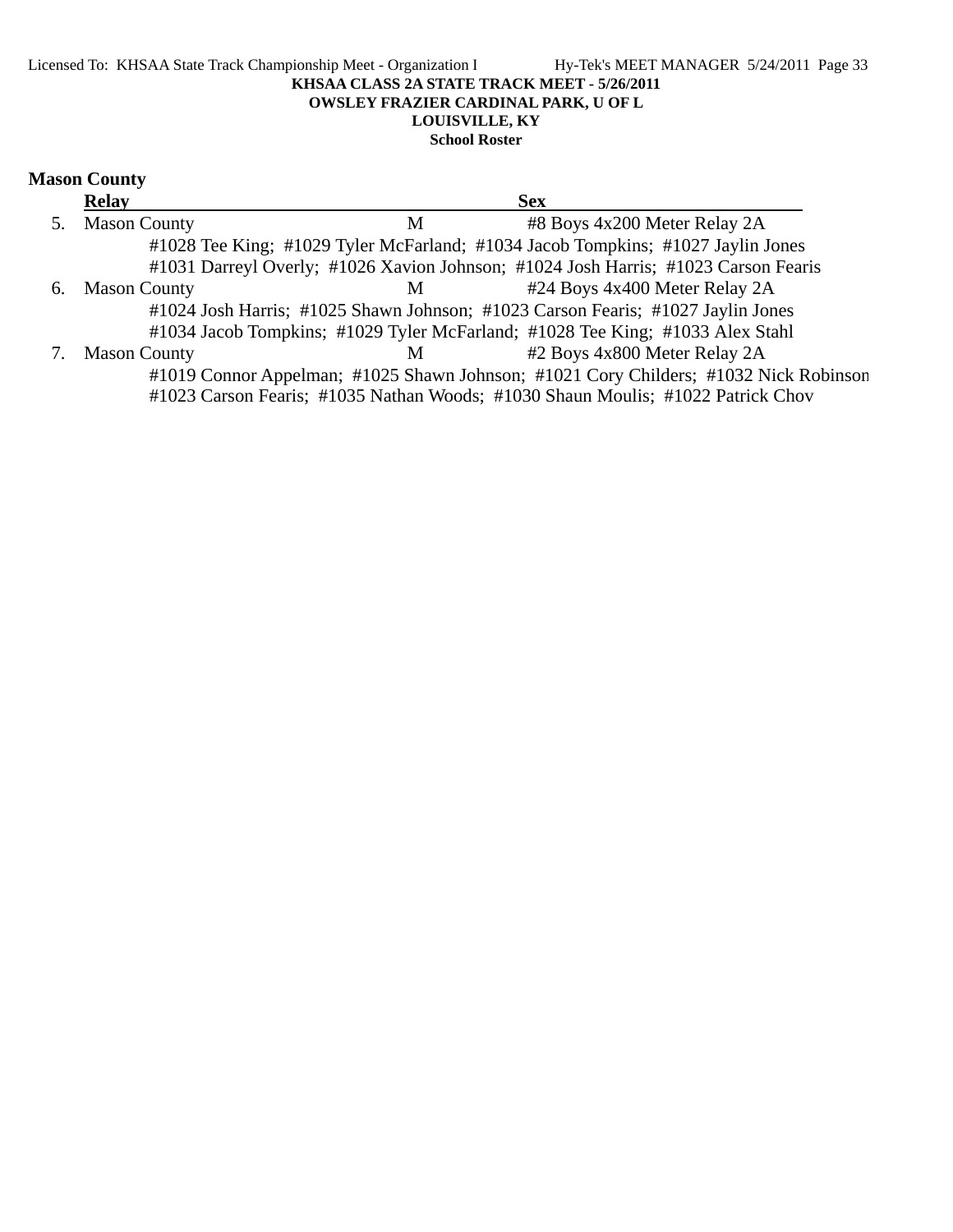**KHSAA CLASS 2A STATE TRACK MEET - 5/26/2011**
**OWSLEY FRAZIER CARDINAL PARK, U OF L**
**LOUISVILLE, KY**
**School Roster**

## Mason County

| | Relay | Sex | |
|---|---|---|---|
| 5. | Mason County | M | #8 Boys 4x200 Meter Relay 2A |
| | #1028 Tee King; #1029 Tyler McFarland; #1034 Jacob Tompkins; #1027 Jaylin Jones | | |
| | #1031 Darreyl Overly; #1026 Xavion Johnson; #1024 Josh Harris; #1023 Carson Fearis | | |
| 6. | Mason County | M | #24 Boys 4x400 Meter Relay 2A |
| | #1024 Josh Harris; #1025 Shawn Johnson; #1023 Carson Fearis; #1027 Jaylin Jones | | |
| | #1034 Jacob Tompkins; #1029 Tyler McFarland; #1028 Tee King; #1033 Alex Stahl | | |
| 7. | Mason County | M | #2 Boys 4x800 Meter Relay 2A |
| | #1019 Connor Appelman; #1025 Shawn Johnson; #1021 Cory Childers; #1032 Nick Robinson | | |
| | #1023 Carson Fearis; #1035 Nathan Woods; #1030 Shaun Moulis; #1022 Patrick Chov | | |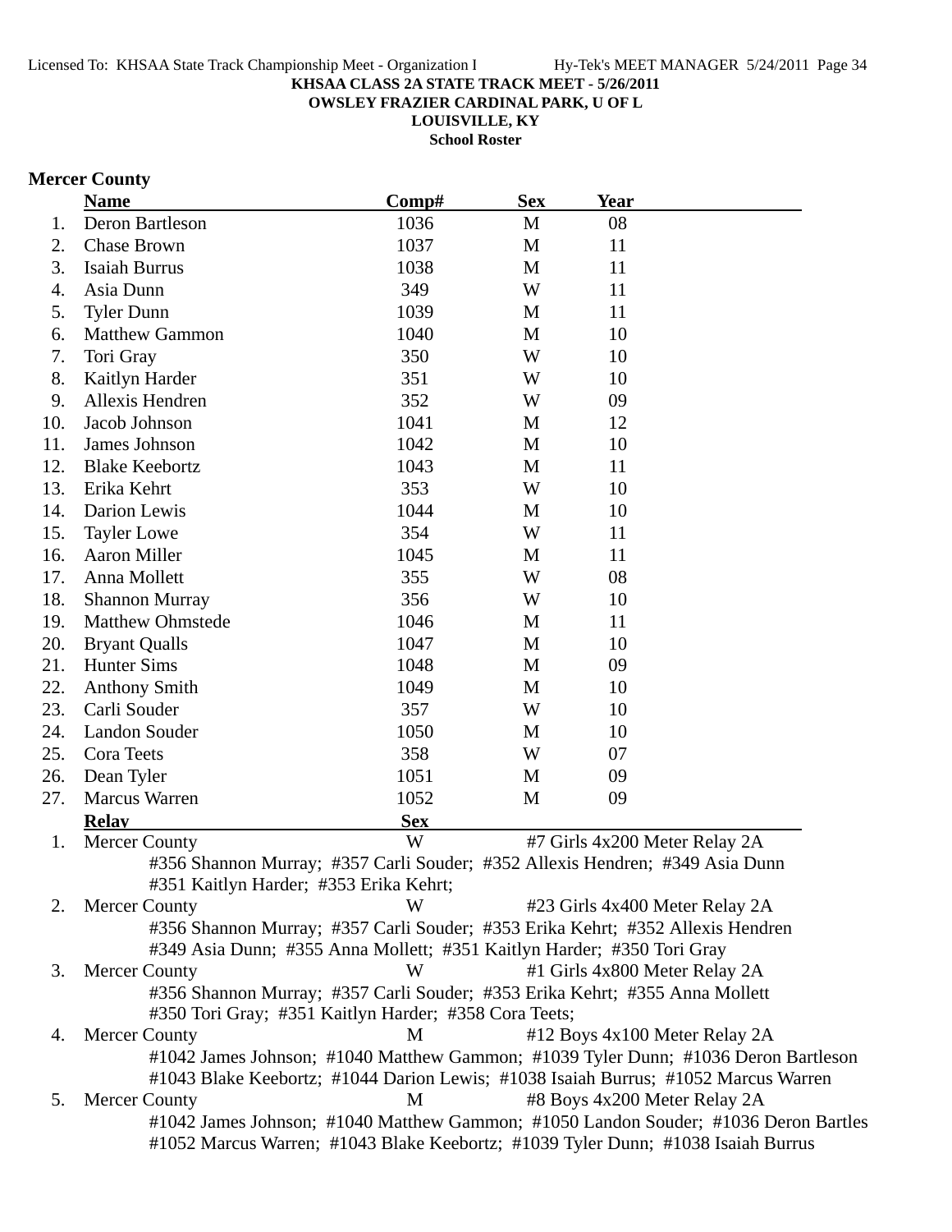KHSAA CLASS 2A STATE TRACK MEET - 5/26/2011

OWSLEY FRAZIER CARDINAL PARK, U OF L

LOUISVILLE, KY

School Roster

## Mercer County

| | Name | Comp# | Sex | Year |
|---|---|---|---|---|
| 1. | Deron Bartleson | 1036 | M | 08 |
| 2. | Chase Brown | 1037 | M | 11 |
| 3. | Isaiah Burrus | 1038 | M | 11 |
| 4. | Asia Dunn | 349 | W | 11 |
| 5. | Tyler Dunn | 1039 | M | 11 |
| 6. | Matthew Gammon | 1040 | M | 10 |
| 7. | Tori Gray | 350 | W | 10 |
| 8. | Kaitlyn Harder | 351 | W | 10 |
| 9. | Allexis Hendren | 352 | W | 09 |
| 10. | Jacob Johnson | 1041 | M | 12 |
| 11. | James Johnson | 1042 | M | 10 |
| 12. | Blake Keebortz | 1043 | M | 11 |
| 13. | Erika Kehrt | 353 | W | 10 |
| 14. | Darion Lewis | 1044 | M | 10 |
| 15. | Tayler Lowe | 354 | W | 11 |
| 16. | Aaron Miller | 1045 | M | 11 |
| 17. | Anna Mollett | 355 | W | 08 |
| 18. | Shannon Murray | 356 | W | 10 |
| 19. | Matthew Ohmstede | 1046 | M | 11 |
| 20. | Bryant Qualls | 1047 | M | 10 |
| 21. | Hunter Sims | 1048 | M | 09 |
| 22. | Anthony Smith | 1049 | M | 10 |
| 23. | Carli Souder | 357 | W | 10 |
| 24. | Landon Souder | 1050 | M | 10 |
| 25. | Cora Teets | 358 | W | 07 |
| 26. | Dean Tyler | 1051 | M | 09 |
| 27. | Marcus Warren | 1052 | M | 09 |

| | Relay | Sex | |
|---|---|---|---|
| 1. | Mercer County | W | #7 Girls 4x200 Meter Relay 2A |
| | #356 Shannon Murray; #357 Carli Souder; #352 Allexis Hendren; #349 Asia Dunn #351 Kaitlyn Harder; #353 Erika Kehrt; | | |
| 2. | Mercer County | W | #23 Girls 4x400 Meter Relay 2A |
| | #356 Shannon Murray; #357 Carli Souder; #353 Erika Kehrt; #352 Allexis Hendren #349 Asia Dunn; #355 Anna Mollett; #351 Kaitlyn Harder; #350 Tori Gray | | |
| 3. | Mercer County | W | #1 Girls 4x800 Meter Relay 2A |
| | #356 Shannon Murray; #357 Carli Souder; #353 Erika Kehrt; #355 Anna Mollett #350 Tori Gray; #351 Kaitlyn Harder; #358 Cora Teets; | | |
| 4. | Mercer County | M | #12 Boys 4x100 Meter Relay 2A |
| | #1042 James Johnson; #1040 Matthew Gammon; #1039 Tyler Dunn; #1036 Deron Bartleson #1043 Blake Keebortz; #1044 Darion Lewis; #1038 Isaiah Burrus; #1052 Marcus Warren | | |
| 5. | Mercer County | M | #8 Boys 4x200 Meter Relay 2A |
| | #1042 James Johnson; #1040 Matthew Gammon; #1050 Landon Souder; #1036 Deron Bartles #1052 Marcus Warren; #1043 Blake Keebortz; #1039 Tyler Dunn; #1038 Isaiah Burrus | | |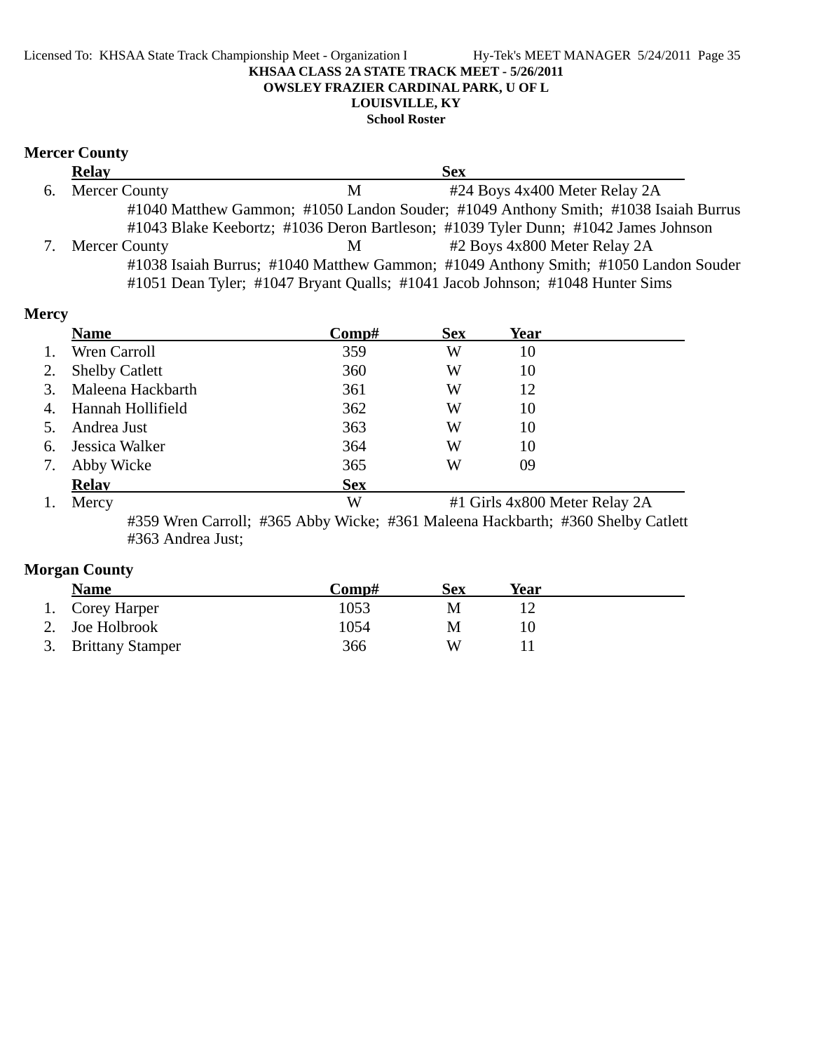KHSAA CLASS 2A STATE TRACK MEET - 5/26/2011

OWSLEY FRAZIER CARDINAL PARK, U OF L

LOUISVILLE, KY

School Roster

**Mercer County**

| | Relay | | Sex | |
|---|---|---|---|---|
| 6. | Mercer County | | M | #24 Boys 4x400 Meter Relay 2A |

#1040 Matthew Gammon; #1050 Landon Souder; #1049 Anthony Smith; #1038 Isaiah Burrus
#1043 Blake Keebortz; #1036 Deron Bartleson; #1039 Tyler Dunn; #1042 James Johnson

| | Relay | | Sex | |
|---|---|---|---|---|
| 7. | Mercer County | | M | #2 Boys 4x800 Meter Relay 2A |

#1038 Isaiah Burrus; #1040 Matthew Gammon; #1049 Anthony Smith; #1050 Landon Souder
#1051 Dean Tyler; #1047 Bryant Qualls; #1041 Jacob Johnson; #1048 Hunter Sims

**Mercy**

| | Name | Comp# | Sex | Year |
|---|---|---|---|---|
| 1. | Wren Carroll | 359 | W | 10 |
| 2. | Shelby Catlett | 360 | W | 10 |
| 3. | Maleena Hackbarth | 361 | W | 12 |
| 4. | Hannah Hollifield | 362 | W | 10 |
| 5. | Andrea Just | 363 | W | 10 |
| 6. | Jessica Walker | 364 | W | 10 |
| 7. | Abby Wicke | 365 | W | 09 |

| | Relay | Sex | |
|---|---|---|---|
| 1. | Mercy | W | #1 Girls 4x800 Meter Relay 2A |

#359 Wren Carroll; #365 Abby Wicke; #361 Maleena Hackbarth; #360 Shelby Catlett
#363 Andrea Just;

**Morgan County**

| | Name | Comp# | Sex | Year |
|---|---|---|---|---|
| 1. | Corey Harper | 1053 | M | 12 |
| 2. | Joe Holbrook | 1054 | M | 10 |
| 3. | Brittany Stamper | 366 | W | 11 |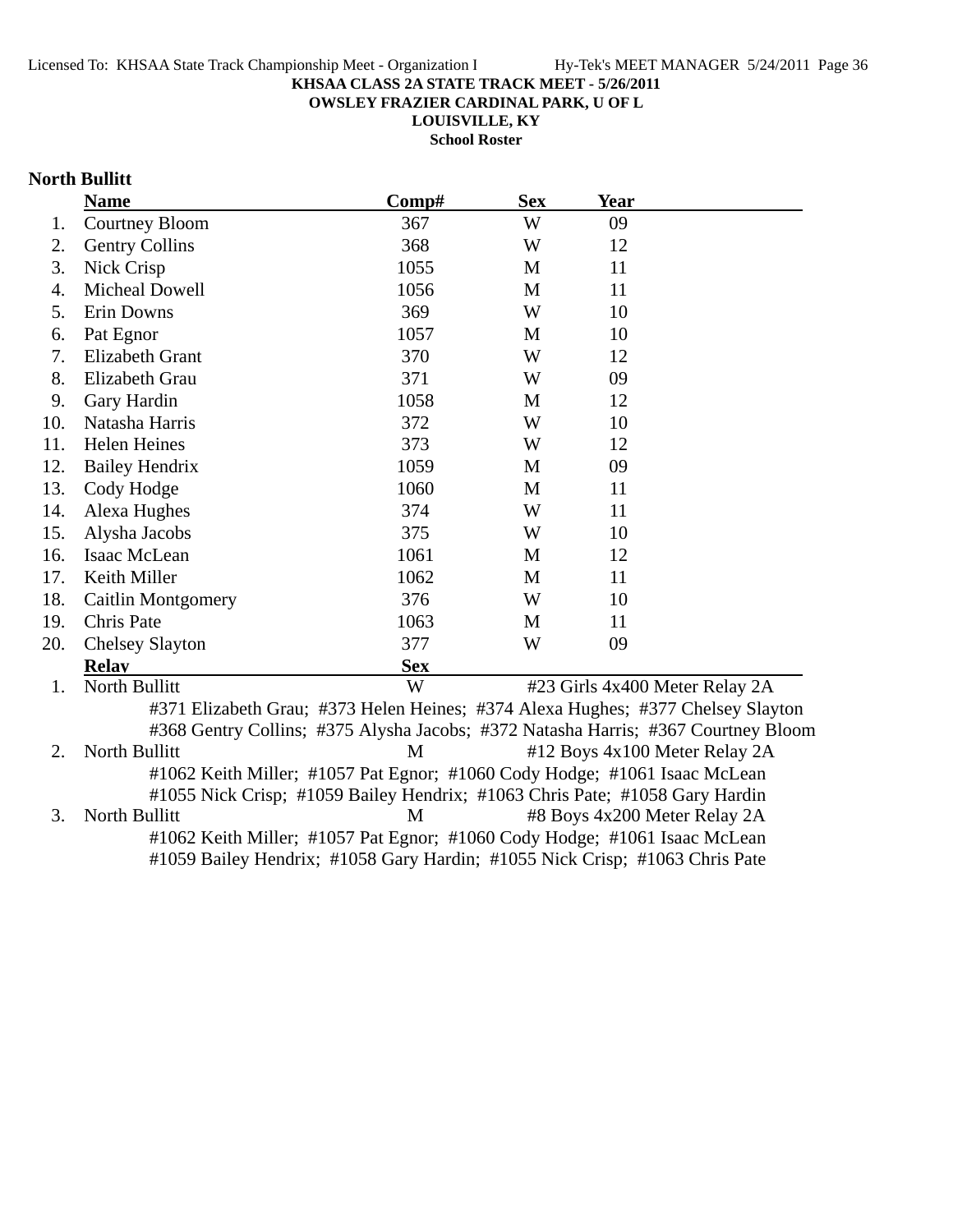KHSAA CLASS 2A STATE TRACK MEET - 5/26/2011
OWSLEY FRAZIER CARDINAL PARK, U OF L
LOUISVILLE, KY
School Roster

**North Bullitt**

| | Name | Comp# | Sex | Year |
|---|---|---|---|---|
| 1. | Courtney Bloom | 367 | W | 09 |
| 2. | Gentry Collins | 368 | W | 12 |
| 3. | Nick Crisp | 1055 | M | 11 |
| 4. | Micheal Dowell | 1056 | M | 11 |
| 5. | Erin Downs | 369 | W | 10 |
| 6. | Pat Egnor | 1057 | M | 10 |
| 7. | Elizabeth Grant | 370 | W | 12 |
| 8. | Elizabeth Grau | 371 | W | 09 |
| 9. | Gary Hardin | 1058 | M | 12 |
| 10. | Natasha Harris | 372 | W | 10 |
| 11. | Helen Heines | 373 | W | 12 |
| 12. | Bailey Hendrix | 1059 | M | 09 |
| 13. | Cody Hodge | 1060 | M | 11 |
| 14. | Alexa Hughes | 374 | W | 11 |
| 15. | Alysha Jacobs | 375 | W | 10 |
| 16. | Isaac McLean | 1061 | M | 12 |
| 17. | Keith Miller | 1062 | M | 11 |
| 18. | Caitlin Montgomery | 376 | W | 10 |
| 19. | Chris Pate | 1063 | M | 11 |
| 20. | Chelsey Slayton | 377 | W | 09 |

| | Relay | Sex | Event |
|---|---|---|---|
| 1. | North Bullitt | W | #23 Girls 4x400 Meter Relay 2A |

#371 Elizabeth Grau; #373 Helen Heines; #374 Alexa Hughes; #377 Chelsey Slayton
#368 Gentry Collins; #375 Alysha Jacobs; #372 Natasha Harris; #367 Courtney Bloom

| | Relay | Sex | Event |
|---|---|---|---|
| 2. | North Bullitt | M | #12 Boys 4x100 Meter Relay 2A |

#1062 Keith Miller; #1057 Pat Egnor; #1060 Cody Hodge; #1061 Isaac McLean
#1055 Nick Crisp; #1059 Bailey Hendrix; #1063 Chris Pate; #1058 Gary Hardin

| | Relay | Sex | Event |
|---|---|---|---|
| 3. | North Bullitt | M | #8 Boys 4x200 Meter Relay 2A |

#1062 Keith Miller; #1057 Pat Egnor; #1060 Cody Hodge; #1061 Isaac McLean
#1059 Bailey Hendrix; #1058 Gary Hardin; #1055 Nick Crisp; #1063 Chris Pate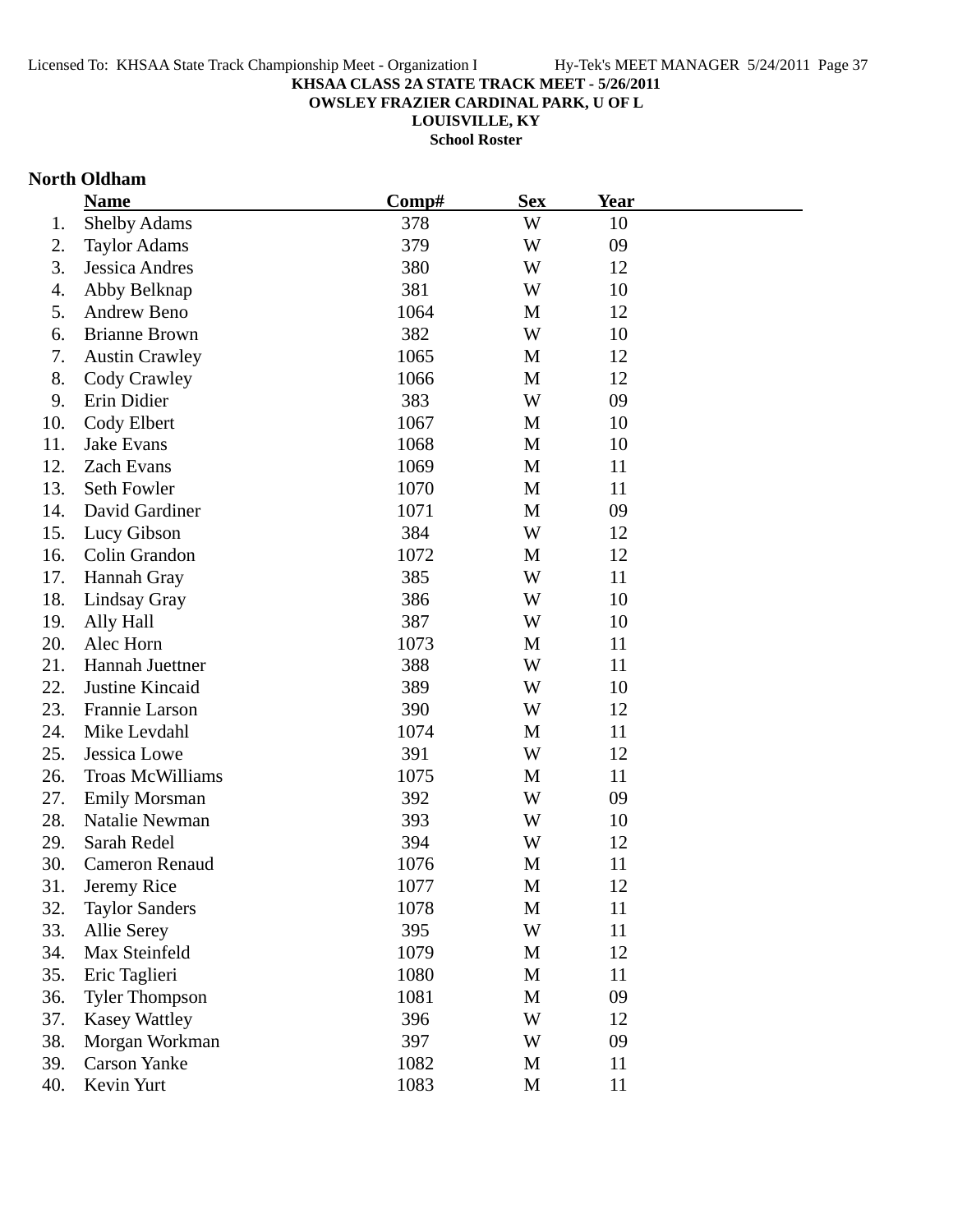**KHSAA CLASS 2A STATE TRACK MEET - 5/26/2011**
**OWSLEY FRAZIER CARDINAL PARK, U OF L**
**LOUISVILLE, KY**
**School Roster**

## North Oldham

| | Name | Comp# | Sex | Year |
|---|---|---|---|---|
| 1. | Shelby Adams | 378 | W | 10 |
| 2. | Taylor Adams | 379 | W | 09 |
| 3. | Jessica Andres | 380 | W | 12 |
| 4. | Abby Belknap | 381 | W | 10 |
| 5. | Andrew Beno | 1064 | M | 12 |
| 6. | Brianne Brown | 382 | W | 10 |
| 7. | Austin Crawley | 1065 | M | 12 |
| 8. | Cody Crawley | 1066 | M | 12 |
| 9. | Erin Didier | 383 | W | 09 |
| 10. | Cody Elbert | 1067 | M | 10 |
| 11. | Jake Evans | 1068 | M | 10 |
| 12. | Zach Evans | 1069 | M | 11 |
| 13. | Seth Fowler | 1070 | M | 11 |
| 14. | David Gardiner | 1071 | M | 09 |
| 15. | Lucy Gibson | 384 | W | 12 |
| 16. | Colin Grandon | 1072 | M | 12 |
| 17. | Hannah Gray | 385 | W | 11 |
| 18. | Lindsay Gray | 386 | W | 10 |
| 19. | Ally Hall | 387 | W | 10 |
| 20. | Alec Horn | 1073 | M | 11 |
| 21. | Hannah Juettner | 388 | W | 11 |
| 22. | Justine Kincaid | 389 | W | 10 |
| 23. | Frannie Larson | 390 | W | 12 |
| 24. | Mike Levdahl | 1074 | M | 11 |
| 25. | Jessica Lowe | 391 | W | 12 |
| 26. | Troas McWilliams | 1075 | M | 11 |
| 27. | Emily Morsman | 392 | W | 09 |
| 28. | Natalie Newman | 393 | W | 10 |
| 29. | Sarah Redel | 394 | W | 12 |
| 30. | Cameron Renaud | 1076 | M | 11 |
| 31. | Jeremy Rice | 1077 | M | 12 |
| 32. | Taylor Sanders | 1078 | M | 11 |
| 33. | Allie Serey | 395 | W | 11 |
| 34. | Max Steinfeld | 1079 | M | 12 |
| 35. | Eric Taglieri | 1080 | M | 11 |
| 36. | Tyler Thompson | 1081 | M | 09 |
| 37. | Kasey Wattley | 396 | W | 12 |
| 38. | Morgan Workman | 397 | W | 09 |
| 39. | Carson Yanke | 1082 | M | 11 |
| 40. | Kevin Yurt | 1083 | M | 11 |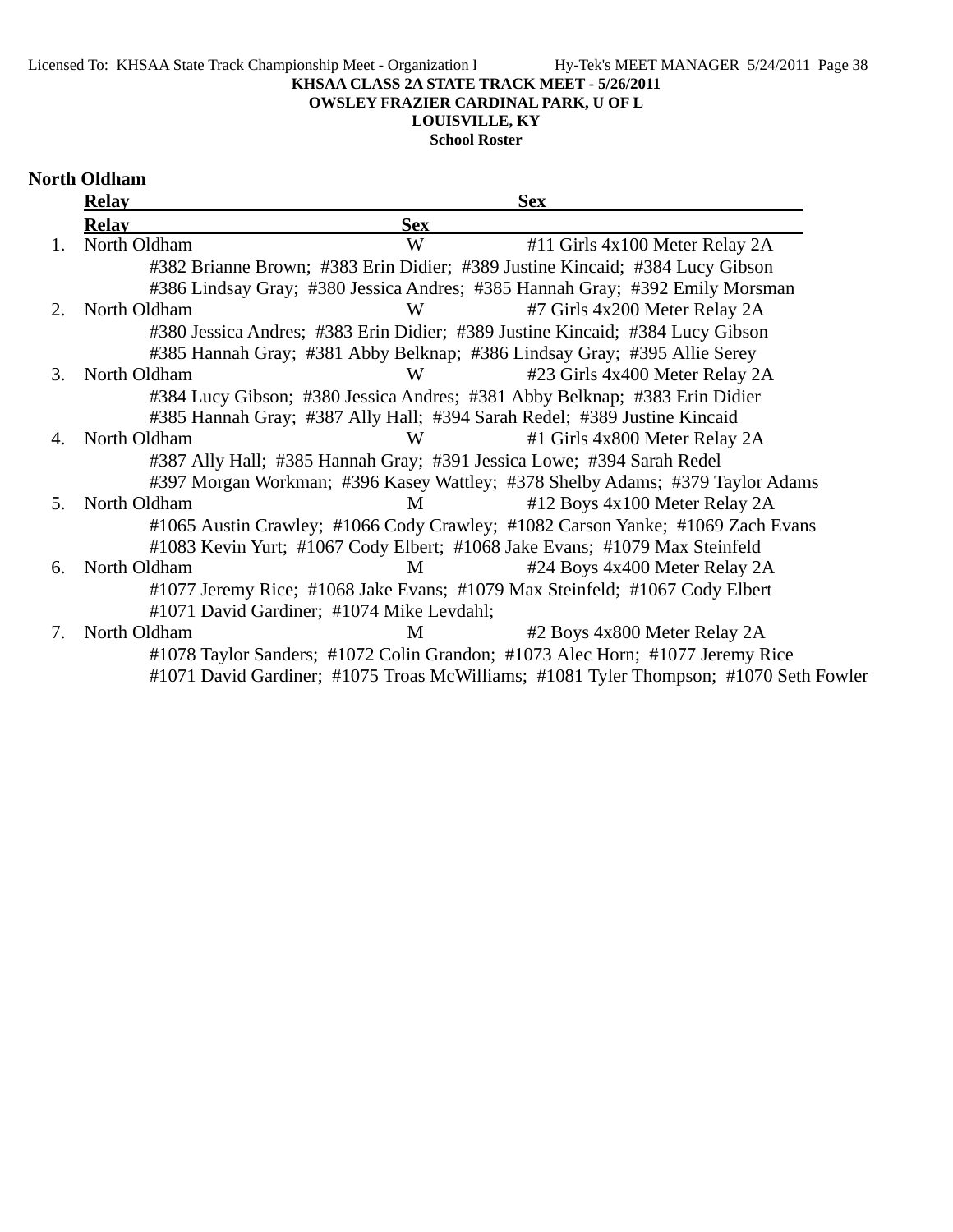**KHSAA CLASS 2A STATE TRACK MEET - 5/26/2011**
**OWSLEY FRAZIER CARDINAL PARK, U OF L**
**LOUISVILLE, KY**
**School Roster**

## North Oldham

| | Relay | Sex | |
|---|---|---|---|
| 1. | North Oldham | W | #11 Girls 4x100 Meter Relay 2A |
| | #382 Brianne Brown; #383 Erin Didier; #389 Justine Kincaid; #384 Lucy Gibson<br>#386 Lindsay Gray; #380 Jessica Andres; #385 Hannah Gray; #392 Emily Morsman | | |
| 2. | North Oldham | W | #7 Girls 4x200 Meter Relay 2A |
| | #380 Jessica Andres; #383 Erin Didier; #389 Justine Kincaid; #384 Lucy Gibson<br>#385 Hannah Gray; #381 Abby Belknap; #386 Lindsay Gray; #395 Allie Serey | | |
| 3. | North Oldham | W | #23 Girls 4x400 Meter Relay 2A |
| | #384 Lucy Gibson; #380 Jessica Andres; #381 Abby Belknap; #383 Erin Didier<br>#385 Hannah Gray; #387 Ally Hall; #394 Sarah Redel; #389 Justine Kincaid | | |
| 4. | North Oldham | W | #1 Girls 4x800 Meter Relay 2A |
| | #387 Ally Hall; #385 Hannah Gray; #391 Jessica Lowe; #394 Sarah Redel<br>#397 Morgan Workman; #396 Kasey Wattley; #378 Shelby Adams; #379 Taylor Adams | | |
| 5. | North Oldham | M | #12 Boys 4x100 Meter Relay 2A |
| | #1065 Austin Crawley; #1066 Cody Crawley; #1082 Carson Yanke; #1069 Zach Evans<br>#1083 Kevin Yurt; #1067 Cody Elbert; #1068 Jake Evans; #1079 Max Steinfeld | | |
| 6. | North Oldham | M | #24 Boys 4x400 Meter Relay 2A |
| | #1077 Jeremy Rice; #1068 Jake Evans; #1079 Max Steinfeld; #1067 Cody Elbert<br>#1071 David Gardiner; #1074 Mike Levdahl; | | |
| 7. | North Oldham | M | #2 Boys 4x800 Meter Relay 2A |
| | #1078 Taylor Sanders; #1072 Colin Grandon; #1073 Alec Horn; #1077 Jeremy Rice<br>#1071 David Gardiner; #1075 Troas McWilliams; #1081 Tyler Thompson; #1070 Seth Fowler | | |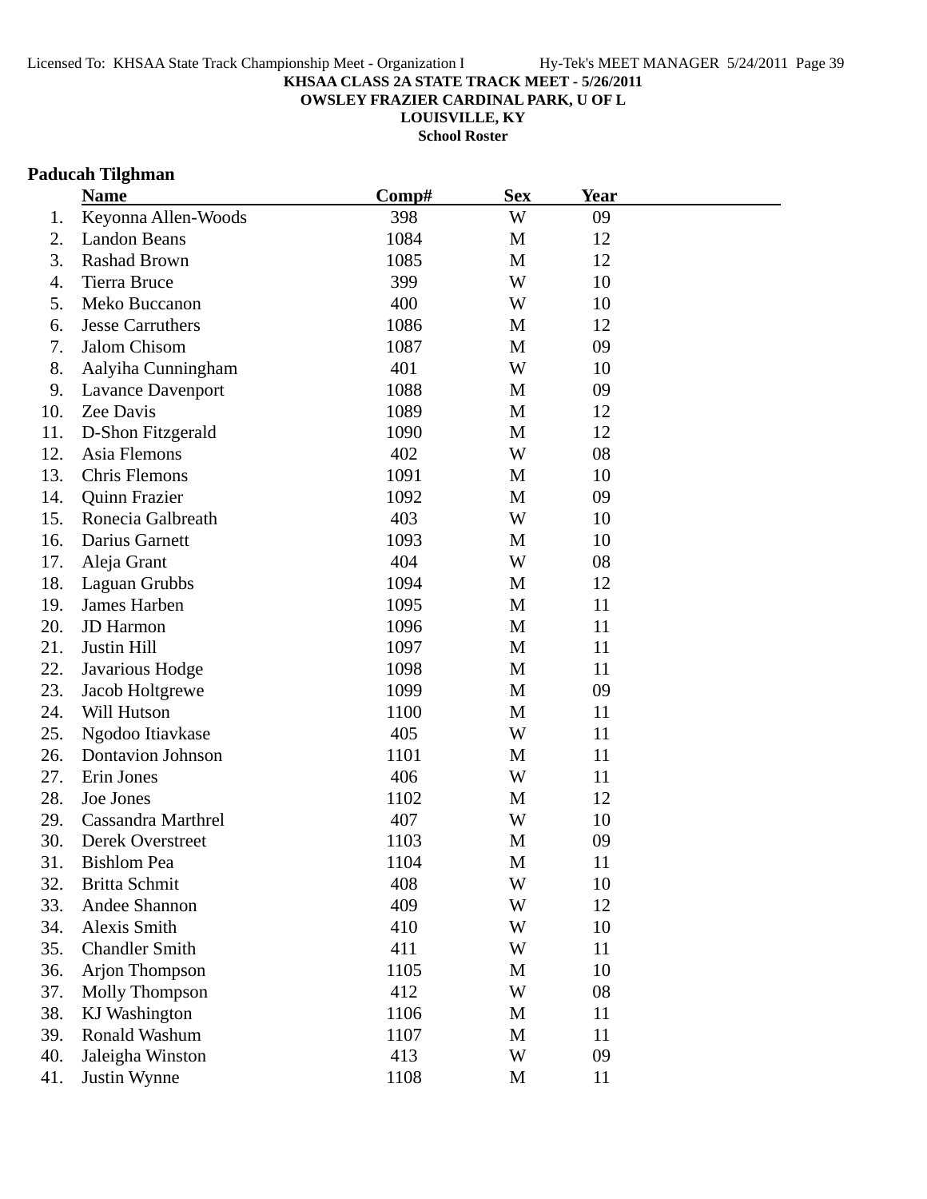KHSAA CLASS 2A STATE TRACK MEET - 5/26/2011
OWSLEY FRAZIER CARDINAL PARK, U OF L
LOUISVILLE, KY
School Roster

## Paducah Tilghman

| | Name | Comp# | Sex | Year |
|---|---|---|---|---|
| 1. | Keyonna Allen-Woods | 398 | W | 09 |
| 2. | Landon Beans | 1084 | M | 12 |
| 3. | Rashad Brown | 1085 | M | 12 |
| 4. | Tierra Bruce | 399 | W | 10 |
| 5. | Meko Buccanon | 400 | W | 10 |
| 6. | Jesse Carruthers | 1086 | M | 12 |
| 7. | Jalom Chisom | 1087 | M | 09 |
| 8. | Aalyiha Cunningham | 401 | W | 10 |
| 9. | Lavance Davenport | 1088 | M | 09 |
| 10. | Zee Davis | 1089 | M | 12 |
| 11. | D-Shon Fitzgerald | 1090 | M | 12 |
| 12. | Asia Flemons | 402 | W | 08 |
| 13. | Chris Flemons | 1091 | M | 10 |
| 14. | Quinn Frazier | 1092 | M | 09 |
| 15. | Ronecia Galbreath | 403 | W | 10 |
| 16. | Darius Garnett | 1093 | M | 10 |
| 17. | Aleja Grant | 404 | W | 08 |
| 18. | Laguan Grubbs | 1094 | M | 12 |
| 19. | James Harben | 1095 | M | 11 |
| 20. | JD Harmon | 1096 | M | 11 |
| 21. | Justin Hill | 1097 | M | 11 |
| 22. | Javarious Hodge | 1098 | M | 11 |
| 23. | Jacob Holtgrewe | 1099 | M | 09 |
| 24. | Will Hutson | 1100 | M | 11 |
| 25. | Ngodoo Itiavkase | 405 | W | 11 |
| 26. | Dontavion Johnson | 1101 | M | 11 |
| 27. | Erin Jones | 406 | W | 11 |
| 28. | Joe Jones | 1102 | M | 12 |
| 29. | Cassandra Marthrel | 407 | W | 10 |
| 30. | Derek Overstreet | 1103 | M | 09 |
| 31. | Bishlom Pea | 1104 | M | 11 |
| 32. | Britta Schmit | 408 | W | 10 |
| 33. | Andee Shannon | 409 | W | 12 |
| 34. | Alexis Smith | 410 | W | 10 |
| 35. | Chandler Smith | 411 | W | 11 |
| 36. | Arjon Thompson | 1105 | M | 10 |
| 37. | Molly Thompson | 412 | W | 08 |
| 38. | KJ Washington | 1106 | M | 11 |
| 39. | Ronald Washum | 1107 | M | 11 |
| 40. | Jaleigha Winston | 413 | W | 09 |
| 41. | Justin Wynne | 1108 | M | 11 |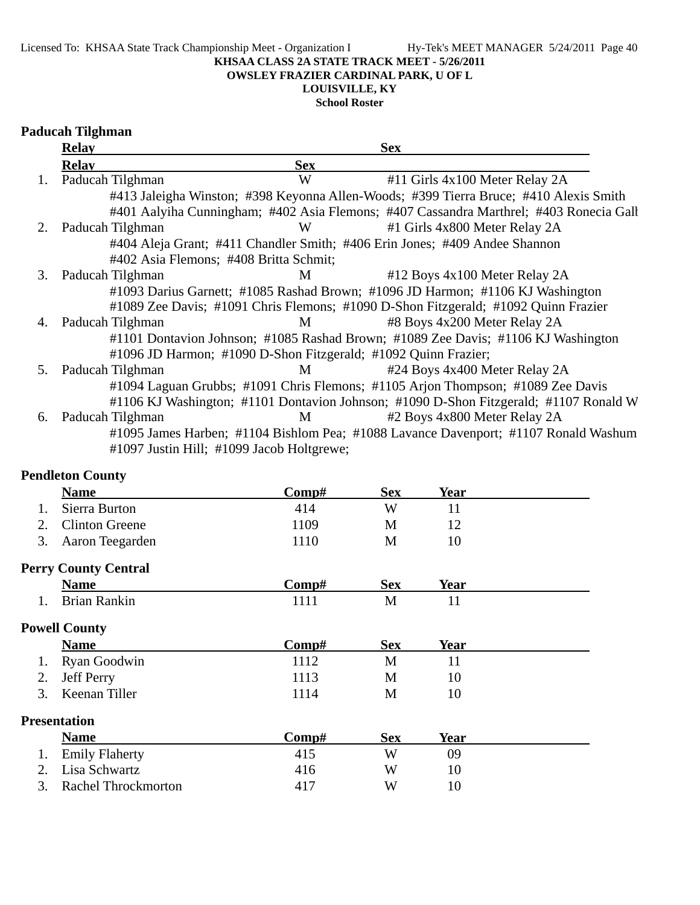KHSAA CLASS 2A STATE TRACK MEET - 5/26/2011
OWSLEY FRAZIER CARDINAL PARK, U OF L
LOUISVILLE, KY
School Roster

**Paducah Tilghman**

| | Relay | Sex | |
|---|---|---|---|
| 1. | Paducah Tilghman | W | #11 Girls 4x100 Meter Relay 2A |
| | #413 Jaleigha Winston; #398 Keyonna Allen-Woods; #399 Tierra Bruce; #410 Alexis Smith #401 Aalyiha Cunningham; #402 Asia Flemons; #407 Cassandra Marthrel; #403 Ronecia Gall | | |
| 2. | Paducah Tilghman | W | #1 Girls 4x800 Meter Relay 2A |
| | #404 Aleja Grant; #411 Chandler Smith; #406 Erin Jones; #409 Andee Shannon #402 Asia Flemons; #408 Britta Schmit; | | |
| 3. | Paducah Tilghman | M | #12 Boys 4x100 Meter Relay 2A |
| | #1093 Darius Garnett; #1085 Rashad Brown; #1096 JD Harmon; #1106 KJ Washington #1089 Zee Davis; #1091 Chris Flemons; #1090 D-Shon Fitzgerald; #1092 Quinn Frazier | | |
| 4. | Paducah Tilghman | M | #8 Boys 4x200 Meter Relay 2A |
| | #1101 Dontavion Johnson; #1085 Rashad Brown; #1089 Zee Davis; #1106 KJ Washington #1096 JD Harmon; #1090 D-Shon Fitzgerald; #1092 Quinn Frazier; | | |
| 5. | Paducah Tilghman | M | #24 Boys 4x400 Meter Relay 2A |
| | #1094 Laguan Grubbs; #1091 Chris Flemons; #1105 Arjon Thompson; #1089 Zee Davis #1106 KJ Washington; #1101 Dontavion Johnson; #1090 D-Shon Fitzgerald; #1107 Ronald W | | |
| 6. | Paducah Tilghman | M | #2 Boys 4x800 Meter Relay 2A |
| | #1095 James Harben; #1104 Bishlom Pea; #1088 Lavance Davenport; #1107 Ronald Washum #1097 Justin Hill; #1099 Jacob Holtgrewe; | | |

**Pendleton County**

| | Name | Comp# | Sex | Year |
|---|---|---|---|---|
| 1. | Sierra Burton | 414 | W | 11 |
| 2. | Clinton Greene | 1109 | M | 12 |
| 3. | Aaron Teegarden | 1110 | M | 10 |

**Perry County Central**

| | Name | Comp# | Sex | Year |
|---|---|---|---|---|
| 1. | Brian Rankin | 1111 | M | 11 |

**Powell County**

| | Name | Comp# | Sex | Year |
|---|---|---|---|---|
| 1. | Ryan Goodwin | 1112 | M | 11 |
| 2. | Jeff Perry | 1113 | M | 10 |
| 3. | Keenan Tiller | 1114 | M | 10 |

**Presentation**

| | Name | Comp# | Sex | Year |
|---|---|---|---|---|
| 1. | Emily Flaherty | 415 | W | 09 |
| 2. | Lisa Schwartz | 416 | W | 10 |
| 3. | Rachel Throckmorton | 417 | W | 10 |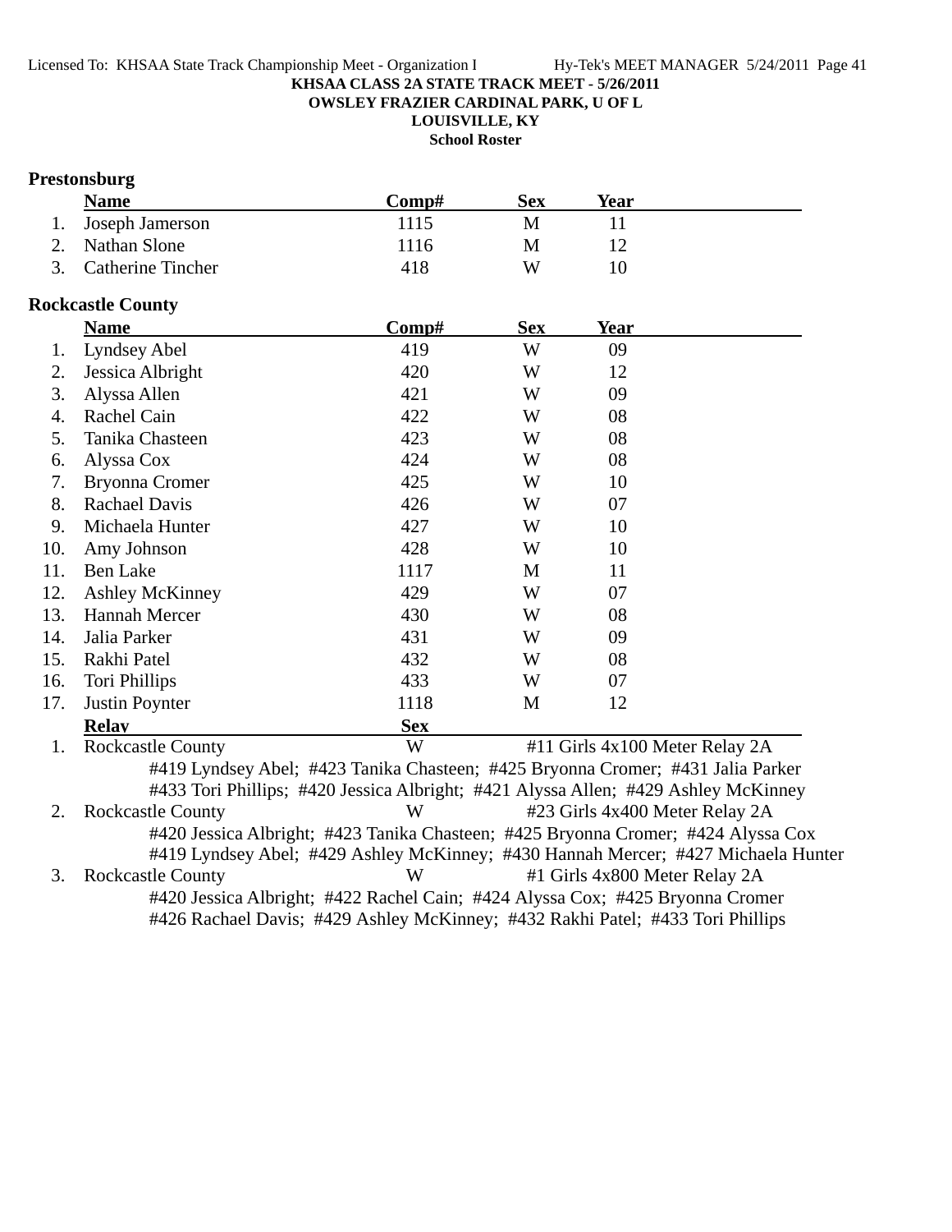**KHSAA CLASS 2A STATE TRACK MEET - 5/26/2011**

**OWSLEY FRAZIER CARDINAL PARK, U OF L**

**LOUISVILLE, KY**

**School Roster**

### Prestonsburg

| | Name | Comp# | Sex | Year |
|---|---|---|---|---|
| 1. | Joseph Jamerson | 1115 | M | 11 |
| 2. | Nathan Slone | 1116 | M | 12 |
| 3. | Catherine Tincher | 418 | W | 10 |

### Rockcastle County

| | Name | Comp# | Sex | Year |
|---|---|---|---|---|
| 1. | Lyndsey Abel | 419 | W | 09 |
| 2. | Jessica Albright | 420 | W | 12 |
| 3. | Alyssa Allen | 421 | W | 09 |
| 4. | Rachel Cain | 422 | W | 08 |
| 5. | Tanika Chasteen | 423 | W | 08 |
| 6. | Alyssa Cox | 424 | W | 08 |
| 7. | Bryonna Cromer | 425 | W | 10 |
| 8. | Rachael Davis | 426 | W | 07 |
| 9. | Michaela Hunter | 427 | W | 10 |
| 10. | Amy Johnson | 428 | W | 10 |
| 11. | Ben Lake | 1117 | M | 11 |
| 12. | Ashley McKinney | 429 | W | 07 |
| 13. | Hannah Mercer | 430 | W | 08 |
| 14. | Jalia Parker | 431 | W | 09 |
| 15. | Rakhi Patel | 432 | W | 08 |
| 16. | Tori Phillips | 433 | W | 07 |
| 17. | Justin Poynter | 1118 | M | 12 |

| | Relay | Sex | |
|---|---|---|---|
| 1. | Rockcastle County | W | #11 Girls 4x100 Meter Relay 2A |
| 2. | Rockcastle County | W | #23 Girls 4x400 Meter Relay 2A |
| 3. | Rockcastle County | W | #1 Girls 4x800 Meter Relay 2A |

1. Rockcastle County — W — #11 Girls 4x100 Meter Relay 2A
   #419 Lyndsey Abel; #423 Tanika Chasteen; #425 Bryonna Cromer; #431 Jalia Parker
   #433 Tori Phillips; #420 Jessica Albright; #421 Alyssa Allen; #429 Ashley McKinney
2. Rockcastle County — W — #23 Girls 4x400 Meter Relay 2A
   #420 Jessica Albright; #423 Tanika Chasteen; #425 Bryonna Cromer; #424 Alyssa Cox
   #419 Lyndsey Abel; #429 Ashley McKinney; #430 Hannah Mercer; #427 Michaela Hunter
3. Rockcastle County — W — #1 Girls 4x800 Meter Relay 2A
   #420 Jessica Albright; #422 Rachel Cain; #424 Alyssa Cox; #425 Bryonna Cromer
   #426 Rachael Davis; #429 Ashley McKinney; #432 Rakhi Patel; #433 Tori Phillips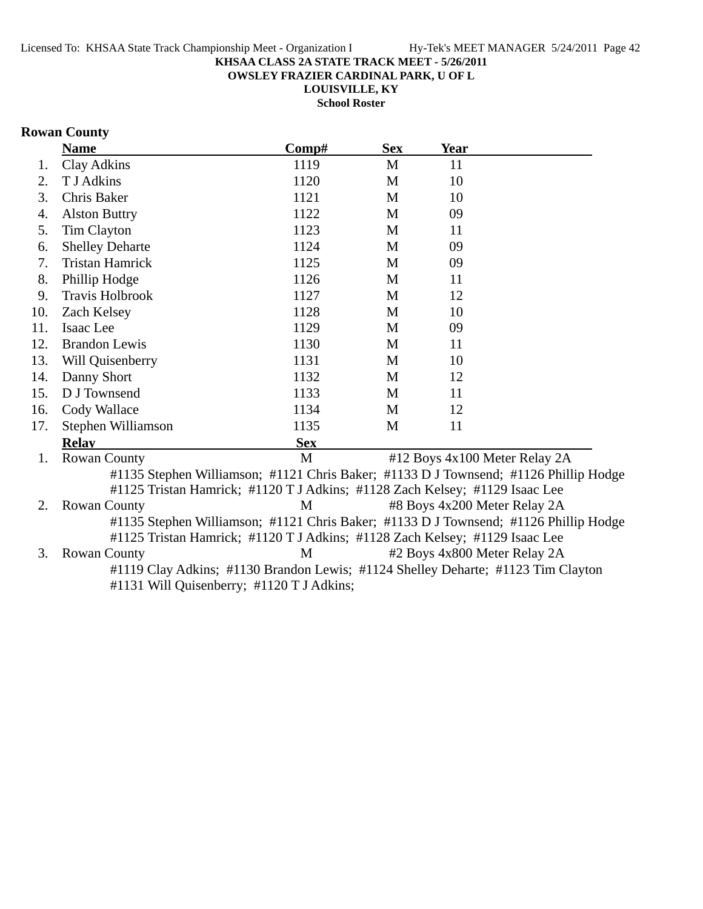**KHSAA CLASS 2A STATE TRACK MEET - 5/26/2011**
**OWSLEY FRAZIER CARDINAL PARK, U OF L**
**LOUISVILLE, KY**
**School Roster**

## Rowan County

| | Name | Comp# | Sex | Year |
|---|---|---|---|---|
| 1. | Clay Adkins | 1119 | M | 11 |
| 2. | T J Adkins | 1120 | M | 10 |
| 3. | Chris Baker | 1121 | M | 10 |
| 4. | Alston Buttry | 1122 | M | 09 |
| 5. | Tim Clayton | 1123 | M | 11 |
| 6. | Shelley Deharte | 1124 | M | 09 |
| 7. | Tristan Hamrick | 1125 | M | 09 |
| 8. | Phillip Hodge | 1126 | M | 11 |
| 9. | Travis Holbrook | 1127 | M | 12 |
| 10. | Zach Kelsey | 1128 | M | 10 |
| 11. | Isaac Lee | 1129 | M | 09 |
| 12. | Brandon Lewis | 1130 | M | 11 |
| 13. | Will Quisenberry | 1131 | M | 10 |
| 14. | Danny Short | 1132 | M | 12 |
| 15. | D J Townsend | 1133 | M | 11 |
| 16. | Cody Wallace | 1134 | M | 12 |
| 17. | Stephen Williamson | 1135 | M | 11 |

| | Relay | Sex | Event |
|---|---|---|---|
| 1. | Rowan County | M | #12 Boys 4x100 Meter Relay 2A |
| 2. | Rowan County | M | #8 Boys 4x200 Meter Relay 2A |
| 3. | Rowan County | M | #2 Boys 4x800 Meter Relay 2A |

1. Rowan County — M — #12 Boys 4x100 Meter Relay 2A
   #1135 Stephen Williamson; #1121 Chris Baker; #1133 D J Townsend; #1126 Phillip Hodge
   #1125 Tristan Hamrick; #1120 T J Adkins; #1128 Zach Kelsey; #1129 Isaac Lee
2. Rowan County — M — #8 Boys 4x200 Meter Relay 2A
   #1135 Stephen Williamson; #1121 Chris Baker; #1133 D J Townsend; #1126 Phillip Hodge
   #1125 Tristan Hamrick; #1120 T J Adkins; #1128 Zach Kelsey; #1129 Isaac Lee
3. Rowan County — M — #2 Boys 4x800 Meter Relay 2A
   #1119 Clay Adkins; #1130 Brandon Lewis; #1124 Shelley Deharte; #1123 Tim Clayton
   #1131 Will Quisenberry; #1120 T J Adkins;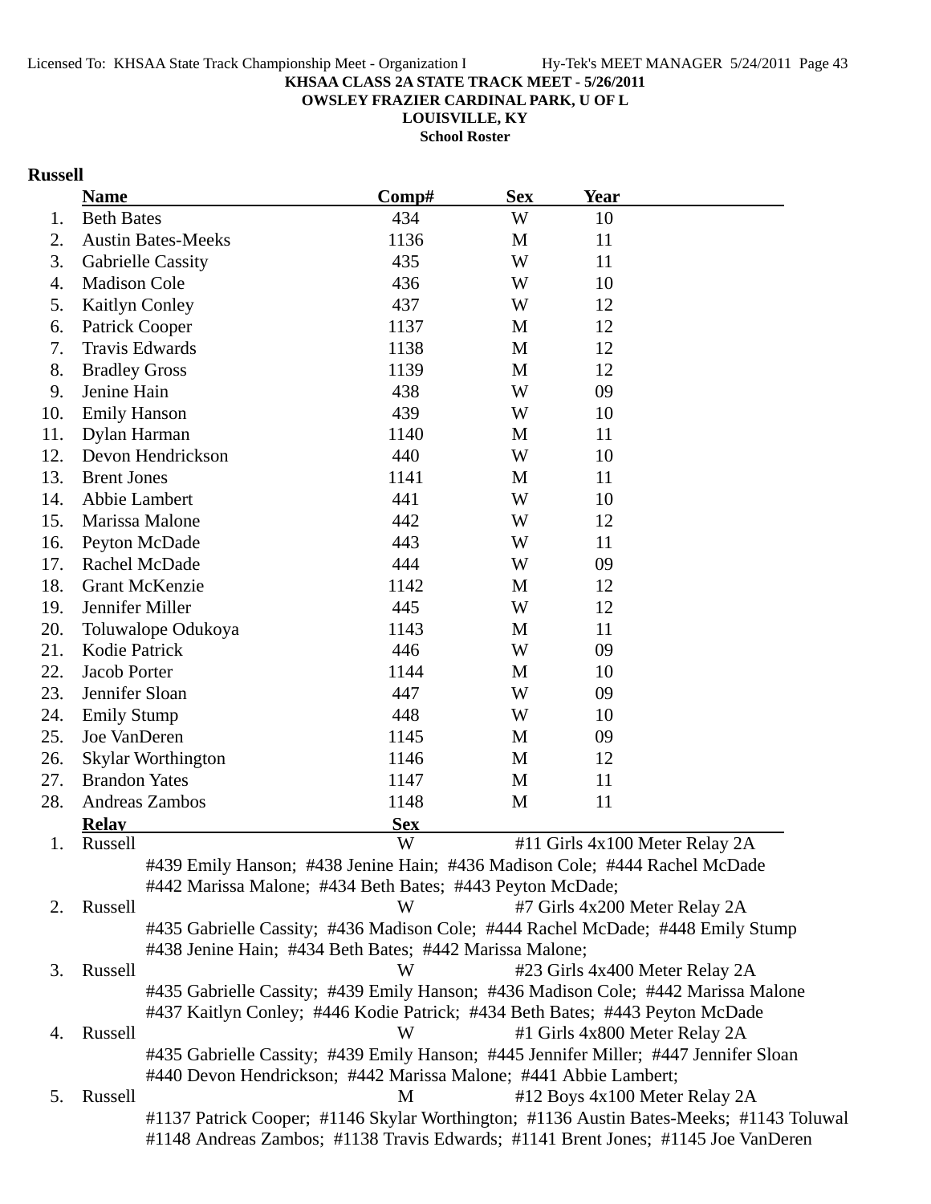KHSAA CLASS 2A STATE TRACK MEET - 5/26/2011
OWSLEY FRAZIER CARDINAL PARK, U OF L
LOUISVILLE, KY
School Roster

## Russell

| | Name | Comp# | Sex | Year |
|---|---|---|---|---|
| 1. | Beth Bates | 434 | W | 10 |
| 2. | Austin Bates-Meeks | 1136 | M | 11 |
| 3. | Gabrielle Cassity | 435 | W | 11 |
| 4. | Madison Cole | 436 | W | 10 |
| 5. | Kaitlyn Conley | 437 | W | 12 |
| 6. | Patrick Cooper | 1137 | M | 12 |
| 7. | Travis Edwards | 1138 | M | 12 |
| 8. | Bradley Gross | 1139 | M | 12 |
| 9. | Jenine Hain | 438 | W | 09 |
| 10. | Emily Hanson | 439 | W | 10 |
| 11. | Dylan Harman | 1140 | M | 11 |
| 12. | Devon Hendrickson | 440 | W | 10 |
| 13. | Brent Jones | 1141 | M | 11 |
| 14. | Abbie Lambert | 441 | W | 10 |
| 15. | Marissa Malone | 442 | W | 12 |
| 16. | Peyton McDade | 443 | W | 11 |
| 17. | Rachel McDade | 444 | W | 09 |
| 18. | Grant McKenzie | 1142 | M | 12 |
| 19. | Jennifer Miller | 445 | W | 12 |
| 20. | Toluwalope Odukoya | 1143 | M | 11 |
| 21. | Kodie Patrick | 446 | W | 09 |
| 22. | Jacob Porter | 1144 | M | 10 |
| 23. | Jennifer Sloan | 447 | W | 09 |
| 24. | Emily Stump | 448 | W | 10 |
| 25. | Joe VanDeren | 1145 | M | 09 |
| 26. | Skylar Worthington | 1146 | M | 12 |
| 27. | Brandon Yates | 1147 | M | 11 |
| 28. | Andreas Zambos | 1148 | M | 11 |

| | Relay | Sex | Event |
|---|---|---|---|
| 1. | Russell | W | #11 Girls 4x100 Meter Relay 2A |
| | #439 Emily Hanson; #438 Jenine Hain; #436 Madison Cole; #444 Rachel McDade; #442 Marissa Malone; #434 Beth Bates; #443 Peyton McDade; | | |
| 2. | Russell | W | #7 Girls 4x200 Meter Relay 2A |
| | #435 Gabrielle Cassity; #436 Madison Cole; #444 Rachel McDade; #448 Emily Stump; #438 Jenine Hain; #434 Beth Bates; #442 Marissa Malone; | | |
| 3. | Russell | W | #23 Girls 4x400 Meter Relay 2A |
| | #435 Gabrielle Cassity; #439 Emily Hanson; #436 Madison Cole; #442 Marissa Malone; #437 Kaitlyn Conley; #446 Kodie Patrick; #434 Beth Bates; #443 Peyton McDade | | |
| 4. | Russell | W | #1 Girls 4x800 Meter Relay 2A |
| | #435 Gabrielle Cassity; #439 Emily Hanson; #445 Jennifer Miller; #447 Jennifer Sloan; #440 Devon Hendrickson; #442 Marissa Malone; #441 Abbie Lambert; | | |
| 5. | Russell | M | #12 Boys 4x100 Meter Relay 2A |
| | #1137 Patrick Cooper; #1146 Skylar Worthington; #1136 Austin Bates-Meeks; #1143 Toluwal; #1148 Andreas Zambos; #1138 Travis Edwards; #1141 Brent Jones; #1145 Joe VanDeren | | |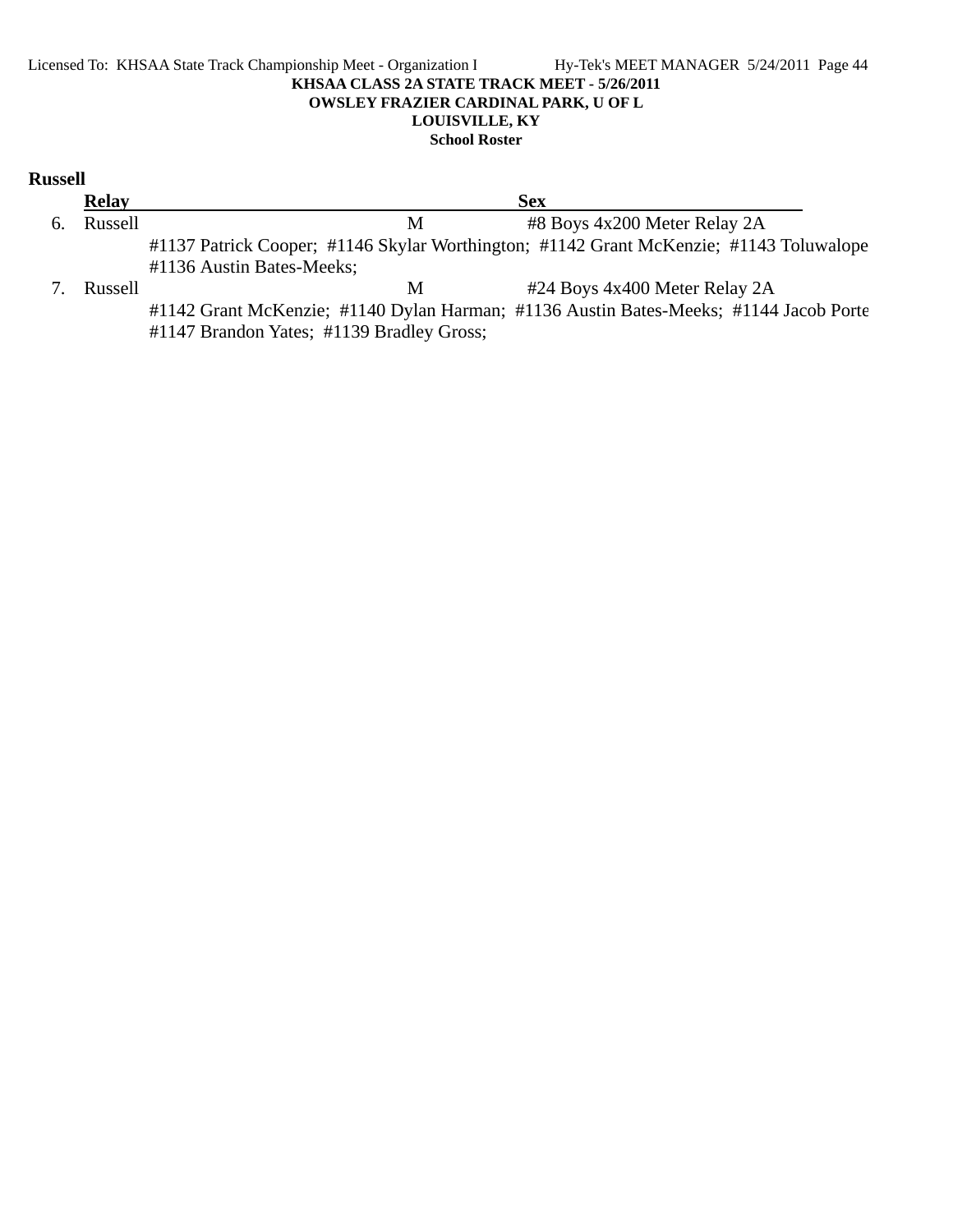KHSAA CLASS 2A STATE TRACK MEET - 5/26/2011
OWSLEY FRAZIER CARDINAL PARK, U OF L
LOUISVILLE, KY
School Roster

## Russell

| | Relay | Sex | |
|---|---|---|---|
| 6. | Russell | M | #8 Boys 4x200 Meter Relay 2A |
| | #1137 Patrick Cooper; #1146 Skylar Worthington; #1142 Grant McKenzie; #1143 Toluwalope #1136 Austin Bates-Meeks; | | |
| 7. | Russell | M | #24 Boys 4x400 Meter Relay 2A |
| | #1142 Grant McKenzie; #1140 Dylan Harman; #1136 Austin Bates-Meeks; #1144 Jacob Porte #1147 Brandon Yates; #1139 Bradley Gross; | | |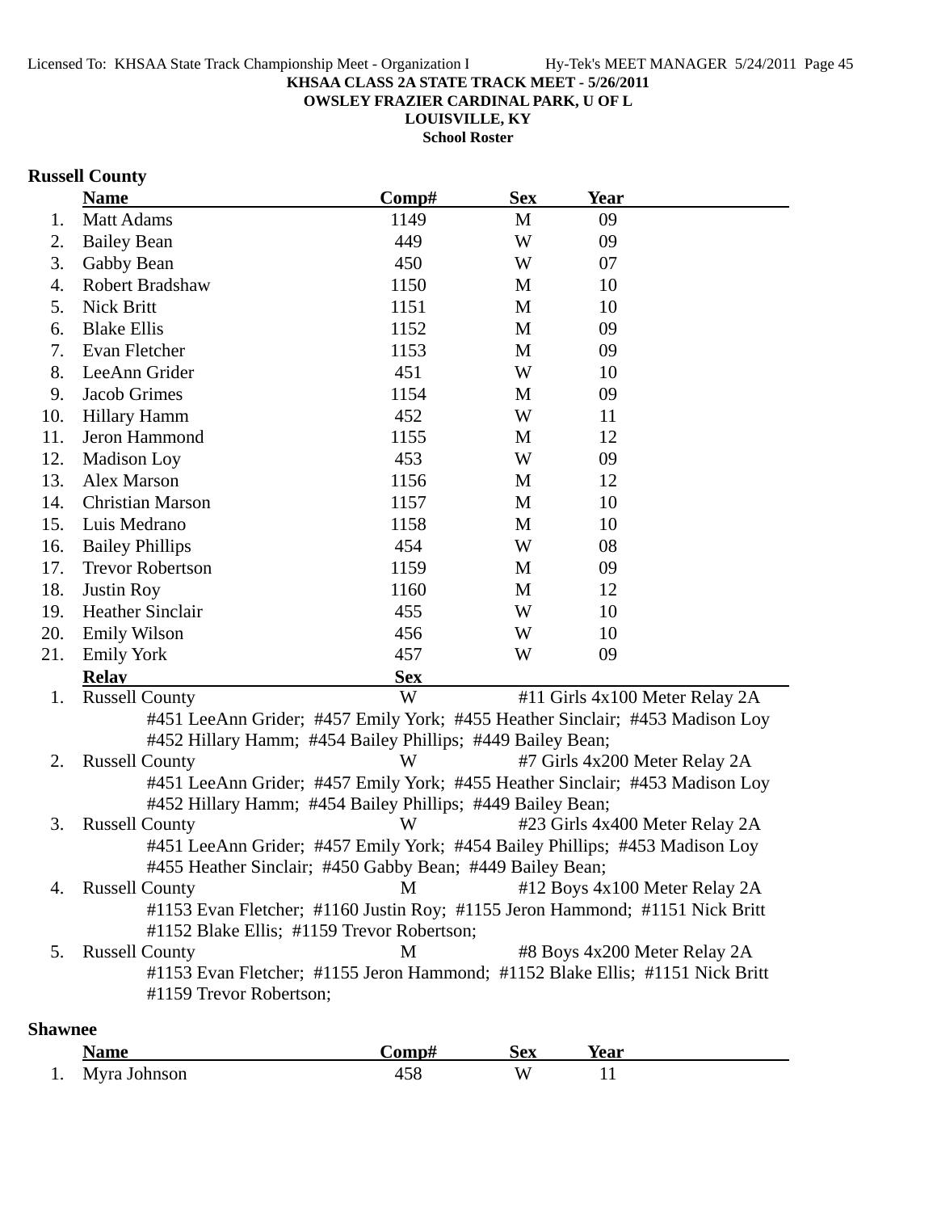**KHSAA CLASS 2A STATE TRACK MEET - 5/26/2011**
**OWSLEY FRAZIER CARDINAL PARK, U OF L**
**LOUISVILLE, KY**
**School Roster**

## Russell County

| | Name | Comp# | Sex | Year |
|---|---|---|---|---|
| 1. | Matt Adams | 1149 | M | 09 |
| 2. | Bailey Bean | 449 | W | 09 |
| 3. | Gabby Bean | 450 | W | 07 |
| 4. | Robert Bradshaw | 1150 | M | 10 |
| 5. | Nick Britt | 1151 | M | 10 |
| 6. | Blake Ellis | 1152 | M | 09 |
| 7. | Evan Fletcher | 1153 | M | 09 |
| 8. | LeeAnn Grider | 451 | W | 10 |
| 9. | Jacob Grimes | 1154 | M | 09 |
| 10. | Hillary Hamm | 452 | W | 11 |
| 11. | Jeron Hammond | 1155 | M | 12 |
| 12. | Madison Loy | 453 | W | 09 |
| 13. | Alex Marson | 1156 | M | 12 |
| 14. | Christian Marson | 1157 | M | 10 |
| 15. | Luis Medrano | 1158 | M | 10 |
| 16. | Bailey Phillips | 454 | W | 08 |
| 17. | Trevor Robertson | 1159 | M | 09 |
| 18. | Justin Roy | 1160 | M | 12 |
| 19. | Heather Sinclair | 455 | W | 10 |
| 20. | Emily Wilson | 456 | W | 10 |
| 21. | Emily York | 457 | W | 09 |

| | Relay | Sex | Event |
|---|---|---|---|
| 1. | Russell County | W | #11 Girls 4x100 Meter Relay 2A |
| | #451 LeeAnn Grider; #457 Emily York; #455 Heather Sinclair; #453 Madison Loy #452 Hillary Hamm; #454 Bailey Phillips; #449 Bailey Bean; | | |
| 2. | Russell County | W | #7 Girls 4x200 Meter Relay 2A |
| | #451 LeeAnn Grider; #457 Emily York; #455 Heather Sinclair; #453 Madison Loy #452 Hillary Hamm; #454 Bailey Phillips; #449 Bailey Bean; | | |
| 3. | Russell County | W | #23 Girls 4x400 Meter Relay 2A |
| | #451 LeeAnn Grider; #457 Emily York; #454 Bailey Phillips; #453 Madison Loy #455 Heather Sinclair; #450 Gabby Bean; #449 Bailey Bean; | | |
| 4. | Russell County | M | #12 Boys 4x100 Meter Relay 2A |
| | #1153 Evan Fletcher; #1160 Justin Roy; #1155 Jeron Hammond; #1151 Nick Britt #1152 Blake Ellis; #1159 Trevor Robertson; | | |
| 5. | Russell County | M | #8 Boys 4x200 Meter Relay 2A |
| | #1153 Evan Fletcher; #1155 Jeron Hammond; #1152 Blake Ellis; #1151 Nick Britt #1159 Trevor Robertson; | | |

## Shawnee

| | Name | Comp# | Sex | Year |
|---|---|---|---|---|
| 1. | Myra Johnson | 458 | W | 11 |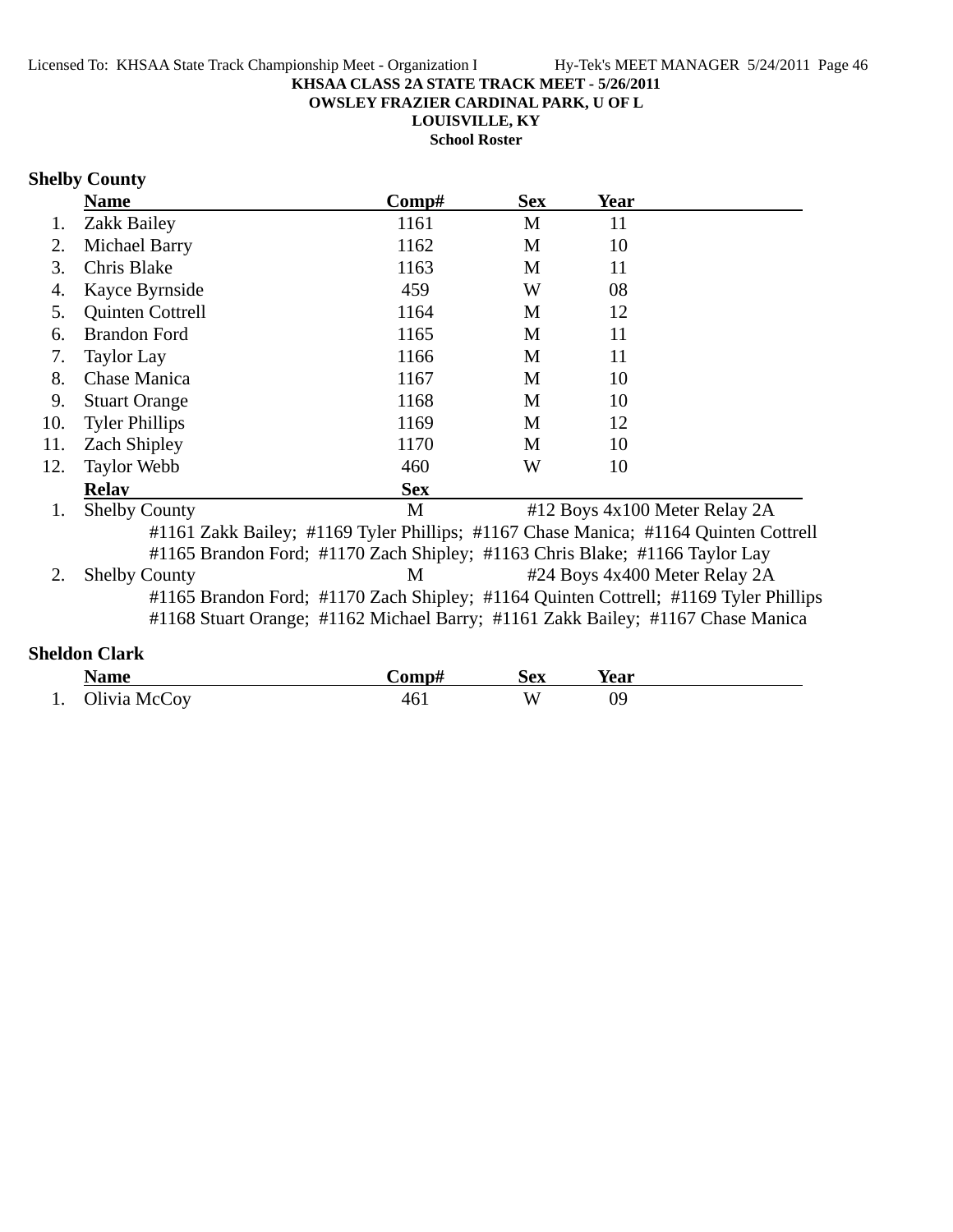**KHSAA CLASS 2A STATE TRACK MEET - 5/26/2011**
**OWSLEY FRAZIER CARDINAL PARK, U OF L**
**LOUISVILLE, KY**
**School Roster**

## Shelby County

| | Name | Comp# | Sex | Year |
|---|---|---|---|---|
| 1. | Zakk Bailey | 1161 | M | 11 |
| 2. | Michael Barry | 1162 | M | 10 |
| 3. | Chris Blake | 1163 | M | 11 |
| 4. | Kayce Byrnside | 459 | W | 08 |
| 5. | Quinten Cottrell | 1164 | M | 12 |
| 6. | Brandon Ford | 1165 | M | 11 |
| 7. | Taylor Lay | 1166 | M | 11 |
| 8. | Chase Manica | 1167 | M | 10 |
| 9. | Stuart Orange | 1168 | M | 10 |
| 10. | Tyler Phillips | 1169 | M | 12 |
| 11. | Zach Shipley | 1170 | M | 10 |
| 12. | Taylor Webb | 460 | W | 10 |

| | Relay | Sex | Event |
|---|---|---|---|
| 1. | Shelby County | M | #12 Boys 4x100 Meter Relay 2A |
| 2. | Shelby County | M | #24 Boys 4x400 Meter Relay 2A |

1. Shelby County — #12 Boys 4x100 Meter Relay 2A
   #1161 Zakk Bailey; #1169 Tyler Phillips; #1167 Chase Manica; #1164 Quinten Cottrell
   #1165 Brandon Ford; #1170 Zach Shipley; #1163 Chris Blake; #1166 Taylor Lay

2. Shelby County — #24 Boys 4x400 Meter Relay 2A
   #1165 Brandon Ford; #1170 Zach Shipley; #1164 Quinten Cottrell; #1169 Tyler Phillips
   #1168 Stuart Orange; #1162 Michael Barry; #1161 Zakk Bailey; #1167 Chase Manica

## Sheldon Clark

| | Name | Comp# | Sex | Year |
|---|---|---|---|---|
| 1. | Olivia McCoy | 461 | W | 09 |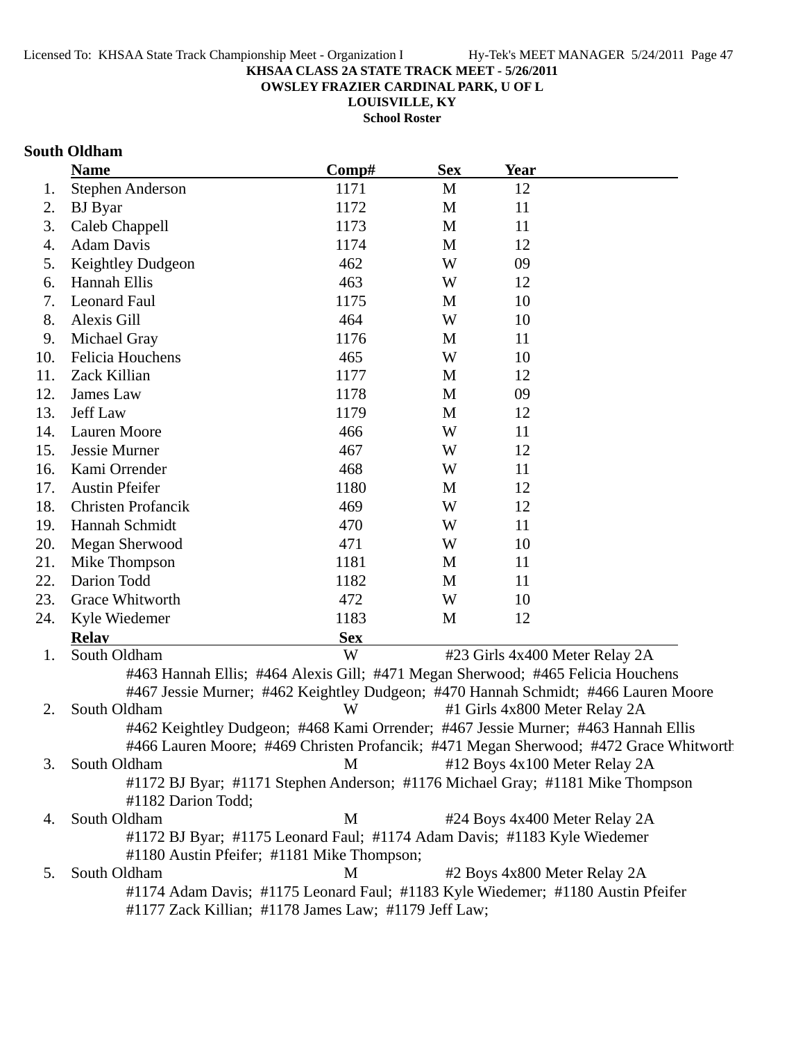KHSAA CLASS 2A STATE TRACK MEET - 5/26/2011

OWSLEY FRAZIER CARDINAL PARK, U OF L

LOUISVILLE, KY

**School Roster**

## South Oldham

| | Name | Comp# | Sex | Year |
|---|---|---|---|---|
| 1. | Stephen Anderson | 1171 | M | 12 |
| 2. | BJ Byar | 1172 | M | 11 |
| 3. | Caleb Chappell | 1173 | M | 11 |
| 4. | Adam Davis | 1174 | M | 12 |
| 5. | Keightley Dudgeon | 462 | W | 09 |
| 6. | Hannah Ellis | 463 | W | 12 |
| 7. | Leonard Faul | 1175 | M | 10 |
| 8. | Alexis Gill | 464 | W | 10 |
| 9. | Michael Gray | 1176 | M | 11 |
| 10. | Felicia Houchens | 465 | W | 10 |
| 11. | Zack Killian | 1177 | M | 12 |
| 12. | James Law | 1178 | M | 09 |
| 13. | Jeff Law | 1179 | M | 12 |
| 14. | Lauren Moore | 466 | W | 11 |
| 15. | Jessie Murner | 467 | W | 12 |
| 16. | Kami Orrender | 468 | W | 11 |
| 17. | Austin Pfeifer | 1180 | M | 12 |
| 18. | Christen Profancik | 469 | W | 12 |
| 19. | Hannah Schmidt | 470 | W | 11 |
| 20. | Megan Sherwood | 471 | W | 10 |
| 21. | Mike Thompson | 1181 | M | 11 |
| 22. | Darion Todd | 1182 | M | 11 |
| 23. | Grace Whitworth | 472 | W | 10 |
| 24. | Kyle Wiedemer | 1183 | M | 12 |

| | Relay | Sex | Event |
|---|---|---|---|
| 1. | South Oldham | W | #23 Girls 4x400 Meter Relay 2A |
| | #463 Hannah Ellis; #464 Alexis Gill; #471 Megan Sherwood; #465 Felicia Houchens; #467 Jessie Murner; #462 Keightley Dudgeon; #470 Hannah Schmidt; #466 Lauren Moore | | |
| 2. | South Oldham | W | #1 Girls 4x800 Meter Relay 2A |
| | #462 Keightley Dudgeon; #468 Kami Orrender; #467 Jessie Murner; #463 Hannah Ellis; #466 Lauren Moore; #469 Christen Profancik; #471 Megan Sherwood; #472 Grace Whitworth | | |
| 3. | South Oldham | M | #12 Boys 4x100 Meter Relay 2A |
| | #1172 BJ Byar; #1171 Stephen Anderson; #1176 Michael Gray; #1181 Mike Thompson; #1182 Darion Todd; | | |
| 4. | South Oldham | M | #24 Boys 4x400 Meter Relay 2A |
| | #1172 BJ Byar; #1175 Leonard Faul; #1174 Adam Davis; #1183 Kyle Wiedemer; #1180 Austin Pfeifer; #1181 Mike Thompson; | | |
| 5. | South Oldham | M | #2 Boys 4x800 Meter Relay 2A |
| | #1174 Adam Davis; #1175 Leonard Faul; #1183 Kyle Wiedemer; #1180 Austin Pfeifer; #1177 Zack Killian; #1178 James Law; #1179 Jeff Law; | | |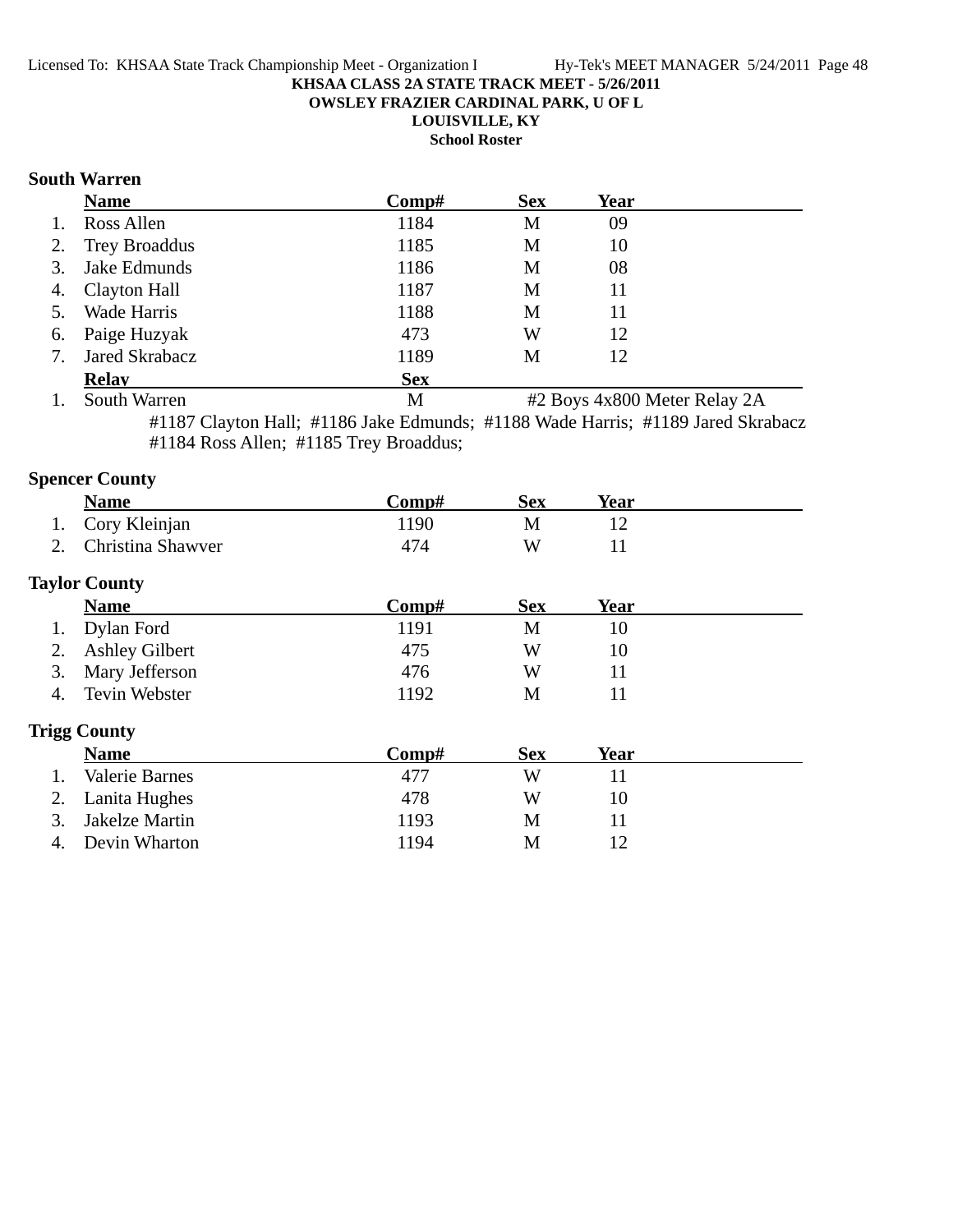**KHSAA CLASS 2A STATE TRACK MEET - 5/26/2011**

**OWSLEY FRAZIER CARDINAL PARK, U OF L**

**LOUISVILLE, KY**

**School Roster**

### South Warren

| | Name | Comp# | Sex | Year |
|---|---|---|---|---|
| 1. | Ross Allen | 1184 | M | 09 |
| 2. | Trey Broaddus | 1185 | M | 10 |
| 3. | Jake Edmunds | 1186 | M | 08 |
| 4. | Clayton Hall | 1187 | M | 11 |
| 5. | Wade Harris | 1188 | M | 11 |
| 6. | Paige Huzyak | 473 | W | 12 |
| 7. | Jared Skrabacz | 1189 | M | 12 |

| | Relay | Sex | |
|---|---|---|---|
| 1. | South Warren | M | #2 Boys 4x800 Meter Relay 2A |

#1187 Clayton Hall; #1186 Jake Edmunds; #1188 Wade Harris; #1189 Jared Skrabacz
#1184 Ross Allen; #1185 Trey Broaddus;

### Spencer County

| | Name | Comp# | Sex | Year |
|---|---|---|---|---|
| 1. | Cory Kleinjan | 1190 | M | 12 |
| 2. | Christina Shawver | 474 | W | 11 |

### Taylor County

| | Name | Comp# | Sex | Year |
|---|---|---|---|---|
| 1. | Dylan Ford | 1191 | M | 10 |
| 2. | Ashley Gilbert | 475 | W | 10 |
| 3. | Mary Jefferson | 476 | W | 11 |
| 4. | Tevin Webster | 1192 | M | 11 |

### Trigg County

| | Name | Comp# | Sex | Year |
|---|---|---|---|---|
| 1. | Valerie Barnes | 477 | W | 11 |
| 2. | Lanita Hughes | 478 | W | 10 |
| 3. | Jakelze Martin | 1193 | M | 11 |
| 4. | Devin Wharton | 1194 | M | 12 |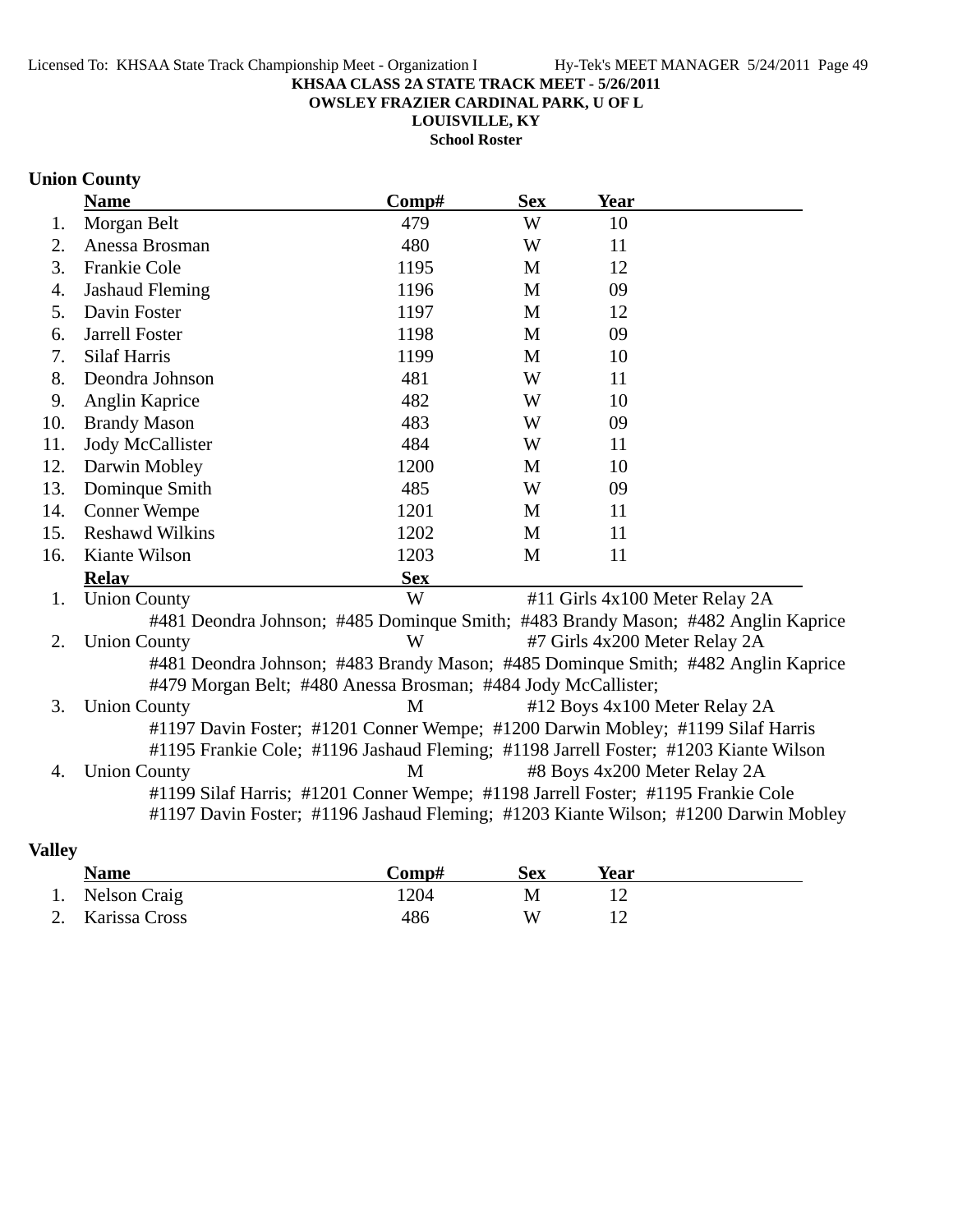**KHSAA CLASS 2A STATE TRACK MEET - 5/26/2011**
**OWSLEY FRAZIER CARDINAL PARK, U OF L**
**LOUISVILLE, KY**
**School Roster**

## Union County

| | Name | Comp# | Sex | Year |
|---|---|---|---|---|
| 1. | Morgan Belt | 479 | W | 10 |
| 2. | Anessa Brosman | 480 | W | 11 |
| 3. | Frankie Cole | 1195 | M | 12 |
| 4. | Jashaud Fleming | 1196 | M | 09 |
| 5. | Davin Foster | 1197 | M | 12 |
| 6. | Jarrell Foster | 1198 | M | 09 |
| 7. | Silaf Harris | 1199 | M | 10 |
| 8. | Deondra Johnson | 481 | W | 11 |
| 9. | Anglin Kaprice | 482 | W | 10 |
| 10. | Brandy Mason | 483 | W | 09 |
| 11. | Jody McCallister | 484 | W | 11 |
| 12. | Darwin Mobley | 1200 | M | 10 |
| 13. | Dominque Smith | 485 | W | 09 |
| 14. | Conner Wempe | 1201 | M | 11 |
| 15. | Reshawd Wilkins | 1202 | M | 11 |
| 16. | Kiante Wilson | 1203 | M | 11 |

| | Relay | Sex | Event |
|---|---|---|---|
| 1. | Union County | W | #11 Girls 4x100 Meter Relay 2A |
| | #481 Deondra Johnson; #485 Dominque Smith; #483 Brandy Mason; #482 Anglin Kaprice | | |
| 2. | Union County | W | #7 Girls 4x200 Meter Relay 2A |
| | #481 Deondra Johnson; #483 Brandy Mason; #485 Dominque Smith; #482 Anglin Kaprice; #479 Morgan Belt; #480 Anessa Brosman; #484 Jody McCallister; | | |
| 3. | Union County | M | #12 Boys 4x100 Meter Relay 2A |
| | #1197 Davin Foster; #1201 Conner Wempe; #1200 Darwin Mobley; #1199 Silaf Harris; #1195 Frankie Cole; #1196 Jashaud Fleming; #1198 Jarrell Foster; #1203 Kiante Wilson | | |
| 4. | Union County | M | #8 Boys 4x200 Meter Relay 2A |
| | #1199 Silaf Harris; #1201 Conner Wempe; #1198 Jarrell Foster; #1195 Frankie Cole; #1197 Davin Foster; #1196 Jashaud Fleming; #1203 Kiante Wilson; #1200 Darwin Mobley | | |

## Valley

| | Name | Comp# | Sex | Year |
|---|---|---|---|---|
| 1. | Nelson Craig | 1204 | M | 12 |
| 2. | Karissa Cross | 486 | W | 12 |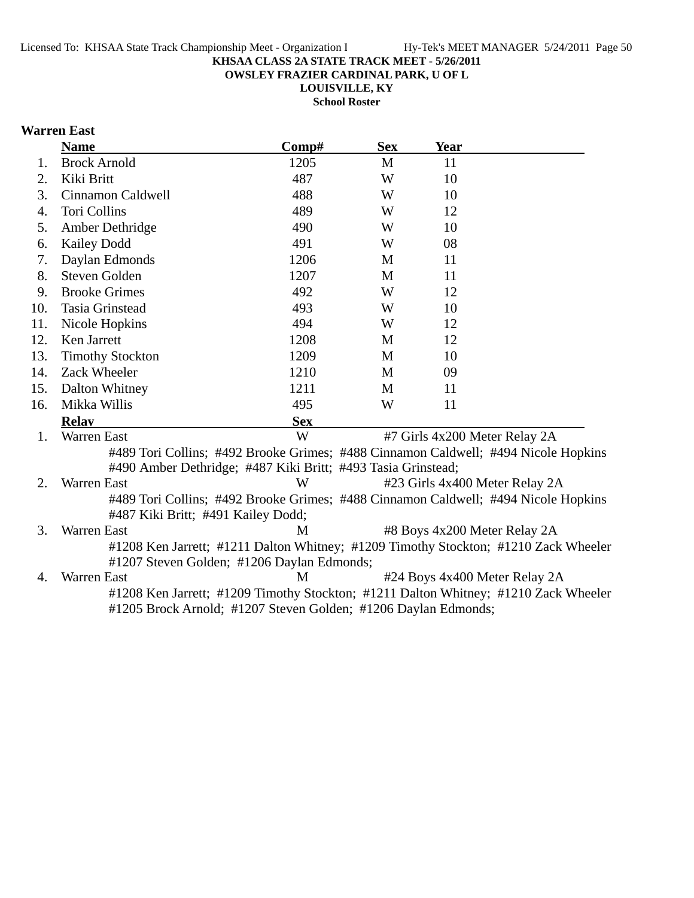**KHSAA CLASS 2A STATE TRACK MEET - 5/26/2011**
**OWSLEY FRAZIER CARDINAL PARK, U OF L**
**LOUISVILLE, KY**
**School Roster**

### Warren East

| | Name | Comp# | Sex | Year |
|---|---|---|---|---|
| 1. | Brock Arnold | 1205 | M | 11 |
| 2. | Kiki Britt | 487 | W | 10 |
| 3. | Cinnamon Caldwell | 488 | W | 10 |
| 4. | Tori Collins | 489 | W | 12 |
| 5. | Amber Dethridge | 490 | W | 10 |
| 6. | Kailey Dodd | 491 | W | 08 |
| 7. | Daylan Edmonds | 1206 | M | 11 |
| 8. | Steven Golden | 1207 | M | 11 |
| 9. | Brooke Grimes | 492 | W | 12 |
| 10. | Tasia Grinstead | 493 | W | 10 |
| 11. | Nicole Hopkins | 494 | W | 12 |
| 12. | Ken Jarrett | 1208 | M | 12 |
| 13. | Timothy Stockton | 1209 | M | 10 |
| 14. | Zack Wheeler | 1210 | M | 09 |
| 15. | Dalton Whitney | 1211 | M | 11 |
| 16. | Mikka Willis | 495 | W | 11 |

| | Relay | Sex | Event |
|---|---|---|---|
| 1. | Warren East | W | #7 Girls 4x200 Meter Relay 2A |
| | #489 Tori Collins; #492 Brooke Grimes; #488 Cinnamon Caldwell; #494 Nicole Hopkins #490 Amber Dethridge; #487 Kiki Britt; #493 Tasia Grinstead; | | |
| 2. | Warren East | W | #23 Girls 4x400 Meter Relay 2A |
| | #489 Tori Collins; #492 Brooke Grimes; #488 Cinnamon Caldwell; #494 Nicole Hopkins #487 Kiki Britt; #491 Kailey Dodd; | | |
| 3. | Warren East | M | #8 Boys 4x200 Meter Relay 2A |
| | #1208 Ken Jarrett; #1211 Dalton Whitney; #1209 Timothy Stockton; #1210 Zack Wheeler #1207 Steven Golden; #1206 Daylan Edmonds; | | |
| 4. | Warren East | M | #24 Boys 4x400 Meter Relay 2A |
| | #1208 Ken Jarrett; #1209 Timothy Stockton; #1211 Dalton Whitney; #1210 Zack Wheeler #1205 Brock Arnold; #1207 Steven Golden; #1206 Daylan Edmonds; | | |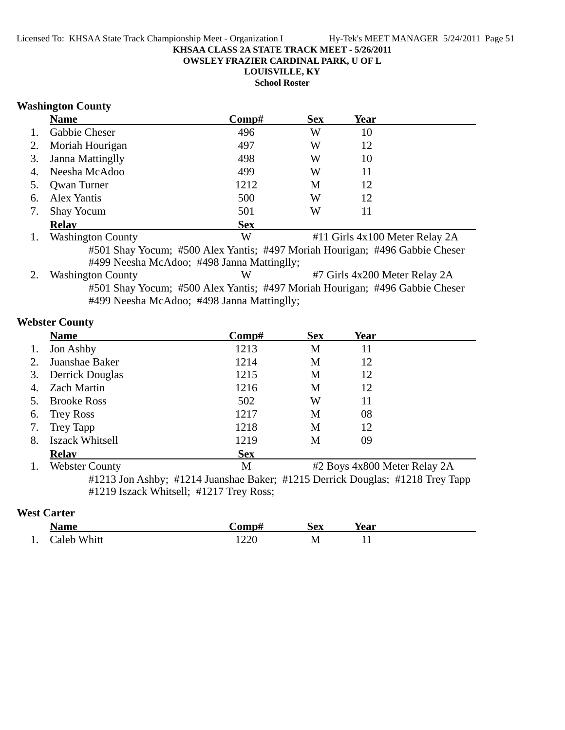**KHSAA CLASS 2A STATE TRACK MEET - 5/26/2011**
**OWSLEY FRAZIER CARDINAL PARK, U OF L**
**LOUISVILLE, KY**
**School Roster**

## Washington County

| | Name | Comp# | Sex | Year |
|---|---|---|---|---|
| 1. | Gabbie Cheser | 496 | W | 10 |
| 2. | Moriah Hourigan | 497 | W | 12 |
| 3. | Janna Mattinglly | 498 | W | 10 |
| 4. | Neesha McAdoo | 499 | W | 11 |
| 5. | Qwan Turner | 1212 | M | 12 |
| 6. | Alex Yantis | 500 | W | 12 |
| 7. | Shay Yocum | 501 | W | 11 |

| | Relay | Sex | Event |
|---|---|---|---|
| 1. | Washington County | W | #11 Girls 4x100 Meter Relay 2A |

#501 Shay Yocum; #500 Alex Yantis; #497 Moriah Hourigan; #496 Gabbie Cheser
#499 Neesha McAdoo; #498 Janna Mattinglly;

| | Relay | Sex | Event |
|---|---|---|---|
| 2. | Washington County | W | #7 Girls 4x200 Meter Relay 2A |

#501 Shay Yocum; #500 Alex Yantis; #497 Moriah Hourigan; #496 Gabbie Cheser
#499 Neesha McAdoo; #498 Janna Mattinglly;

## Webster County

| | Name | Comp# | Sex | Year |
|---|---|---|---|---|
| 1. | Jon Ashby | 1213 | M | 11 |
| 2. | Juanshae Baker | 1214 | M | 12 |
| 3. | Derrick Douglas | 1215 | M | 12 |
| 4. | Zach Martin | 1216 | M | 12 |
| 5. | Brooke Ross | 502 | W | 11 |
| 6. | Trey Ross | 1217 | M | 08 |
| 7. | Trey Tapp | 1218 | M | 12 |
| 8. | Iszack Whitsell | 1219 | M | 09 |

| | Relay | Sex | Event |
|---|---|---|---|
| 1. | Webster County | M | #2 Boys 4x800 Meter Relay 2A |

#1213 Jon Ashby; #1214 Juanshae Baker; #1215 Derrick Douglas; #1218 Trey Tapp
#1219 Iszack Whitsell; #1217 Trey Ross;

## West Carter

| | Name | Comp# | Sex | Year |
|---|---|---|---|---|
| 1. | Caleb Whitt | 1220 | M | 11 |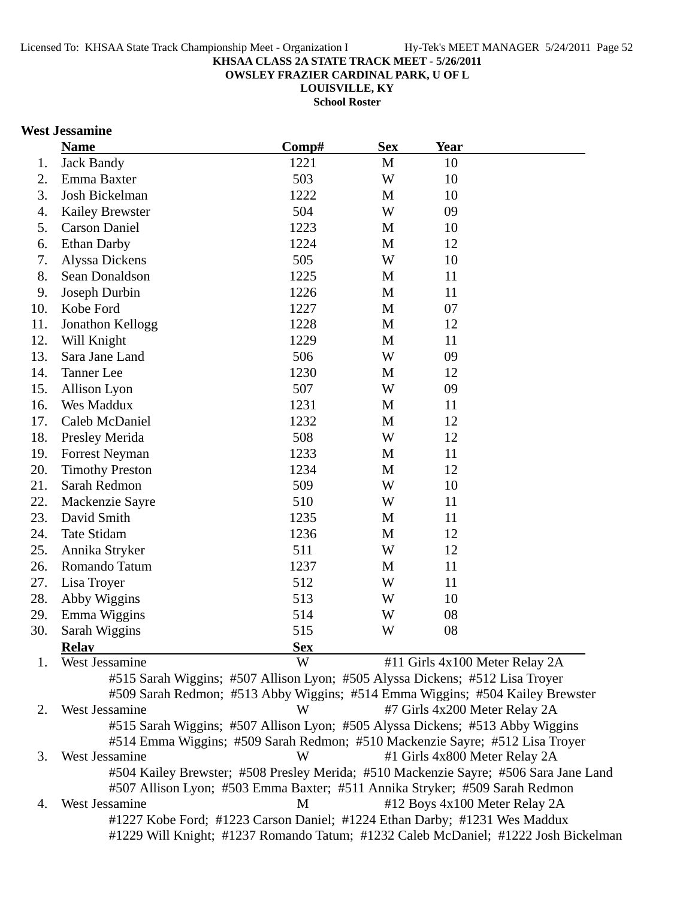**KHSAA CLASS 2A STATE TRACK MEET - 5/26/2011**
**OWSLEY FRAZIER CARDINAL PARK, U OF L**
**LOUISVILLE, KY**
**School Roster**

## West Jessamine

| | Name | Comp# | Sex | Year |
|---|---|---|---|---|
| 1. | Jack Bandy | 1221 | M | 10 |
| 2. | Emma Baxter | 503 | W | 10 |
| 3. | Josh Bickelman | 1222 | M | 10 |
| 4. | Kailey Brewster | 504 | W | 09 |
| 5. | Carson Daniel | 1223 | M | 10 |
| 6. | Ethan Darby | 1224 | M | 12 |
| 7. | Alyssa Dickens | 505 | W | 10 |
| 8. | Sean Donaldson | 1225 | M | 11 |
| 9. | Joseph Durbin | 1226 | M | 11 |
| 10. | Kobe Ford | 1227 | M | 07 |
| 11. | Jonathon Kellogg | 1228 | M | 12 |
| 12. | Will Knight | 1229 | M | 11 |
| 13. | Sara Jane Land | 506 | W | 09 |
| 14. | Tanner Lee | 1230 | M | 12 |
| 15. | Allison Lyon | 507 | W | 09 |
| 16. | Wes Maddux | 1231 | M | 11 |
| 17. | Caleb McDaniel | 1232 | M | 12 |
| 18. | Presley Merida | 508 | W | 12 |
| 19. | Forrest Neyman | 1233 | M | 11 |
| 20. | Timothy Preston | 1234 | M | 12 |
| 21. | Sarah Redmon | 509 | W | 10 |
| 22. | Mackenzie Sayre | 510 | W | 11 |
| 23. | David Smith | 1235 | M | 11 |
| 24. | Tate Stidam | 1236 | M | 12 |
| 25. | Annika Stryker | 511 | W | 12 |
| 26. | Romando Tatum | 1237 | M | 11 |
| 27. | Lisa Troyer | 512 | W | 11 |
| 28. | Abby Wiggins | 513 | W | 10 |
| 29. | Emma Wiggins | 514 | W | 08 |
| 30. | Sarah Wiggins | 515 | W | 08 |

| | Relay | Sex | Event |
|---|---|---|---|
| 1. | West Jessamine | W | #11 Girls 4x100 Meter Relay 2A |
| | #515 Sarah Wiggins; #507 Allison Lyon; #505 Alyssa Dickens; #512 Lisa Troyer<br>#509 Sarah Redmon; #513 Abby Wiggins; #514 Emma Wiggins; #504 Kailey Brewster | | |
| 2. | West Jessamine | W | #7 Girls 4x200 Meter Relay 2A |
| | #515 Sarah Wiggins; #507 Allison Lyon; #505 Alyssa Dickens; #513 Abby Wiggins<br>#514 Emma Wiggins; #509 Sarah Redmon; #510 Mackenzie Sayre; #512 Lisa Troyer | | |
| 3. | West Jessamine | W | #1 Girls 4x800 Meter Relay 2A |
| | #504 Kailey Brewster; #508 Presley Merida; #510 Mackenzie Sayre; #506 Sara Jane Land<br>#507 Allison Lyon; #503 Emma Baxter; #511 Annika Stryker; #509 Sarah Redmon | | |
| 4. | West Jessamine | M | #12 Boys 4x100 Meter Relay 2A |
| | #1227 Kobe Ford; #1223 Carson Daniel; #1224 Ethan Darby; #1231 Wes Maddux<br>#1229 Will Knight; #1237 Romando Tatum; #1232 Caleb McDaniel; #1222 Josh Bickelman | | |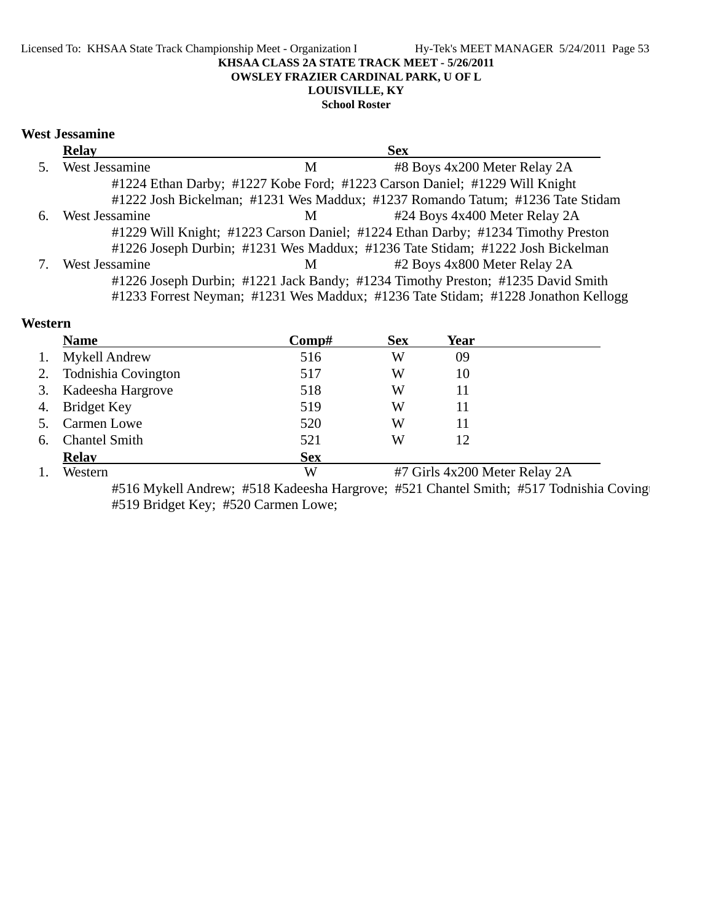**KHSAA CLASS 2A STATE TRACK MEET - 5/26/2011**

**OWSLEY FRAZIER CARDINAL PARK, U OF L**

**LOUISVILLE, KY**

**School Roster**

### West Jessamine

| | Relay | Sex | |
|---|---|---|---|
| 5. | West Jessamine | M | #8 Boys 4x200 Meter Relay 2A |
| | #1224 Ethan Darby; #1227 Kobe Ford; #1223 Carson Daniel; #1229 Will Knight<br>#1222 Josh Bickelman; #1231 Wes Maddux; #1237 Romando Tatum; #1236 Tate Stidam | | |
| 6. | West Jessamine | M | #24 Boys 4x400 Meter Relay 2A |
| | #1229 Will Knight; #1223 Carson Daniel; #1224 Ethan Darby; #1234 Timothy Preston<br>#1226 Joseph Durbin; #1231 Wes Maddux; #1236 Tate Stidam; #1222 Josh Bickelman | | |
| 7. | West Jessamine | M | #2 Boys 4x800 Meter Relay 2A |
| | #1226 Joseph Durbin; #1221 Jack Bandy; #1234 Timothy Preston; #1235 David Smith<br>#1233 Forrest Neyman; #1231 Wes Maddux; #1236 Tate Stidam; #1228 Jonathon Kellogg | | |

### Western

| | Name | Comp# | Sex | Year |
|---|---|---|---|---|
| 1. | Mykell Andrew | 516 | W | 09 |
| 2. | Todnishia Covington | 517 | W | 10 |
| 3. | Kadeesha Hargrove | 518 | W | 11 |
| 4. | Bridget Key | 519 | W | 11 |
| 5. | Carmen Lowe | 520 | W | 11 |
| 6. | Chantel Smith | 521 | W | 12 |

| | Relay | Sex | |
|---|---|---|---|
| 1. | Western | W | #7 Girls 4x200 Meter Relay 2A |
| | #516 Mykell Andrew; #518 Kadeesha Hargrove; #521 Chantel Smith; #517 Todnishia Coving<br>#519 Bridget Key; #520 Carmen Lowe; | | |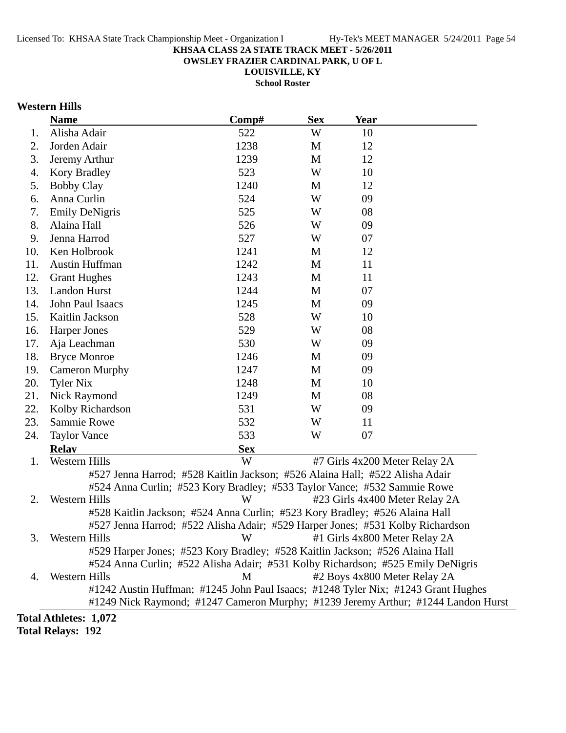**KHSAA CLASS 2A STATE TRACK MEET - 5/26/2011**
**OWSLEY FRAZIER CARDINAL PARK, U OF L**
**LOUISVILLE, KY**
**School Roster**

## Western Hills

| | Name | Comp# | Sex | Year |
|---|---|---|---|---|
| 1. | Alisha Adair | 522 | W | 10 |
| 2. | Jorden Adair | 1238 | M | 12 |
| 3. | Jeremy Arthur | 1239 | M | 12 |
| 4. | Kory Bradley | 523 | W | 10 |
| 5. | Bobby Clay | 1240 | M | 12 |
| 6. | Anna Curlin | 524 | W | 09 |
| 7. | Emily DeNigris | 525 | W | 08 |
| 8. | Alaina Hall | 526 | W | 09 |
| 9. | Jenna Harrod | 527 | W | 07 |
| 10. | Ken Holbrook | 1241 | M | 12 |
| 11. | Austin Huffman | 1242 | M | 11 |
| 12. | Grant Hughes | 1243 | M | 11 |
| 13. | Landon Hurst | 1244 | M | 07 |
| 14. | John Paul Isaacs | 1245 | M | 09 |
| 15. | Kaitlin Jackson | 528 | W | 10 |
| 16. | Harper Jones | 529 | W | 08 |
| 17. | Aja Leachman | 530 | W | 09 |
| 18. | Bryce Monroe | 1246 | M | 09 |
| 19. | Cameron Murphy | 1247 | M | 09 |
| 20. | Tyler Nix | 1248 | M | 10 |
| 21. | Nick Raymond | 1249 | M | 08 |
| 22. | Kolby Richardson | 531 | W | 09 |
| 23. | Sammie Rowe | 532 | W | 11 |
| 24. | Taylor Vance | 533 | W | 07 |

| | Relay | Sex | Event |
|---|---|---|---|
| 1. | Western Hills | W | #7 Girls 4x200 Meter Relay 2A |
| | #527 Jenna Harrod; #528 Kaitlin Jackson; #526 Alaina Hall; #522 Alisha Adair; #524 Anna Curlin; #523 Kory Bradley; #533 Taylor Vance; #532 Sammie Rowe | | |
| 2. | Western Hills | W | #23 Girls 4x400 Meter Relay 2A |
| | #528 Kaitlin Jackson; #524 Anna Curlin; #523 Kory Bradley; #526 Alaina Hall; #527 Jenna Harrod; #522 Alisha Adair; #529 Harper Jones; #531 Kolby Richardson | | |
| 3. | Western Hills | W | #1 Girls 4x800 Meter Relay 2A |
| | #529 Harper Jones; #523 Kory Bradley; #528 Kaitlin Jackson; #526 Alaina Hall; #524 Anna Curlin; #522 Alisha Adair; #531 Kolby Richardson; #525 Emily DeNigris | | |
| 4. | Western Hills | M | #2 Boys 4x800 Meter Relay 2A |
| | #1242 Austin Huffman; #1245 John Paul Isaacs; #1248 Tyler Nix; #1243 Grant Hughes; #1249 Nick Raymond; #1247 Cameron Murphy; #1239 Jeremy Arthur; #1244 Landon Hurst | | |

**Total Athletes: 1,072**
**Total Relays: 192**